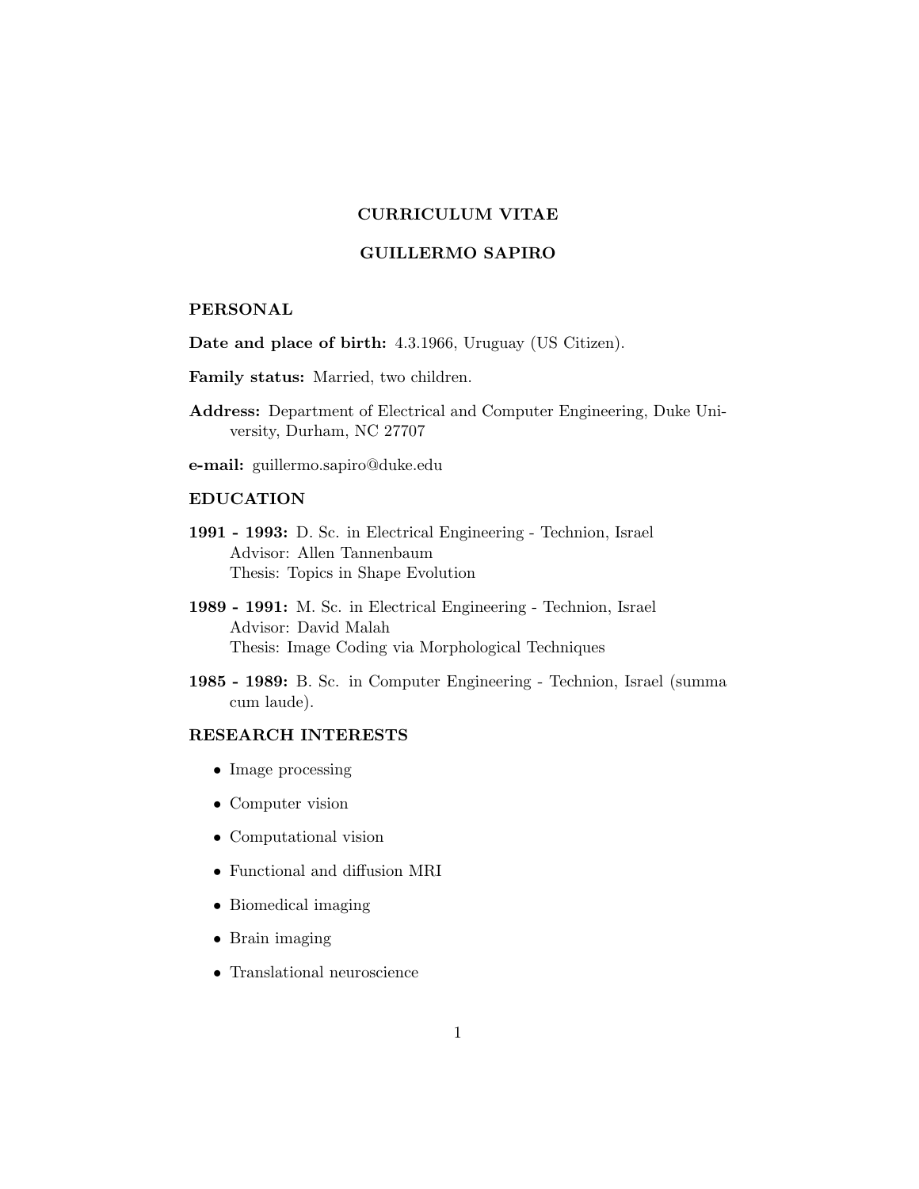# CURRICULUM VITAE

# GUILLERMO SAPIRO

## PERSONAL

**Date and place of birth:** 4.3.1966, Uruguay (US Citizen).

**Family status:** Married, two children.

**Address:** Department of Electrical and Computer Engineering, Duke University, Durham, NC 27707

**e-mail:** guillermo.sapiro@duke.edu

## EDUCATION

**1991 - 1993:** D. Sc. in Electrical Engineering - Technion, Israel
Advisor: Allen Tannenbaum
Thesis: Topics in Shape Evolution

**1989 - 1991:** M. Sc. in Electrical Engineering - Technion, Israel
Advisor: David Malah
Thesis: Image Coding via Morphological Techniques

**1985 - 1989:** B. Sc. in Computer Engineering - Technion, Israel (summa cum laude).

## RESEARCH INTERESTS

- Image processing
- Computer vision
- Computational vision
- Functional and diffusion MRI
- Biomedical imaging
- Brain imaging
- Translational neuroscience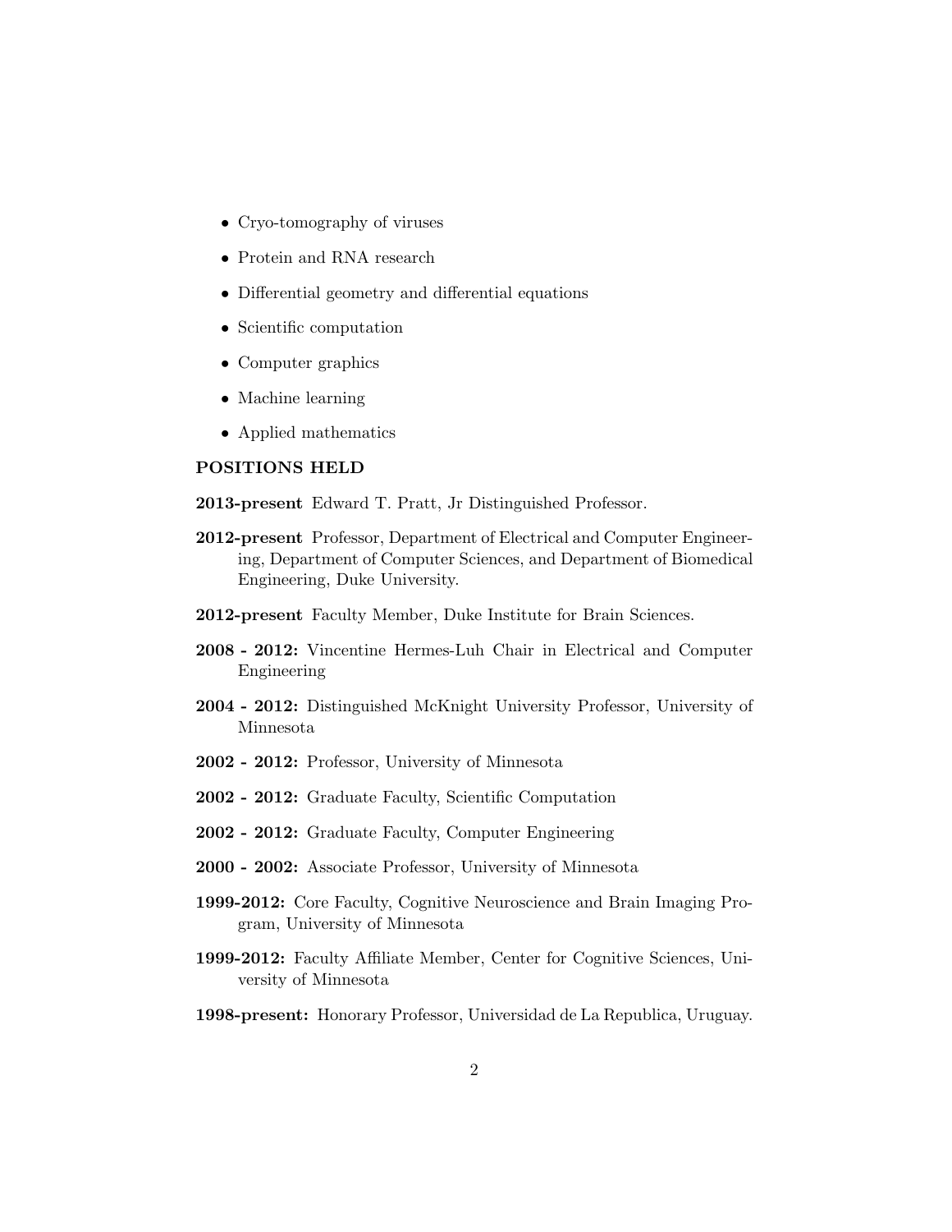- Cryo-tomography of viruses
- Protein and RNA research
- Differential geometry and differential equations
- Scientific computation
- Computer graphics
- Machine learning
- Applied mathematics

## POSITIONS HELD

**2013-present** Edward T. Pratt, Jr Distinguished Professor.

**2012-present** Professor, Department of Electrical and Computer Engineering, Department of Computer Sciences, and Department of Biomedical Engineering, Duke University.

**2012-present** Faculty Member, Duke Institute for Brain Sciences.

**2008 - 2012:** Vincentine Hermes-Luh Chair in Electrical and Computer Engineering

**2004 - 2012:** Distinguished McKnight University Professor, University of Minnesota

**2002 - 2012:** Professor, University of Minnesota

**2002 - 2012:** Graduate Faculty, Scientific Computation

**2002 - 2012:** Graduate Faculty, Computer Engineering

**2000 - 2002:** Associate Professor, University of Minnesota

**1999-2012:** Core Faculty, Cognitive Neuroscience and Brain Imaging Program, University of Minnesota

**1999-2012:** Faculty Affiliate Member, Center for Cognitive Sciences, University of Minnesota

**1998-present:** Honorary Professor, Universidad de La Republica, Uruguay.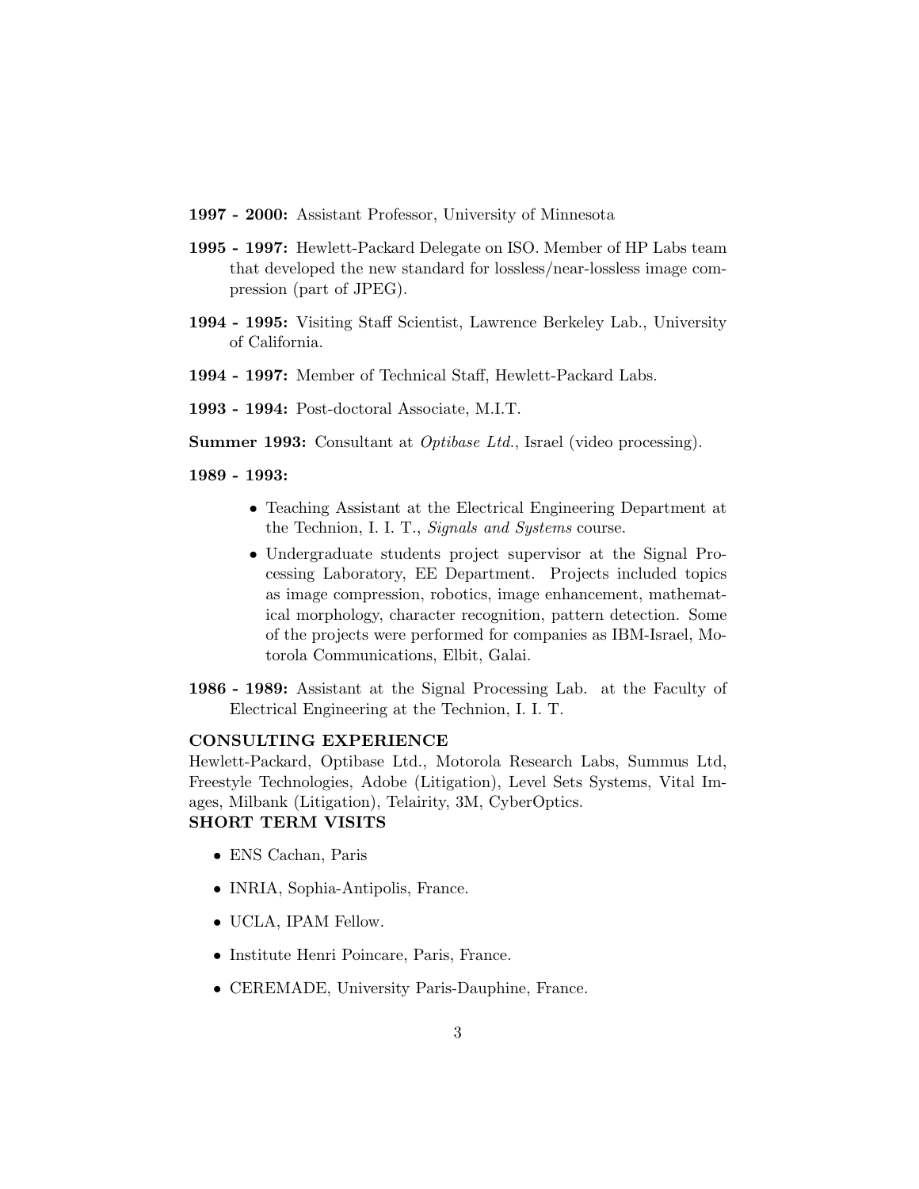**1997 - 2000:** Assistant Professor, University of Minnesota

**1995 - 1997:** Hewlett-Packard Delegate on ISO. Member of HP Labs team that developed the new standard for lossless/near-lossless image compression (part of JPEG).

**1994 - 1995:** Visiting Staff Scientist, Lawrence Berkeley Lab., University of California.

**1994 - 1997:** Member of Technical Staff, Hewlett-Packard Labs.

**1993 - 1994:** Post-doctoral Associate, M.I.T.

**Summer 1993:** Consultant at *Optibase Ltd.*, Israel (video processing).

**1989 - 1993:**

- Teaching Assistant at the Electrical Engineering Department at the Technion, I. I. T., *Signals and Systems* course.
- Undergraduate students project supervisor at the Signal Processing Laboratory, EE Department. Projects included topics as image compression, robotics, image enhancement, mathematical morphology, character recognition, pattern detection. Some of the projects were performed for companies as IBM-Israel, Motorola Communications, Elbit, Galai.

**1986 - 1989:** Assistant at the Signal Processing Lab. at the Faculty of Electrical Engineering at the Technion, I. I. T.

**CONSULTING EXPERIENCE**

Hewlett-Packard, Optibase Ltd., Motorola Research Labs, Summus Ltd, Freestyle Technologies, Adobe (Litigation), Level Sets Systems, Vital Images, Milbank (Litigation), Telairity, 3M, CyberOptics.

**SHORT TERM VISITS**

- ENS Cachan, Paris
- INRIA, Sophia-Antipolis, France.
- UCLA, IPAM Fellow.
- Institute Henri Poincare, Paris, France.
- CEREMADE, University Paris-Dauphine, France.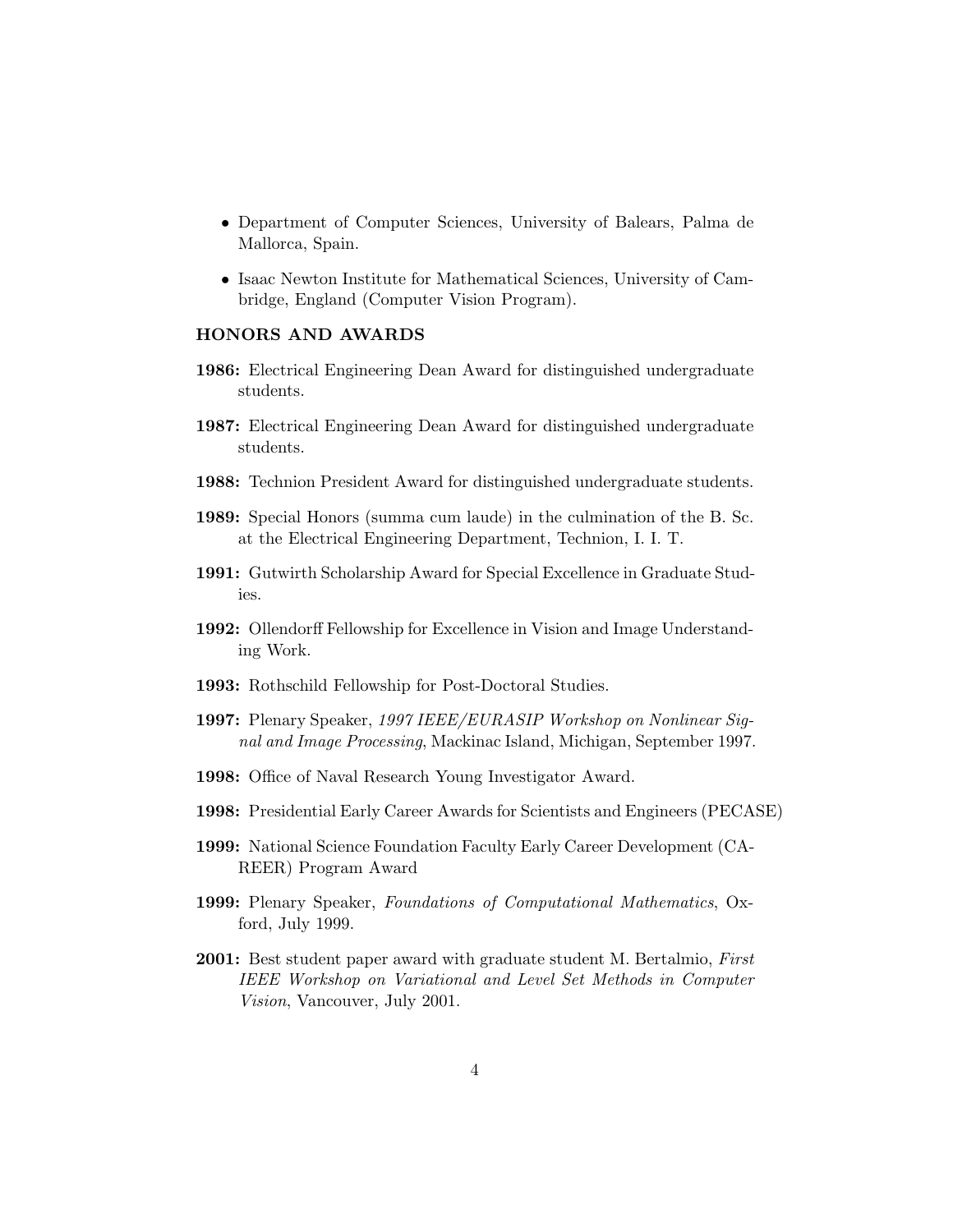- Department of Computer Sciences, University of Balears, Palma de Mallorca, Spain.
- Isaac Newton Institute for Mathematical Sciences, University of Cambridge, England (Computer Vision Program).

## HONORS AND AWARDS

**1986:** Electrical Engineering Dean Award for distinguished undergraduate students.

**1987:** Electrical Engineering Dean Award for distinguished undergraduate students.

**1988:** Technion President Award for distinguished undergraduate students.

**1989:** Special Honors (summa cum laude) in the culmination of the B. Sc. at the Electrical Engineering Department, Technion, I. I. T.

**1991:** Gutwirth Scholarship Award for Special Excellence in Graduate Studies.

**1992:** Ollendorff Fellowship for Excellence in Vision and Image Understanding Work.

**1993:** Rothschild Fellowship for Post-Doctoral Studies.

**1997:** Plenary Speaker, *1997 IEEE/EURASIP Workshop on Nonlinear Signal and Image Processing*, Mackinac Island, Michigan, September 1997.

**1998:** Office of Naval Research Young Investigator Award.

**1998:** Presidential Early Career Awards for Scientists and Engineers (PECASE)

**1999:** National Science Foundation Faculty Early Career Development (CAREER) Program Award

**1999:** Plenary Speaker, *Foundations of Computational Mathematics*, Oxford, July 1999.

**2001:** Best student paper award with graduate student M. Bertalmio, *First IEEE Workshop on Variational and Level Set Methods in Computer Vision*, Vancouver, July 2001.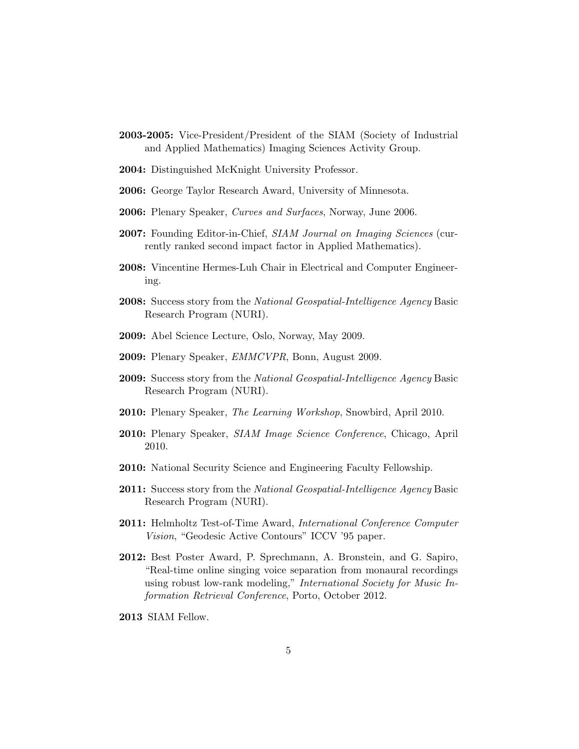**2003-2005:** Vice-President/President of the SIAM (Society of Industrial and Applied Mathematics) Imaging Sciences Activity Group.

**2004:** Distinguished McKnight University Professor.

**2006:** George Taylor Research Award, University of Minnesota.

**2006:** Plenary Speaker, *Curves and Surfaces*, Norway, June 2006.

**2007:** Founding Editor-in-Chief, *SIAM Journal on Imaging Sciences* (currently ranked second impact factor in Applied Mathematics).

**2008:** Vincentine Hermes-Luh Chair in Electrical and Computer Engineering.

**2008:** Success story from the *National Geospatial-Intelligence Agency* Basic Research Program (NURI).

**2009:** Abel Science Lecture, Oslo, Norway, May 2009.

**2009:** Plenary Speaker, *EMMCVPR*, Bonn, August 2009.

**2009:** Success story from the *National Geospatial-Intelligence Agency* Basic Research Program (NURI).

**2010:** Plenary Speaker, *The Learning Workshop*, Snowbird, April 2010.

**2010:** Plenary Speaker, *SIAM Image Science Conference*, Chicago, April 2010.

**2010:** National Security Science and Engineering Faculty Fellowship.

**2011:** Success story from the *National Geospatial-Intelligence Agency* Basic Research Program (NURI).

**2011:** Helmholtz Test-of-Time Award, *International Conference Computer Vision*, "Geodesic Active Contours" ICCV '95 paper.

**2012:** Best Poster Award, P. Sprechmann, A. Bronstein, and G. Sapiro, "Real-time online singing voice separation from monaural recordings using robust low-rank modeling," *International Society for Music Information Retrieval Conference*, Porto, October 2012.

**2013** SIAM Fellow.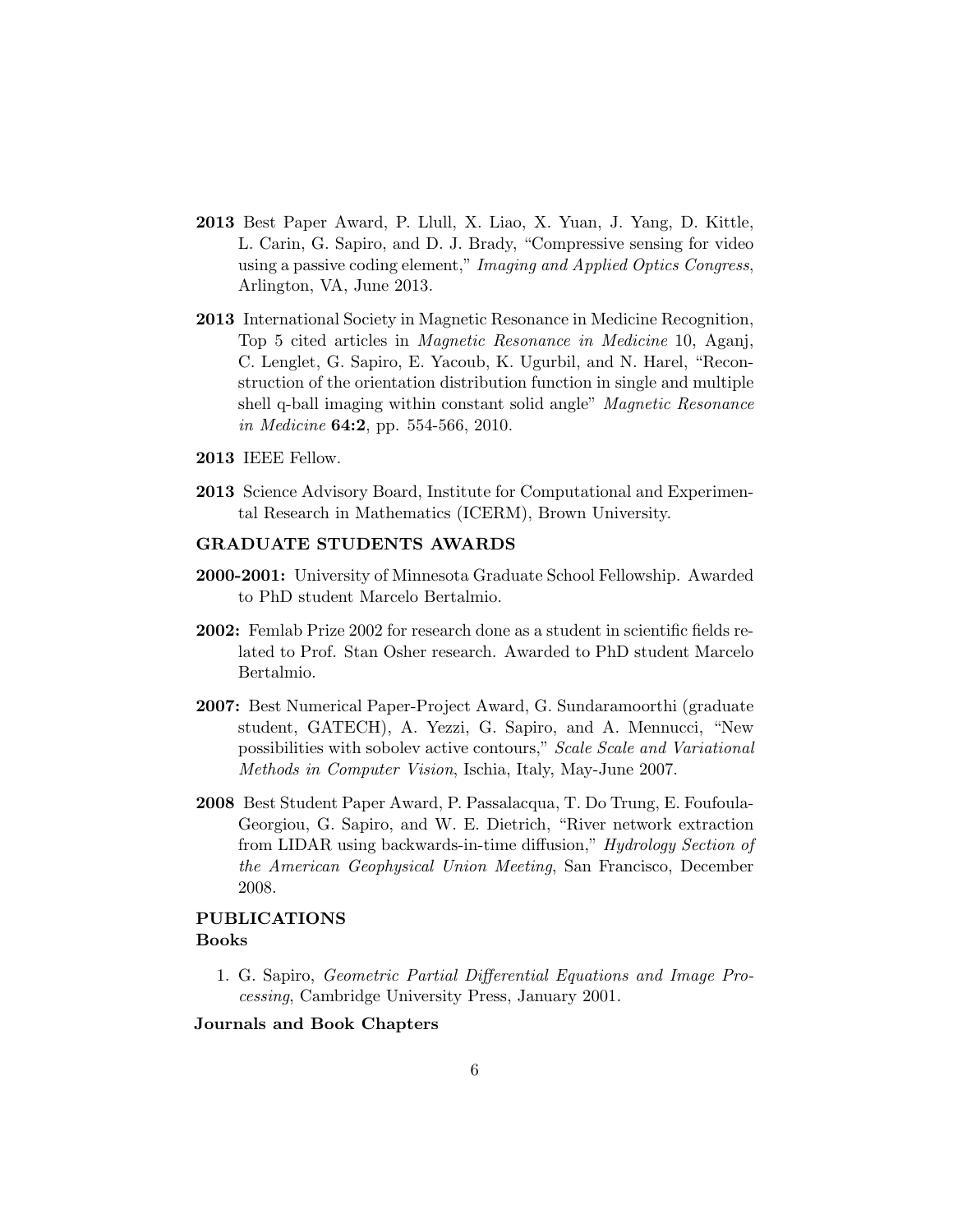**2013** Best Paper Award, P. Llull, X. Liao, X. Yuan, J. Yang, D. Kittle, L. Carin, G. Sapiro, and D. J. Brady, "Compressive sensing for video using a passive coding element," *Imaging and Applied Optics Congress*, Arlington, VA, June 2013.

**2013** International Society in Magnetic Resonance in Medicine Recognition, Top 5 cited articles in *Magnetic Resonance in Medicine* 10, Aganj, C. Lenglet, G. Sapiro, E. Yacoub, K. Ugurbil, and N. Harel, "Reconstruction of the orientation distribution function in single and multiple shell q-ball imaging within constant solid angle" *Magnetic Resonance in Medicine* **64:2**, pp. 554-566, 2010.

**2013** IEEE Fellow.

**2013** Science Advisory Board, Institute for Computational and Experimental Research in Mathematics (ICERM), Brown University.

## GRADUATE STUDENTS AWARDS

**2000-2001:** University of Minnesota Graduate School Fellowship. Awarded to PhD student Marcelo Bertalmio.

**2002:** Femlab Prize 2002 for research done as a student in scientific fields related to Prof. Stan Osher research. Awarded to PhD student Marcelo Bertalmio.

**2007:** Best Numerical Paper-Project Award, G. Sundaramoorthi (graduate student, GATECH), A. Yezzi, G. Sapiro, and A. Mennucci, "New possibilities with sobolev active contours," *Scale Scale and Variational Methods in Computer Vision*, Ischia, Italy, May-June 2007.

**2008** Best Student Paper Award, P. Passalacqua, T. Do Trung, E. Foufoula-Georgiou, G. Sapiro, and W. E. Dietrich, "River network extraction from LIDAR using backwards-in-time diffusion," *Hydrology Section of the American Geophysical Union Meeting*, San Francisco, December 2008.

## PUBLICATIONS

### Books

1. G. Sapiro, *Geometric Partial Differential Equations and Image Processing*, Cambridge University Press, January 2001.

### Journals and Book Chapters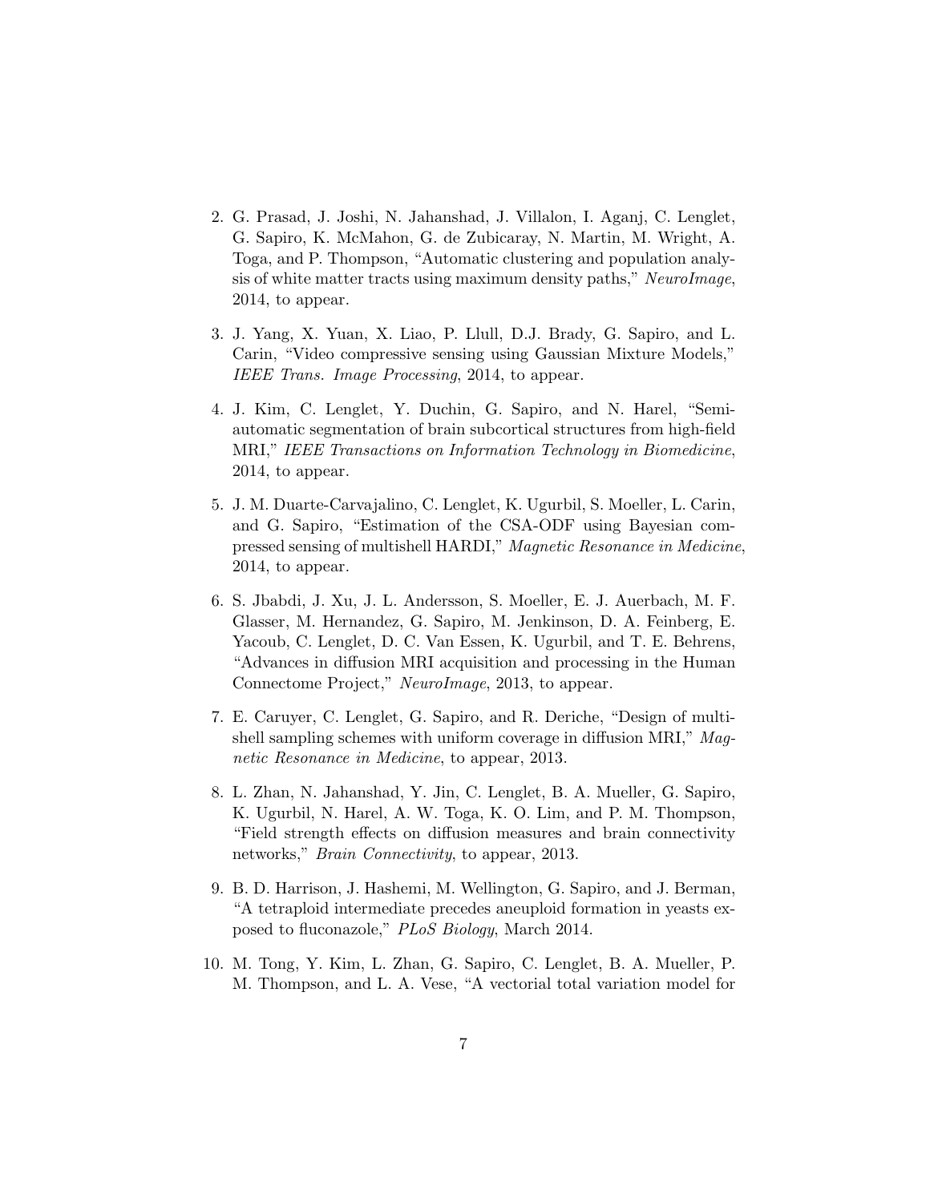2. G. Prasad, J. Joshi, N. Jahanshad, J. Villalon, I. Aganj, C. Lenglet, G. Sapiro, K. McMahon, G. de Zubicaray, N. Martin, M. Wright, A. Toga, and P. Thompson, "Automatic clustering and population analysis of white matter tracts using maximum density paths," *NeuroImage*, 2014, to appear.

3. J. Yang, X. Yuan, X. Liao, P. Llull, D.J. Brady, G. Sapiro, and L. Carin, "Video compressive sensing using Gaussian Mixture Models," *IEEE Trans. Image Processing*, 2014, to appear.

4. J. Kim, C. Lenglet, Y. Duchin, G. Sapiro, and N. Harel, "Semi-automatic segmentation of brain subcortical structures from high-field MRI," *IEEE Transactions on Information Technology in Biomedicine*, 2014, to appear.

5. J. M. Duarte-Carvajalino, C. Lenglet, K. Ugurbil, S. Moeller, L. Carin, and G. Sapiro, "Estimation of the CSA-ODF using Bayesian compressed sensing of multishell HARDI," *Magnetic Resonance in Medicine*, 2014, to appear.

6. S. Jbabdi, J. Xu, J. L. Andersson, S. Moeller, E. J. Auerbach, M. F. Glasser, M. Hernandez, G. Sapiro, M. Jenkinson, D. A. Feinberg, E. Yacoub, C. Lenglet, D. C. Van Essen, K. Ugurbil, and T. E. Behrens, "Advances in diffusion MRI acquisition and processing in the Human Connectome Project," *NeuroImage*, 2013, to appear.

7. E. Caruyer, C. Lenglet, G. Sapiro, and R. Deriche, "Design of multishell sampling schemes with uniform coverage in diffusion MRI," *Magnetic Resonance in Medicine*, to appear, 2013.

8. L. Zhan, N. Jahanshad, Y. Jin, C. Lenglet, B. A. Mueller, G. Sapiro, K. Ugurbil, N. Harel, A. W. Toga, K. O. Lim, and P. M. Thompson, "Field strength effects on diffusion measures and brain connectivity networks," *Brain Connectivity*, to appear, 2013.

9. B. D. Harrison, J. Hashemi, M. Wellington, G. Sapiro, and J. Berman, "A tetraploid intermediate precedes aneuploid formation in yeasts exposed to fluconazole," *PLoS Biology*, March 2014.

10. M. Tong, Y. Kim, L. Zhan, G. Sapiro, C. Lenglet, B. A. Mueller, P. M. Thompson, and L. A. Vese, "A vectorial total variation model for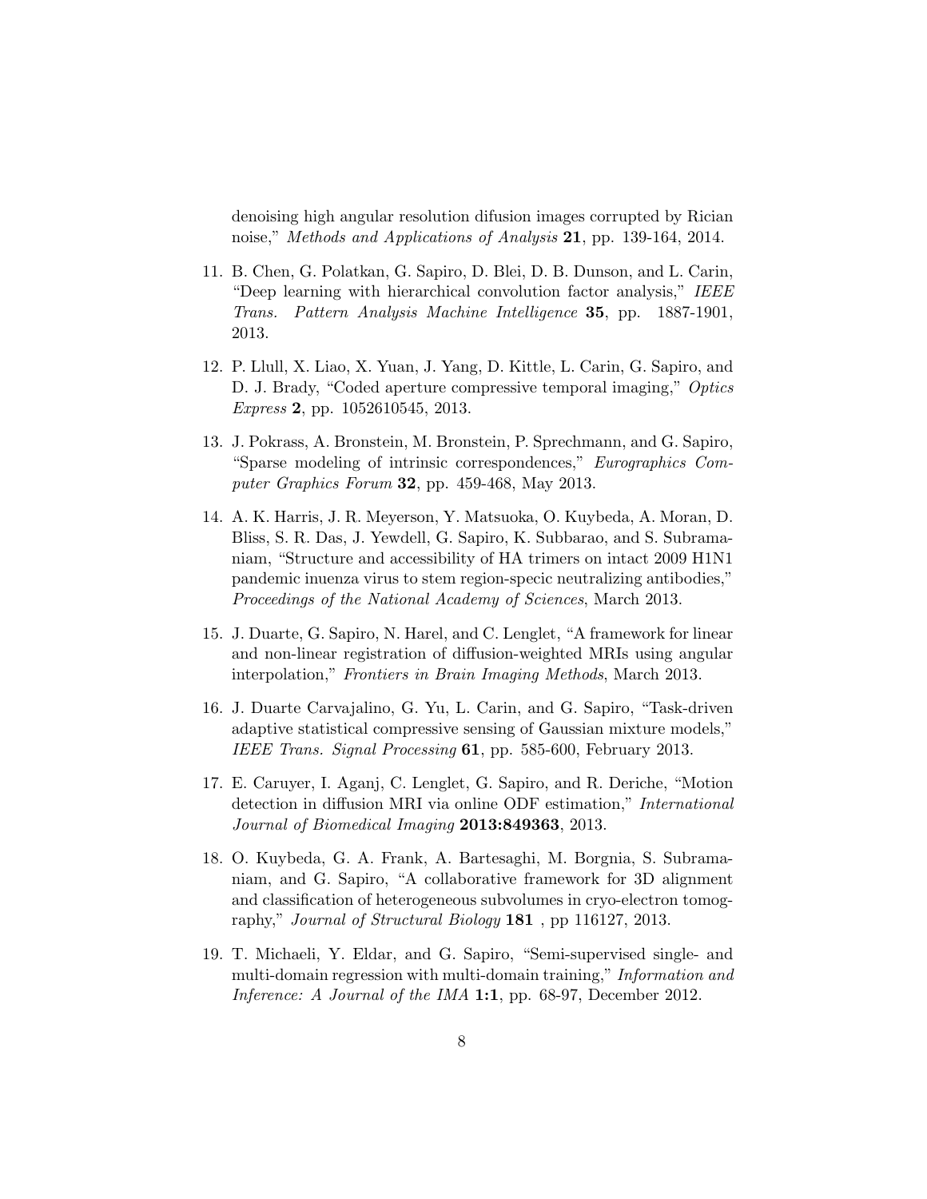denoising high angular resolution difusion images corrupted by Rician noise," *Methods and Applications of Analysis* **21**, pp. 139-164, 2014.

11. B. Chen, G. Polatkan, G. Sapiro, D. Blei, D. B. Dunson, and L. Carin, "Deep learning with hierarchical convolution factor analysis," *IEEE Trans. Pattern Analysis Machine Intelligence* **35**, pp. 1887-1901, 2013.

12. P. Llull, X. Liao, X. Yuan, J. Yang, D. Kittle, L. Carin, G. Sapiro, and D. J. Brady, "Coded aperture compressive temporal imaging," *Optics Express* **2**, pp. 1052610545, 2013.

13. J. Pokrass, A. Bronstein, M. Bronstein, P. Sprechmann, and G. Sapiro, "Sparse modeling of intrinsic correspondences," *Eurographics Computer Graphics Forum* **32**, pp. 459-468, May 2013.

14. A. K. Harris, J. R. Meyerson, Y. Matsuoka, O. Kuybeda, A. Moran, D. Bliss, S. R. Das, J. Yewdell, G. Sapiro, K. Subbarao, and S. Subramaniam, "Structure and accessibility of HA trimers on intact 2009 H1N1 pandemic inuenza virus to stem region-specic neutralizing antibodies," *Proceedings of the National Academy of Sciences*, March 2013.

15. J. Duarte, G. Sapiro, N. Harel, and C. Lenglet, "A framework for linear and non-linear registration of diffusion-weighted MRIs using angular interpolation," *Frontiers in Brain Imaging Methods*, March 2013.

16. J. Duarte Carvajalino, G. Yu, L. Carin, and G. Sapiro, "Task-driven adaptive statistical compressive sensing of Gaussian mixture models," *IEEE Trans. Signal Processing* **61**, pp. 585-600, February 2013.

17. E. Caruyer, I. Aganj, C. Lenglet, G. Sapiro, and R. Deriche, "Motion detection in diffusion MRI via online ODF estimation," *International Journal of Biomedical Imaging* **2013:849363**, 2013.

18. O. Kuybeda, G. A. Frank, A. Bartesaghi, M. Borgnia, S. Subramaniam, and G. Sapiro, "A collaborative framework for 3D alignment and classification of heterogeneous subvolumes in cryo-electron tomography," *Journal of Structural Biology* **181** , pp 116127, 2013.

19. T. Michaeli, Y. Eldar, and G. Sapiro, "Semi-supervised single- and multi-domain regression with multi-domain training," *Information and Inference: A Journal of the IMA* **1:1**, pp. 68-97, December 2012.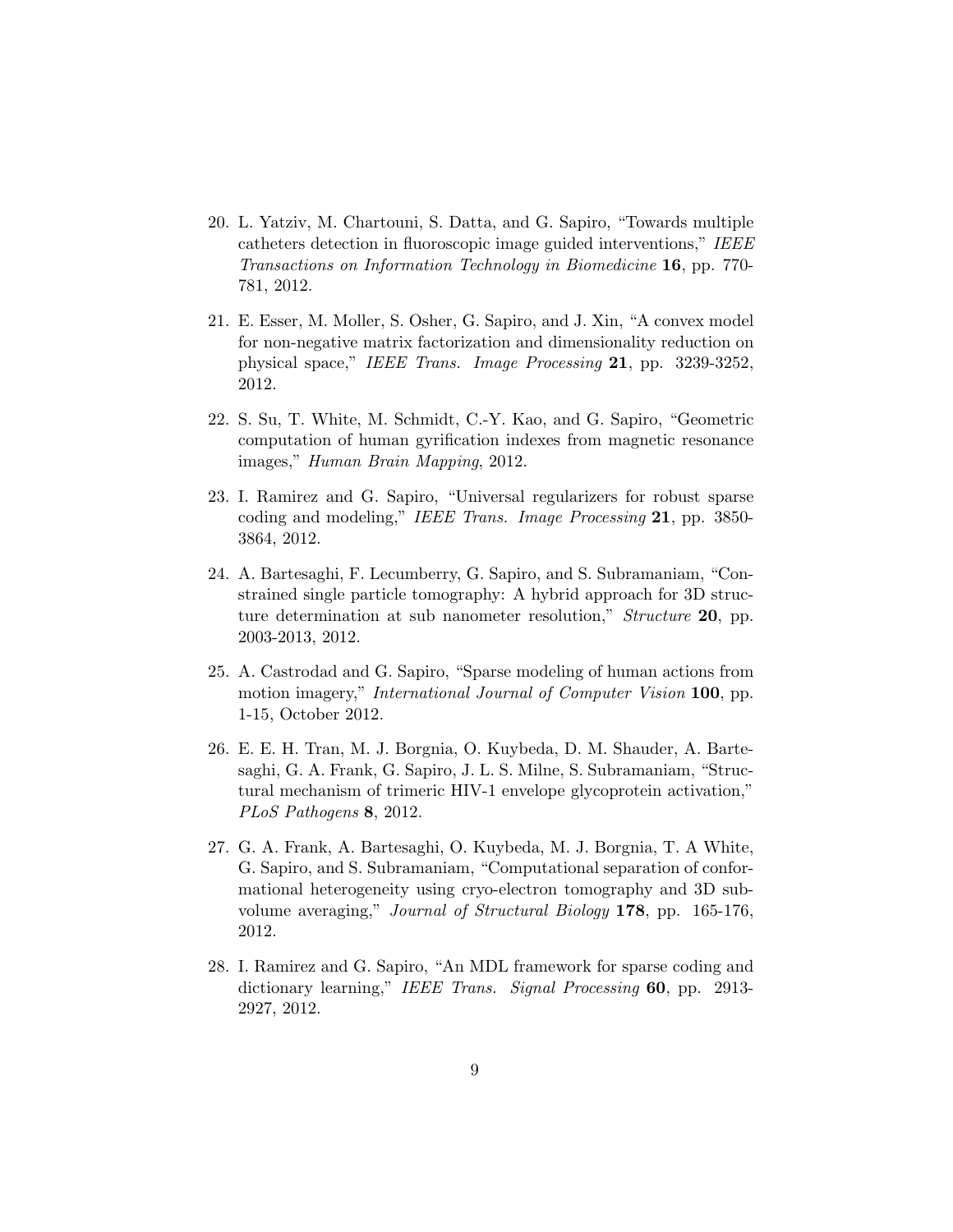20. L. Yatziv, M. Chartouni, S. Datta, and G. Sapiro, "Towards multiple catheters detection in fluoroscopic image guided interventions," *IEEE Transactions on Information Technology in Biomedicine* **16**, pp. 770-781, 2012.

21. E. Esser, M. Moller, S. Osher, G. Sapiro, and J. Xin, "A convex model for non-negative matrix factorization and dimensionality reduction on physical space," *IEEE Trans. Image Processing* **21**, pp. 3239-3252, 2012.

22. S. Su, T. White, M. Schmidt, C.-Y. Kao, and G. Sapiro, "Geometric computation of human gyrification indexes from magnetic resonance images," *Human Brain Mapping*, 2012.

23. I. Ramirez and G. Sapiro, "Universal regularizers for robust sparse coding and modeling," *IEEE Trans. Image Processing* **21**, pp. 3850-3864, 2012.

24. A. Bartesaghi, F. Lecumberry, G. Sapiro, and S. Subramaniam, "Constrained single particle tomography: A hybrid approach for 3D structure determination at sub nanometer resolution," *Structure* **20**, pp. 2003-2013, 2012.

25. A. Castrodad and G. Sapiro, "Sparse modeling of human actions from motion imagery," *International Journal of Computer Vision* **100**, pp. 1-15, October 2012.

26. E. E. H. Tran, M. J. Borgnia, O. Kuybeda, D. M. Shauder, A. Bartesaghi, G. A. Frank, G. Sapiro, J. L. S. Milne, S. Subramaniam, "Structural mechanism of trimeric HIV-1 envelope glycoprotein activation," *PLoS Pathogens* **8**, 2012.

27. G. A. Frank, A. Bartesaghi, O. Kuybeda, M. J. Borgnia, T. A White, G. Sapiro, and S. Subramaniam, "Computational separation of conformational heterogeneity using cryo-electron tomography and 3D subvolume averaging," *Journal of Structural Biology* **178**, pp. 165-176, 2012.

28. I. Ramirez and G. Sapiro, "An MDL framework for sparse coding and dictionary learning," *IEEE Trans. Signal Processing* **60**, pp. 2913-2927, 2012.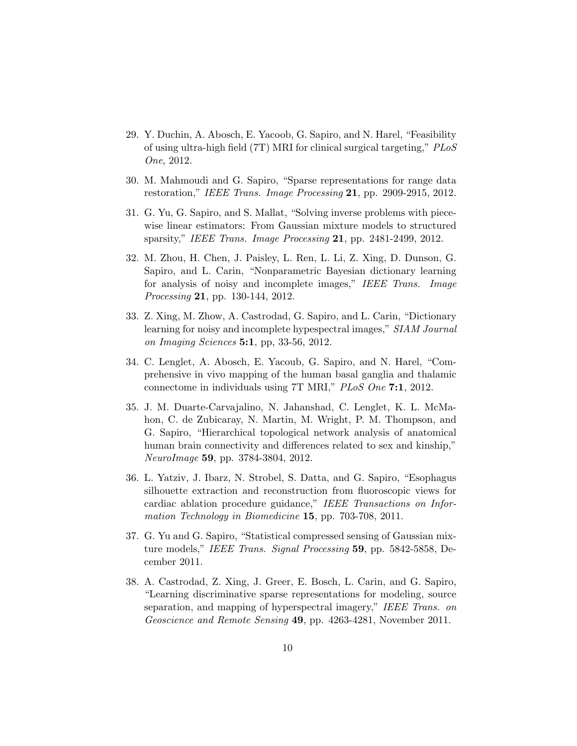29. Y. Duchin, A. Abosch, E. Yacoob, G. Sapiro, and N. Harel, "Feasibility of using ultra-high field (7T) MRI for clinical surgical targeting," *PLoS One*, 2012.

30. M. Mahmoudi and G. Sapiro, "Sparse representations for range data restoration," *IEEE Trans. Image Processing* **21**, pp. 2909-2915, 2012.

31. G. Yu, G. Sapiro, and S. Mallat, "Solving inverse problems with piecewise linear estimators: From Gaussian mixture models to structured sparsity," *IEEE Trans. Image Processing* **21**, pp. 2481-2499, 2012.

32. M. Zhou, H. Chen, J. Paisley, L. Ren, L. Li, Z. Xing, D. Dunson, G. Sapiro, and L. Carin, "Nonparametric Bayesian dictionary learning for analysis of noisy and incomplete images," *IEEE Trans. Image Processing* **21**, pp. 130-144, 2012.

33. Z. Xing, M. Zhow, A. Castrodad, G. Sapiro, and L. Carin, "Dictionary learning for noisy and incomplete hypespectral images," *SIAM Journal on Imaging Sciences* **5:1**, pp, 33-56, 2012.

34. C. Lenglet, A. Abosch, E. Yacoub, G. Sapiro, and N. Harel, "Comprehensive in vivo mapping of the human basal ganglia and thalamic connectome in individuals using 7T MRI," *PLoS One* **7:1**, 2012.

35. J. M. Duarte-Carvajalino, N. Jahanshad, C. Lenglet, K. L. McMahon, C. de Zubicaray, N. Martin, M. Wright, P. M. Thompson, and G. Sapiro, "Hierarchical topological network analysis of anatomical human brain connectivity and differences related to sex and kinship," *NeuroImage* **59**, pp. 3784-3804, 2012.

36. L. Yatziv, J. Ibarz, N. Strobel, S. Datta, and G. Sapiro, "Esophagus silhouette extraction and reconstruction from fluoroscopic views for cardiac ablation procedure guidance," *IEEE Transactions on Information Technology in Biomedicine* **15**, pp. 703-708, 2011.

37. G. Yu and G. Sapiro, "Statistical compressed sensing of Gaussian mixture models," *IEEE Trans. Signal Processing* **59**, pp. 5842-5858, December 2011.

38. A. Castrodad, Z. Xing, J. Greer, E. Bosch, L. Carin, and G. Sapiro, "Learning discriminative sparse representations for modeling, source separation, and mapping of hyperspectral imagery," *IEEE Trans. on Geoscience and Remote Sensing* **49**, pp. 4263-4281, November 2011.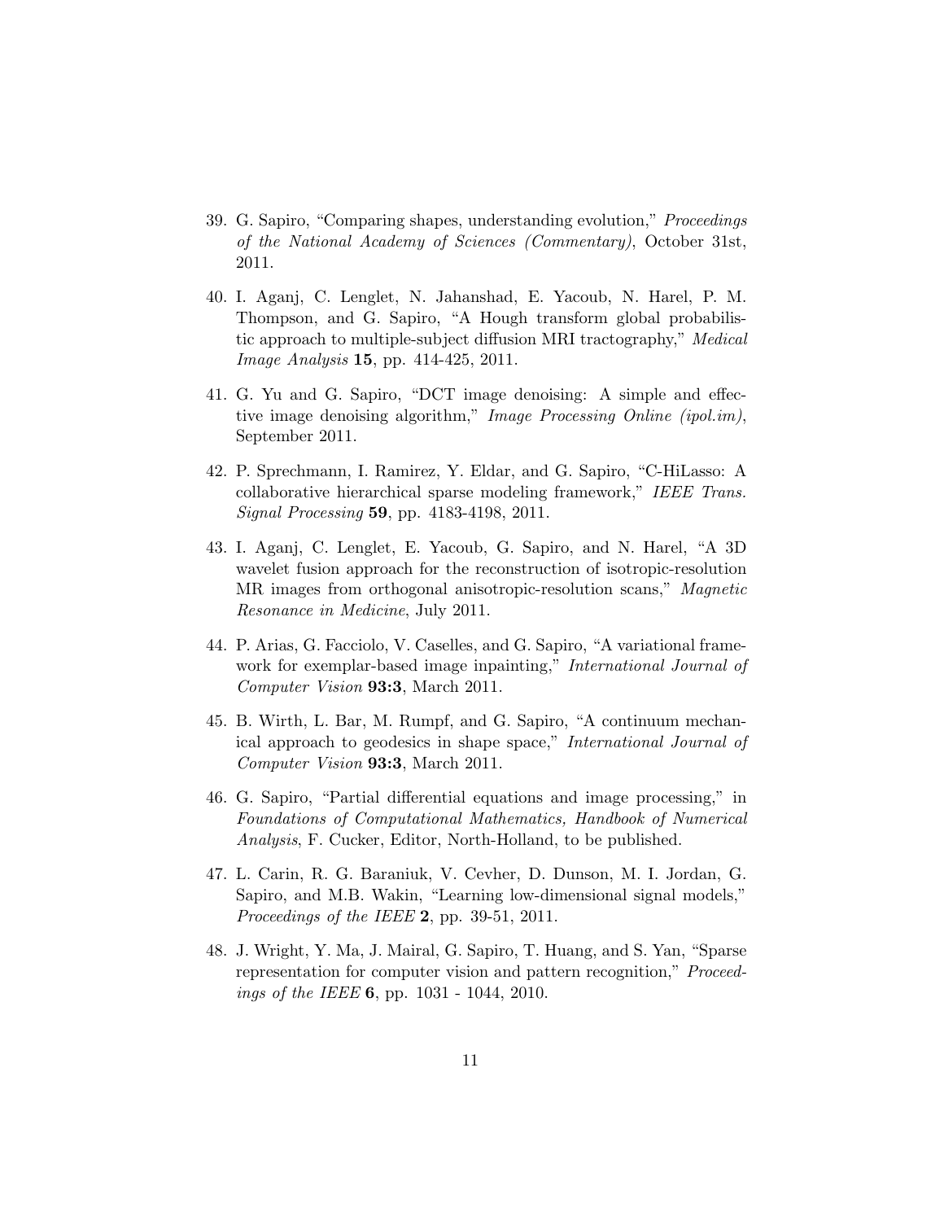39. G. Sapiro, "Comparing shapes, understanding evolution," *Proceedings of the National Academy of Sciences (Commentary)*, October 31st, 2011.

40. I. Aganj, C. Lenglet, N. Jahanshad, E. Yacoub, N. Harel, P. M. Thompson, and G. Sapiro, "A Hough transform global probabilistic approach to multiple-subject diffusion MRI tractography," *Medical Image Analysis* **15**, pp. 414-425, 2011.

41. G. Yu and G. Sapiro, "DCT image denoising: A simple and effective image denoising algorithm," *Image Processing Online (ipol.im)*, September 2011.

42. P. Sprechmann, I. Ramirez, Y. Eldar, and G. Sapiro, "C-HiLasso: A collaborative hierarchical sparse modeling framework," *IEEE Trans. Signal Processing* **59**, pp. 4183-4198, 2011.

43. I. Aganj, C. Lenglet, E. Yacoub, G. Sapiro, and N. Harel, "A 3D wavelet fusion approach for the reconstruction of isotropic-resolution MR images from orthogonal anisotropic-resolution scans," *Magnetic Resonance in Medicine*, July 2011.

44. P. Arias, G. Facciolo, V. Caselles, and G. Sapiro, "A variational framework for exemplar-based image inpainting," *International Journal of Computer Vision* **93:3**, March 2011.

45. B. Wirth, L. Bar, M. Rumpf, and G. Sapiro, "A continuum mechanical approach to geodesics in shape space," *International Journal of Computer Vision* **93:3**, March 2011.

46. G. Sapiro, "Partial differential equations and image processing," in *Foundations of Computational Mathematics, Handbook of Numerical Analysis*, F. Cucker, Editor, North-Holland, to be published.

47. L. Carin, R. G. Baraniuk, V. Cevher, D. Dunson, M. I. Jordan, G. Sapiro, and M.B. Wakin, "Learning low-dimensional signal models," *Proceedings of the IEEE* **2**, pp. 39-51, 2011.

48. J. Wright, Y. Ma, J. Mairal, G. Sapiro, T. Huang, and S. Yan, "Sparse representation for computer vision and pattern recognition," *Proceedings of the IEEE* **6**, pp. 1031 - 1044, 2010.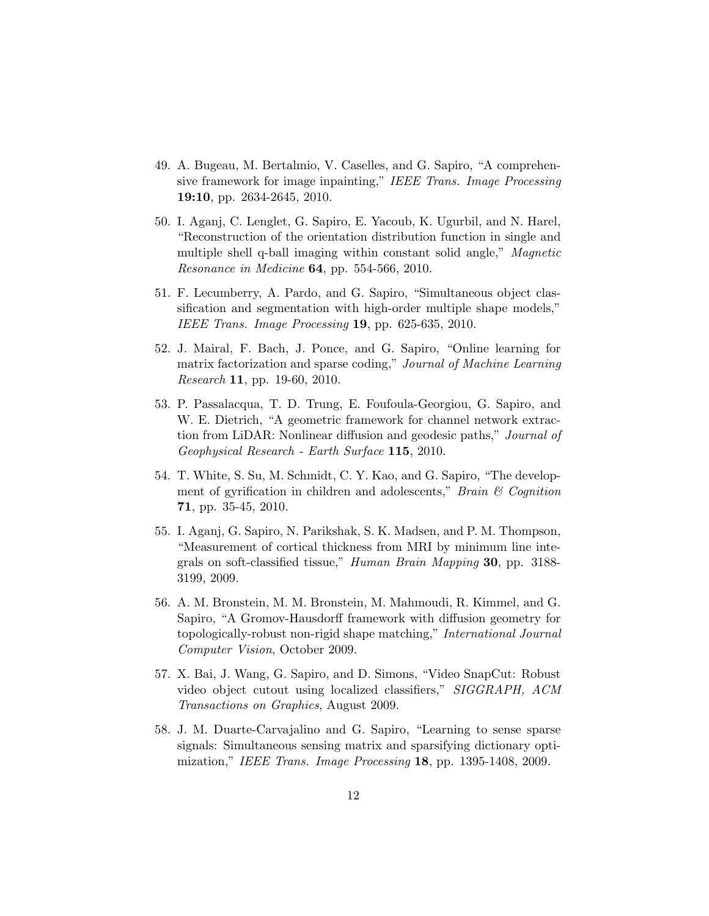49. A. Bugeau, M. Bertalmio, V. Caselles, and G. Sapiro, "A comprehensive framework for image inpainting," *IEEE Trans. Image Processing* **19:10**, pp. 2634-2645, 2010.

50. I. Aganj, C. Lenglet, G. Sapiro, E. Yacoub, K. Ugurbil, and N. Harel, "Reconstruction of the orientation distribution function in single and multiple shell q-ball imaging within constant solid angle," *Magnetic Resonance in Medicine* **64**, pp. 554-566, 2010.

51. F. Lecumberry, A. Pardo, and G. Sapiro, "Simultaneous object classification and segmentation with high-order multiple shape models," *IEEE Trans. Image Processing* **19**, pp. 625-635, 2010.

52. J. Mairal, F. Bach, J. Ponce, and G. Sapiro, "Online learning for matrix factorization and sparse coding," *Journal of Machine Learning Research* **11**, pp. 19-60, 2010.

53. P. Passalacqua, T. D. Trung, E. Foufoula-Georgiou, G. Sapiro, and W. E. Dietrich, "A geometric framework for channel network extraction from LiDAR: Nonlinear diffusion and geodesic paths," *Journal of Geophysical Research - Earth Surface* **115**, 2010.

54. T. White, S. Su, M. Schmidt, C. Y. Kao, and G. Sapiro, "The development of gyrification in children and adolescents," *Brain & Cognition* **71**, pp. 35-45, 2010.

55. I. Aganj, G. Sapiro, N. Parikshak, S. K. Madsen, and P. M. Thompson, "Measurement of cortical thickness from MRI by minimum line integrals on soft-classified tissue," *Human Brain Mapping* **30**, pp. 3188-3199, 2009.

56. A. M. Bronstein, M. M. Bronstein, M. Mahmoudi, R. Kimmel, and G. Sapiro, "A Gromov-Hausdorff framework with diffusion geometry for topologically-robust non-rigid shape matching," *International Journal Computer Vision*, October 2009.

57. X. Bai, J. Wang, G. Sapiro, and D. Simons, "Video SnapCut: Robust video object cutout using localized classifiers," *SIGGRAPH, ACM Transactions on Graphics*, August 2009.

58. J. M. Duarte-Carvajalino and G. Sapiro, "Learning to sense sparse signals: Simultaneous sensing matrix and sparsifying dictionary optimization," *IEEE Trans. Image Processing* **18**, pp. 1395-1408, 2009.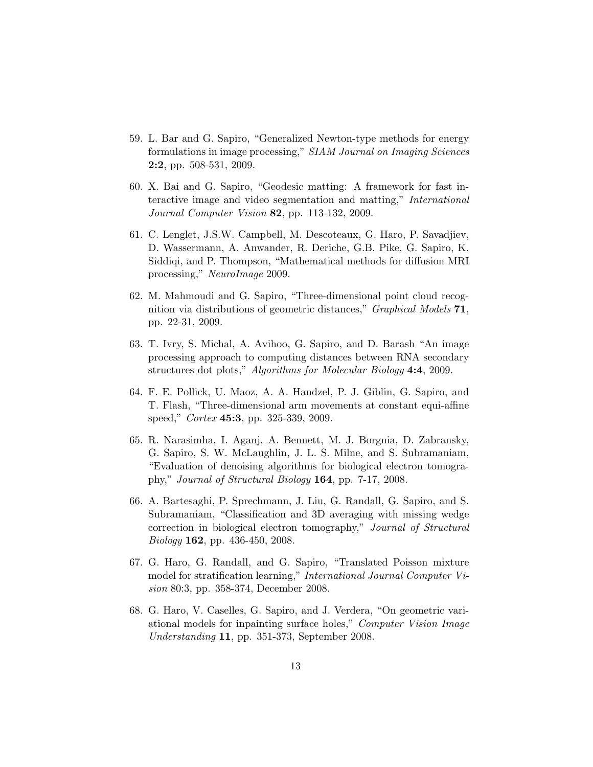59. L. Bar and G. Sapiro, "Generalized Newton-type methods for energy formulations in image processing," *SIAM Journal on Imaging Sciences* **2:2**, pp. 508-531, 2009.

60. X. Bai and G. Sapiro, "Geodesic matting: A framework for fast interactive image and video segmentation and matting," *International Journal Computer Vision* **82**, pp. 113-132, 2009.

61. C. Lenglet, J.S.W. Campbell, M. Descoteaux, G. Haro, P. Savadjiev, D. Wassermann, A. Anwander, R. Deriche, G.B. Pike, G. Sapiro, K. Siddiqi, and P. Thompson, "Mathematical methods for diffusion MRI processing," *NeuroImage* 2009.

62. M. Mahmoudi and G. Sapiro, "Three-dimensional point cloud recognition via distributions of geometric distances," *Graphical Models* **71**, pp. 22-31, 2009.

63. T. Ivry, S. Michal, A. Avihoo, G. Sapiro, and D. Barash "An image processing approach to computing distances between RNA secondary structures dot plots," *Algorithms for Molecular Biology* **4:4**, 2009.

64. F. E. Pollick, U. Maoz, A. A. Handzel, P. J. Giblin, G. Sapiro, and T. Flash, "Three-dimensional arm movements at constant equi-affine speed," *Cortex* **45:3**, pp. 325-339, 2009.

65. R. Narasimha, I. Aganj, A. Bennett, M. J. Borgnia, D. Zabransky, G. Sapiro, S. W. McLaughlin, J. L. S. Milne, and S. Subramaniam, "Evaluation of denoising algorithms for biological electron tomography," *Journal of Structural Biology* **164**, pp. 7-17, 2008.

66. A. Bartesaghi, P. Sprechmann, J. Liu, G. Randall, G. Sapiro, and S. Subramaniam, "Classification and 3D averaging with missing wedge correction in biological electron tomography," *Journal of Structural Biology* **162**, pp. 436-450, 2008.

67. G. Haro, G. Randall, and G. Sapiro, "Translated Poisson mixture model for stratification learning," *International Journal Computer Vision* 80:3, pp. 358-374, December 2008.

68. G. Haro, V. Caselles, G. Sapiro, and J. Verdera, "On geometric variational models for inpainting surface holes," *Computer Vision Image Understanding* **11**, pp. 351-373, September 2008.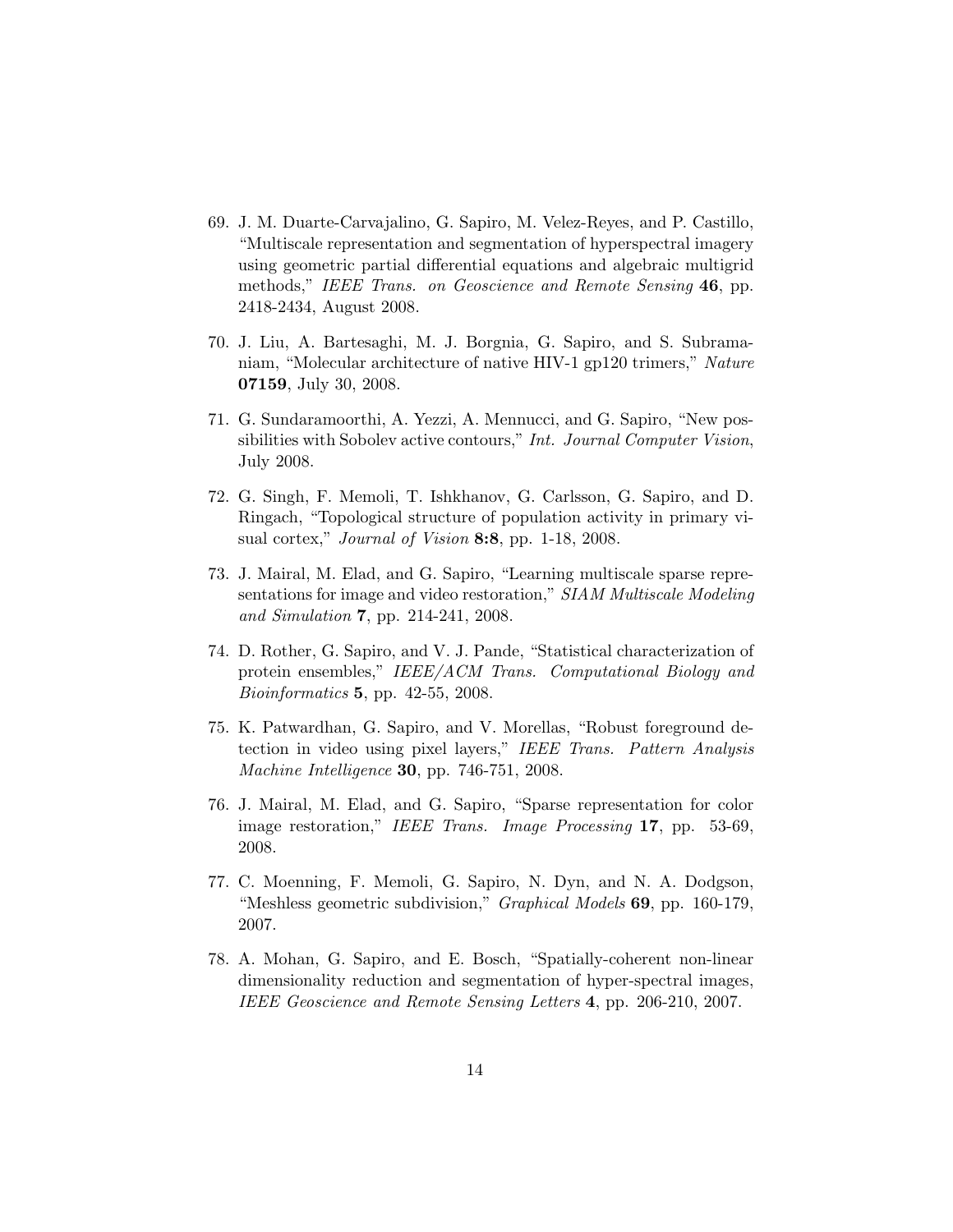69. J. M. Duarte-Carvajalino, G. Sapiro, M. Velez-Reyes, and P. Castillo, "Multiscale representation and segmentation of hyperspectral imagery using geometric partial differential equations and algebraic multigrid methods," *IEEE Trans. on Geoscience and Remote Sensing* **46**, pp. 2418-2434, August 2008.

70. J. Liu, A. Bartesaghi, M. J. Borgnia, G. Sapiro, and S. Subramaniam, "Molecular architecture of native HIV-1 gp120 trimers," *Nature* **07159**, July 30, 2008.

71. G. Sundaramoorthi, A. Yezzi, A. Mennucci, and G. Sapiro, "New possibilities with Sobolev active contours," *Int. Journal Computer Vision*, July 2008.

72. G. Singh, F. Memoli, T. Ishkhanov, G. Carlsson, G. Sapiro, and D. Ringach, "Topological structure of population activity in primary visual cortex," *Journal of Vision* **8:8**, pp. 1-18, 2008.

73. J. Mairal, M. Elad, and G. Sapiro, "Learning multiscale sparse representations for image and video restoration," *SIAM Multiscale Modeling and Simulation* **7**, pp. 214-241, 2008.

74. D. Rother, G. Sapiro, and V. J. Pande, "Statistical characterization of protein ensembles," *IEEE/ACM Trans. Computational Biology and Bioinformatics* **5**, pp. 42-55, 2008.

75. K. Patwardhan, G. Sapiro, and V. Morellas, "Robust foreground detection in video using pixel layers," *IEEE Trans. Pattern Analysis Machine Intelligence* **30**, pp. 746-751, 2008.

76. J. Mairal, M. Elad, and G. Sapiro, "Sparse representation for color image restoration," *IEEE Trans. Image Processing* **17**, pp. 53-69, 2008.

77. C. Moenning, F. Memoli, G. Sapiro, N. Dyn, and N. A. Dodgson, "Meshless geometric subdivision," *Graphical Models* **69**, pp. 160-179, 2007.

78. A. Mohan, G. Sapiro, and E. Bosch, "Spatially-coherent non-linear dimensionality reduction and segmentation of hyper-spectral images, *IEEE Geoscience and Remote Sensing Letters* **4**, pp. 206-210, 2007.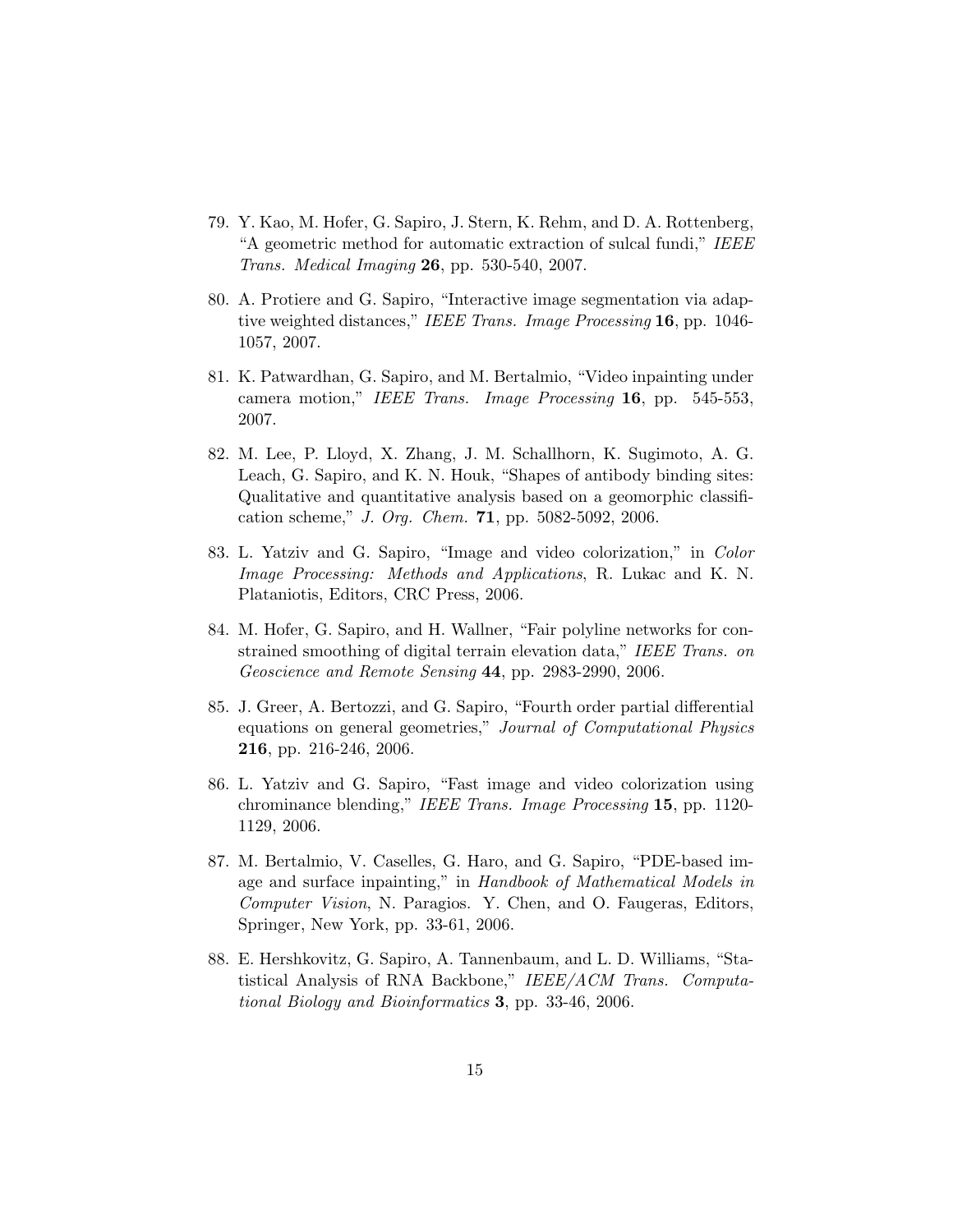79. Y. Kao, M. Hofer, G. Sapiro, J. Stern, K. Rehm, and D. A. Rottenberg, "A geometric method for automatic extraction of sulcal fundi," *IEEE Trans. Medical Imaging* **26**, pp. 530-540, 2007.

80. A. Protiere and G. Sapiro, "Interactive image segmentation via adaptive weighted distances," *IEEE Trans. Image Processing* **16**, pp. 1046-1057, 2007.

81. K. Patwardhan, G. Sapiro, and M. Bertalmio, "Video inpainting under camera motion," *IEEE Trans. Image Processing* **16**, pp. 545-553, 2007.

82. M. Lee, P. Lloyd, X. Zhang, J. M. Schallhorn, K. Sugimoto, A. G. Leach, G. Sapiro, and K. N. Houk, "Shapes of antibody binding sites: Qualitative and quantitative analysis based on a geomorphic classification scheme," *J. Org. Chem.* **71**, pp. 5082-5092, 2006.

83. L. Yatziv and G. Sapiro, "Image and video colorization," in *Color Image Processing: Methods and Applications*, R. Lukac and K. N. Plataniotis, Editors, CRC Press, 2006.

84. M. Hofer, G. Sapiro, and H. Wallner, "Fair polyline networks for constrained smoothing of digital terrain elevation data," *IEEE Trans. on Geoscience and Remote Sensing* **44**, pp. 2983-2990, 2006.

85. J. Greer, A. Bertozzi, and G. Sapiro, "Fourth order partial differential equations on general geometries," *Journal of Computational Physics* **216**, pp. 216-246, 2006.

86. L. Yatziv and G. Sapiro, "Fast image and video colorization using chrominance blending," *IEEE Trans. Image Processing* **15**, pp. 1120-1129, 2006.

87. M. Bertalmio, V. Caselles, G. Haro, and G. Sapiro, "PDE-based image and surface inpainting," in *Handbook of Mathematical Models in Computer Vision*, N. Paragios. Y. Chen, and O. Faugeras, Editors, Springer, New York, pp. 33-61, 2006.

88. E. Hershkovitz, G. Sapiro, A. Tannenbaum, and L. D. Williams, "Statistical Analysis of RNA Backbone," *IEEE/ACM Trans. Computational Biology and Bioinformatics* **3**, pp. 33-46, 2006.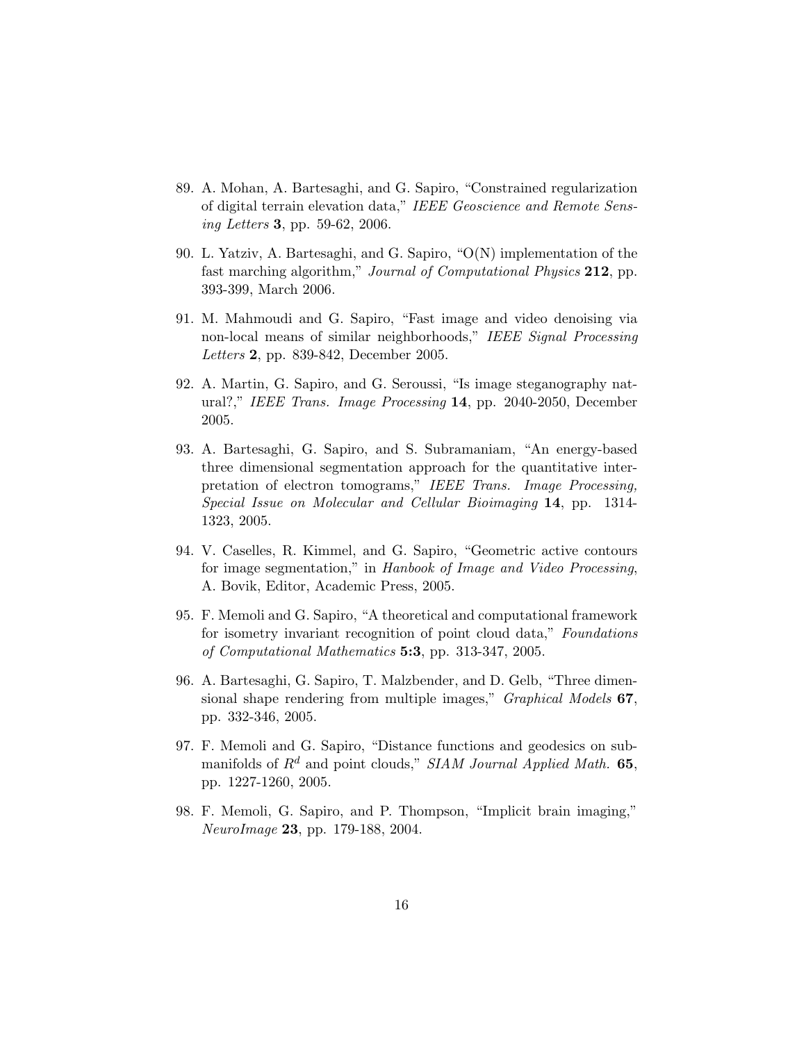89. A. Mohan, A. Bartesaghi, and G. Sapiro, "Constrained regularization of digital terrain elevation data," *IEEE Geoscience and Remote Sensing Letters* **3**, pp. 59-62, 2006.

90. L. Yatziv, A. Bartesaghi, and G. Sapiro, "O(N) implementation of the fast marching algorithm," *Journal of Computational Physics* **212**, pp. 393-399, March 2006.

91. M. Mahmoudi and G. Sapiro, "Fast image and video denoising via non-local means of similar neighborhoods," *IEEE Signal Processing Letters* **2**, pp. 839-842, December 2005.

92. A. Martin, G. Sapiro, and G. Seroussi, "Is image steganography natural?," *IEEE Trans. Image Processing* **14**, pp. 2040-2050, December 2005.

93. A. Bartesaghi, G. Sapiro, and S. Subramaniam, "An energy-based three dimensional segmentation approach for the quantitative interpretation of electron tomograms," *IEEE Trans. Image Processing, Special Issue on Molecular and Cellular Bioimaging* **14**, pp. 1314-1323, 2005.

94. V. Caselles, R. Kimmel, and G. Sapiro, "Geometric active contours for image segmentation," in *Hanbook of Image and Video Processing*, A. Bovik, Editor, Academic Press, 2005.

95. F. Memoli and G. Sapiro, "A theoretical and computational framework for isometry invariant recognition of point cloud data," *Foundations of Computational Mathematics* **5:3**, pp. 313-347, 2005.

96. A. Bartesaghi, G. Sapiro, T. Malzbender, and D. Gelb, "Three dimensional shape rendering from multiple images," *Graphical Models* **67**, pp. 332-346, 2005.

97. F. Memoli and G. Sapiro, "Distance functions and geodesics on submanifolds of $R^d$ and point clouds," *SIAM Journal Applied Math.* **65**, pp. 1227-1260, 2005.

98. F. Memoli, G. Sapiro, and P. Thompson, "Implicit brain imaging," *NeuroImage* **23**, pp. 179-188, 2004.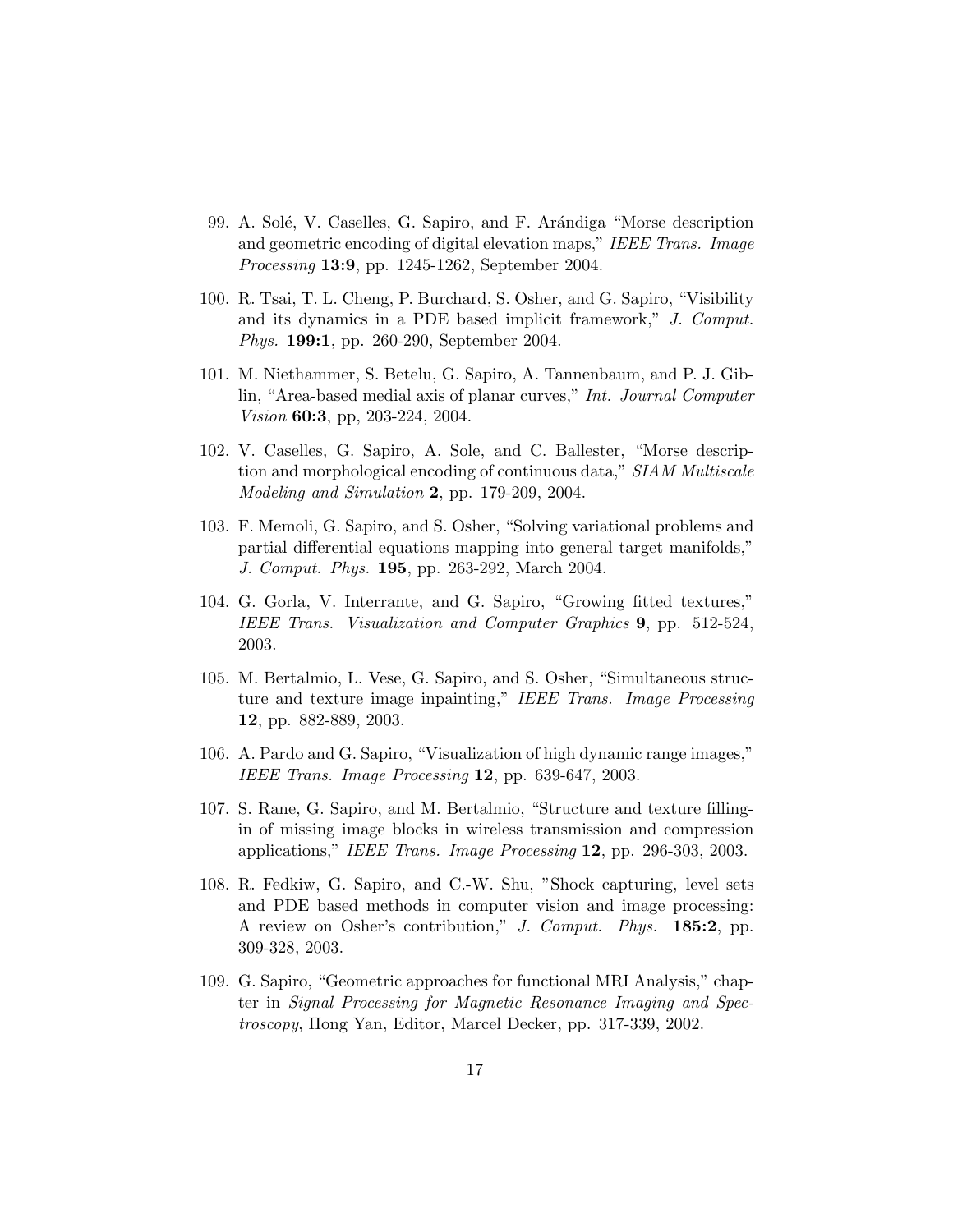99. A. Solé, V. Caselles, G. Sapiro, and F. Arándiga "Morse description and geometric encoding of digital elevation maps," *IEEE Trans. Image Processing* **13:9**, pp. 1245-1262, September 2004.

100. R. Tsai, T. L. Cheng, P. Burchard, S. Osher, and G. Sapiro, "Visibility and its dynamics in a PDE based implicit framework," *J. Comput. Phys.* **199:1**, pp. 260-290, September 2004.

101. M. Niethammer, S. Betelu, G. Sapiro, A. Tannenbaum, and P. J. Giblin, "Area-based medial axis of planar curves," *Int. Journal Computer Vision* **60:3**, pp, 203-224, 2004.

102. V. Caselles, G. Sapiro, A. Sole, and C. Ballester, "Morse description and morphological encoding of continuous data," *SIAM Multiscale Modeling and Simulation* **2**, pp. 179-209, 2004.

103. F. Memoli, G. Sapiro, and S. Osher, "Solving variational problems and partial differential equations mapping into general target manifolds," *J. Comput. Phys.* **195**, pp. 263-292, March 2004.

104. G. Gorla, V. Interrante, and G. Sapiro, "Growing fitted textures," *IEEE Trans. Visualization and Computer Graphics* **9**, pp. 512-524, 2003.

105. M. Bertalmio, L. Vese, G. Sapiro, and S. Osher, "Simultaneous structure and texture image inpainting," *IEEE Trans. Image Processing* **12**, pp. 882-889, 2003.

106. A. Pardo and G. Sapiro, "Visualization of high dynamic range images," *IEEE Trans. Image Processing* **12**, pp. 639-647, 2003.

107. S. Rane, G. Sapiro, and M. Bertalmio, "Structure and texture filling-in of missing image blocks in wireless transmission and compression applications," *IEEE Trans. Image Processing* **12**, pp. 296-303, 2003.

108. R. Fedkiw, G. Sapiro, and C.-W. Shu, "Shock capturing, level sets and PDE based methods in computer vision and image processing: A review on Osher's contribution," *J. Comput. Phys.* **185:2**, pp. 309-328, 2003.

109. G. Sapiro, "Geometric approaches for functional MRI Analysis," chapter in *Signal Processing for Magnetic Resonance Imaging and Spectroscopy*, Hong Yan, Editor, Marcel Decker, pp. 317-339, 2002.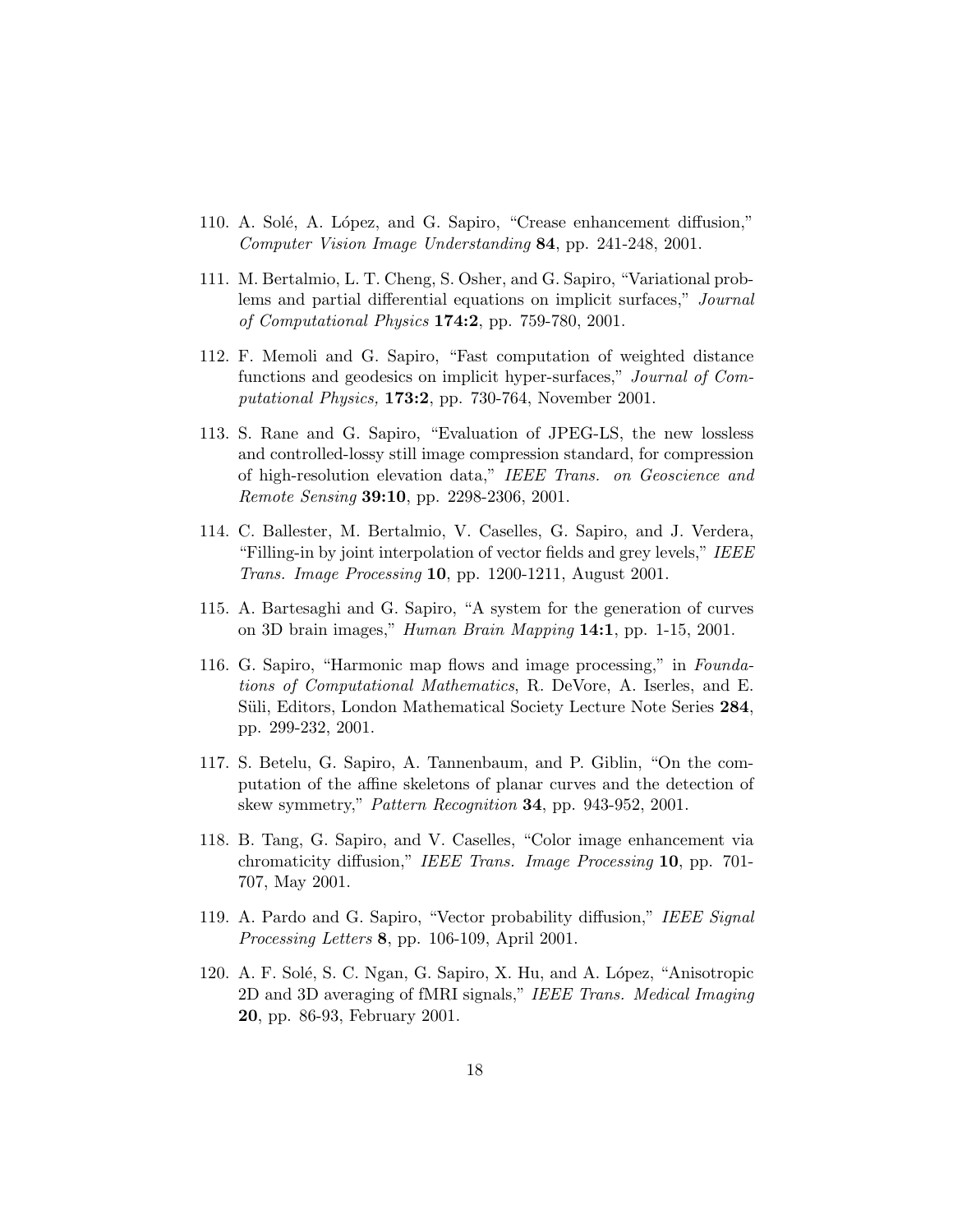110. A. Solé, A. López, and G. Sapiro, "Crease enhancement diffusion," *Computer Vision Image Understanding* **84**, pp. 241-248, 2001.

111. M. Bertalmio, L. T. Cheng, S. Osher, and G. Sapiro, "Variational problems and partial differential equations on implicit surfaces," *Journal of Computational Physics* **174:2**, pp. 759-780, 2001.

112. F. Memoli and G. Sapiro, "Fast computation of weighted distance functions and geodesics on implicit hyper-surfaces," *Journal of Computational Physics,* **173:2**, pp. 730-764, November 2001.

113. S. Rane and G. Sapiro, "Evaluation of JPEG-LS, the new lossless and controlled-lossy still image compression standard, for compression of high-resolution elevation data," *IEEE Trans. on Geoscience and Remote Sensing* **39:10**, pp. 2298-2306, 2001.

114. C. Ballester, M. Bertalmio, V. Caselles, G. Sapiro, and J. Verdera, "Filling-in by joint interpolation of vector fields and grey levels," *IEEE Trans. Image Processing* **10**, pp. 1200-1211, August 2001.

115. A. Bartesaghi and G. Sapiro, "A system for the generation of curves on 3D brain images," *Human Brain Mapping* **14:1**, pp. 1-15, 2001.

116. G. Sapiro, "Harmonic map flows and image processing," in *Foundations of Computational Mathematics*, R. DeVore, A. Iserles, and E. Süli, Editors, London Mathematical Society Lecture Note Series **284**, pp. 299-232, 2001.

117. S. Betelu, G. Sapiro, A. Tannenbaum, and P. Giblin, "On the computation of the affine skeletons of planar curves and the detection of skew symmetry," *Pattern Recognition* **34**, pp. 943-952, 2001.

118. B. Tang, G. Sapiro, and V. Caselles, "Color image enhancement via chromaticity diffusion," *IEEE Trans. Image Processing* **10**, pp. 701-707, May 2001.

119. A. Pardo and G. Sapiro, "Vector probability diffusion," *IEEE Signal Processing Letters* **8**, pp. 106-109, April 2001.

120. A. F. Solé, S. C. Ngan, G. Sapiro, X. Hu, and A. López, "Anisotropic 2D and 3D averaging of fMRI signals," *IEEE Trans. Medical Imaging* **20**, pp. 86-93, February 2001.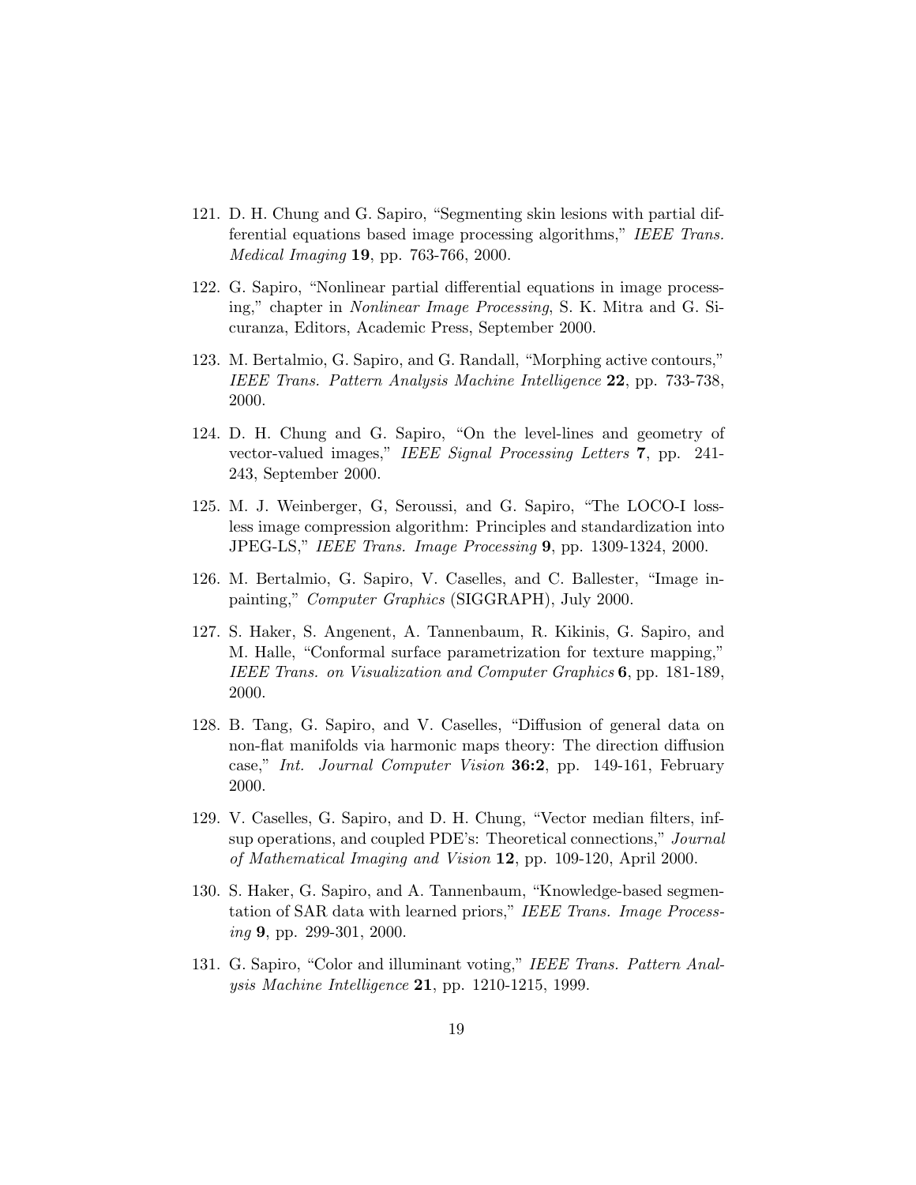121. D. H. Chung and G. Sapiro, "Segmenting skin lesions with partial differential equations based image processing algorithms," *IEEE Trans. Medical Imaging* **19**, pp. 763-766, 2000.

122. G. Sapiro, "Nonlinear partial differential equations in image processing," chapter in *Nonlinear Image Processing*, S. K. Mitra and G. Sicuranza, Editors, Academic Press, September 2000.

123. M. Bertalmio, G. Sapiro, and G. Randall, "Morphing active contours," *IEEE Trans. Pattern Analysis Machine Intelligence* **22**, pp. 733-738, 2000.

124. D. H. Chung and G. Sapiro, "On the level-lines and geometry of vector-valued images," *IEEE Signal Processing Letters* **7**, pp. 241-243, September 2000.

125. M. J. Weinberger, G, Seroussi, and G. Sapiro, "The LOCO-I lossless image compression algorithm: Principles and standardization into JPEG-LS," *IEEE Trans. Image Processing* **9**, pp. 1309-1324, 2000.

126. M. Bertalmio, G. Sapiro, V. Caselles, and C. Ballester, "Image inpainting," *Computer Graphics* (SIGGRAPH), July 2000.

127. S. Haker, S. Angenent, A. Tannenbaum, R. Kikinis, G. Sapiro, and M. Halle, "Conformal surface parametrization for texture mapping," *IEEE Trans. on Visualization and Computer Graphics* **6**, pp. 181-189, 2000.

128. B. Tang, G. Sapiro, and V. Caselles, "Diffusion of general data on non-flat manifolds via harmonic maps theory: The direction diffusion case," *Int. Journal Computer Vision* **36:2**, pp. 149-161, February 2000.

129. V. Caselles, G. Sapiro, and D. H. Chung, "Vector median filters, inf-sup operations, and coupled PDE's: Theoretical connections," *Journal of Mathematical Imaging and Vision* **12**, pp. 109-120, April 2000.

130. S. Haker, G. Sapiro, and A. Tannenbaum, "Knowledge-based segmentation of SAR data with learned priors," *IEEE Trans. Image Processing* **9**, pp. 299-301, 2000.

131. G. Sapiro, "Color and illuminant voting," *IEEE Trans. Pattern Analysis Machine Intelligence* **21**, pp. 1210-1215, 1999.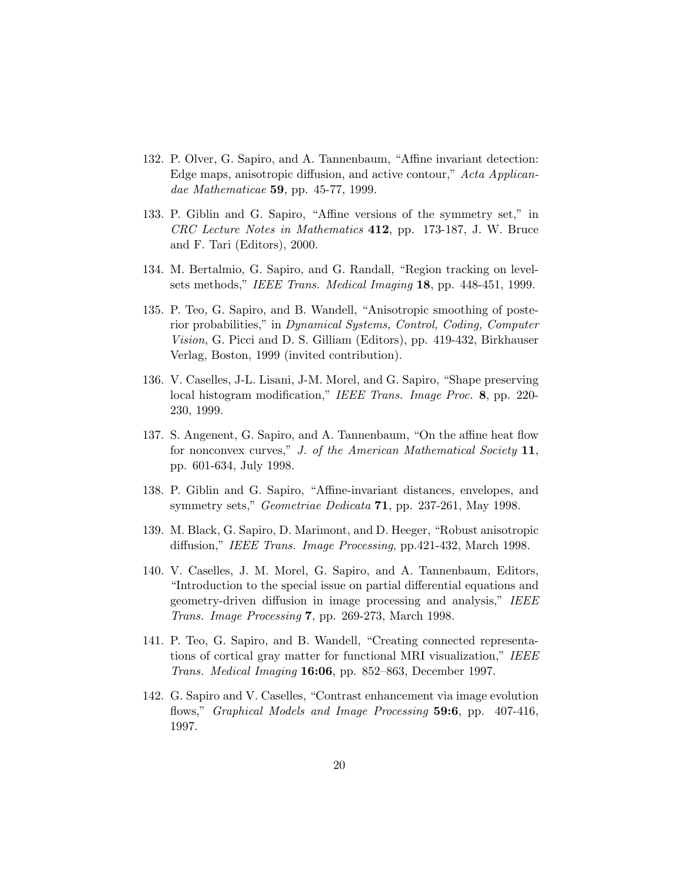132. P. Olver, G. Sapiro, and A. Tannenbaum, "Affine invariant detection: Edge maps, anisotropic diffusion, and active contour," *Acta Applicandae Mathematicae* **59**, pp. 45-77, 1999.

133. P. Giblin and G. Sapiro, "Affine versions of the symmetry set," in *CRC Lecture Notes in Mathematics* **412**, pp. 173-187, J. W. Bruce and F. Tari (Editors), 2000.

134. M. Bertalmio, G. Sapiro, and G. Randall, "Region tracking on level-sets methods," *IEEE Trans. Medical Imaging* **18**, pp. 448-451, 1999.

135. P. Teo, G. Sapiro, and B. Wandell, "Anisotropic smoothing of posterior probabilities," in *Dynamical Systems, Control, Coding, Computer Vision*, G. Picci and D. S. Gilliam (Editors), pp. 419-432, Birkhauser Verlag, Boston, 1999 (invited contribution).

136. V. Caselles, J-L. Lisani, J-M. Morel, and G. Sapiro, "Shape preserving local histogram modification," *IEEE Trans. Image Proc.* **8**, pp. 220-230, 1999.

137. S. Angenent, G. Sapiro, and A. Tannenbaum, "On the affine heat flow for nonconvex curves," *J. of the American Mathematical Society* **11**, pp. 601-634, July 1998.

138. P. Giblin and G. Sapiro, "Affine-invariant distances, envelopes, and symmetry sets," *Geometriae Dedicata* **71**, pp. 237-261, May 1998.

139. M. Black, G. Sapiro, D. Marimont, and D. Heeger, "Robust anisotropic diffusion," *IEEE Trans. Image Processing*, pp.421-432, March 1998.

140. V. Caselles, J. M. Morel, G. Sapiro, and A. Tannenbaum, Editors, "Introduction to the special issue on partial differential equations and geometry-driven diffusion in image processing and analysis," *IEEE Trans. Image Processing* **7**, pp. 269-273, March 1998.

141. P. Teo, G. Sapiro, and B. Wandell, "Creating connected representations of cortical gray matter for functional MRI visualization," *IEEE Trans. Medical Imaging* **16:06**, pp. 852–863, December 1997.

142. G. Sapiro and V. Caselles, "Contrast enhancement via image evolution flows," *Graphical Models and Image Processing* **59:6**, pp. 407-416, 1997.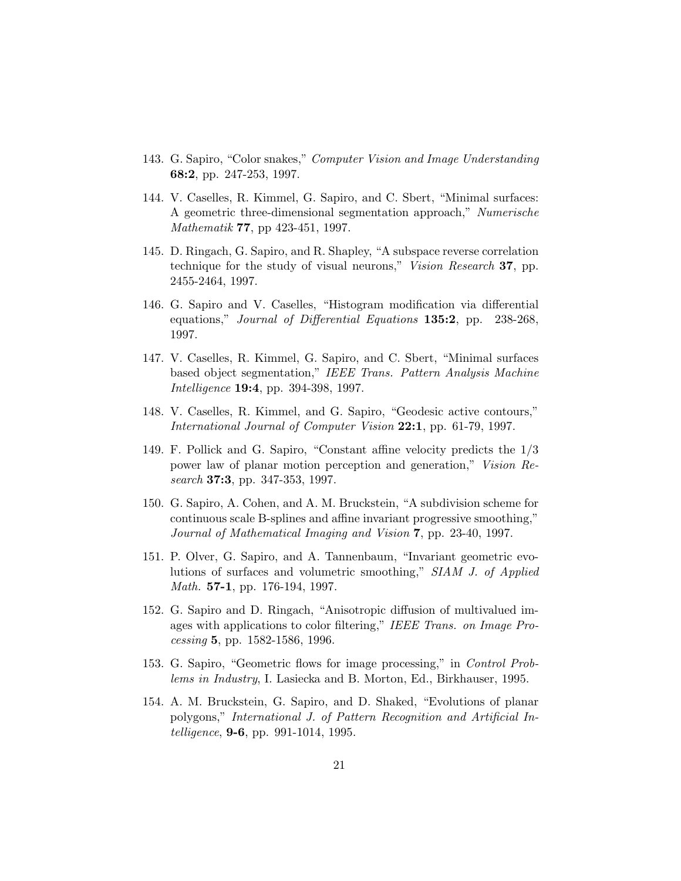143. G. Sapiro, "Color snakes," *Computer Vision and Image Understanding* **68:2**, pp. 247-253, 1997.

144. V. Caselles, R. Kimmel, G. Sapiro, and C. Sbert, "Minimal surfaces: A geometric three-dimensional segmentation approach," *Numerische Mathematik* **77**, pp 423-451, 1997.

145. D. Ringach, G. Sapiro, and R. Shapley, "A subspace reverse correlation technique for the study of visual neurons," *Vision Research* **37**, pp. 2455-2464, 1997.

146. G. Sapiro and V. Caselles, "Histogram modification via differential equations," *Journal of Differential Equations* **135:2**, pp. 238-268, 1997.

147. V. Caselles, R. Kimmel, G. Sapiro, and C. Sbert, "Minimal surfaces based object segmentation," *IEEE Trans. Pattern Analysis Machine Intelligence* **19:4**, pp. 394-398, 1997.

148. V. Caselles, R. Kimmel, and G. Sapiro, "Geodesic active contours," *International Journal of Computer Vision* **22:1**, pp. 61-79, 1997.

149. F. Pollick and G. Sapiro, "Constant affine velocity predicts the 1/3 power law of planar motion perception and generation," *Vision Research* **37:3**, pp. 347-353, 1997.

150. G. Sapiro, A. Cohen, and A. M. Bruckstein, "A subdivision scheme for continuous scale B-splines and affine invariant progressive smoothing," *Journal of Mathematical Imaging and Vision* **7**, pp. 23-40, 1997.

151. P. Olver, G. Sapiro, and A. Tannenbaum, "Invariant geometric evolutions of surfaces and volumetric smoothing," *SIAM J. of Applied Math.* **57-1**, pp. 176-194, 1997.

152. G. Sapiro and D. Ringach, "Anisotropic diffusion of multivalued images with applications to color filtering," *IEEE Trans. on Image Processing* **5**, pp. 1582-1586, 1996.

153. G. Sapiro, "Geometric flows for image processing," in *Control Problems in Industry*, I. Lasiecka and B. Morton, Ed., Birkhauser, 1995.

154. A. M. Bruckstein, G. Sapiro, and D. Shaked, "Evolutions of planar polygons," *International J. of Pattern Recognition and Artificial Intelligence*, **9-6**, pp. 991-1014, 1995.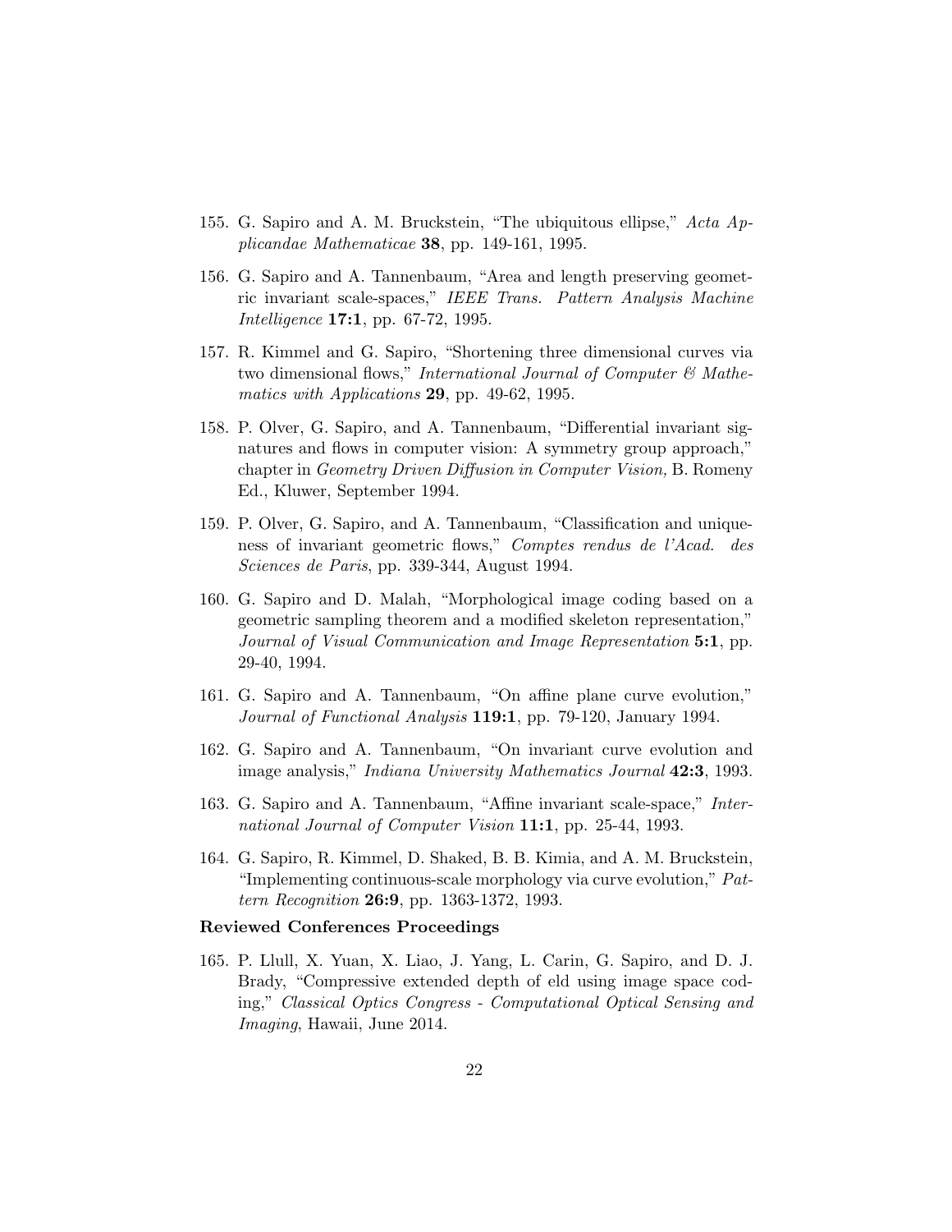155. G. Sapiro and A. M. Bruckstein, "The ubiquitous ellipse," *Acta Applicandae Mathematicae* **38**, pp. 149-161, 1995.

156. G. Sapiro and A. Tannenbaum, "Area and length preserving geometric invariant scale-spaces," *IEEE Trans. Pattern Analysis Machine Intelligence* **17:1**, pp. 67-72, 1995.

157. R. Kimmel and G. Sapiro, "Shortening three dimensional curves via two dimensional flows," *International Journal of Computer & Mathematics with Applications* **29**, pp. 49-62, 1995.

158. P. Olver, G. Sapiro, and A. Tannenbaum, "Differential invariant signatures and flows in computer vision: A symmetry group approach," chapter in *Geometry Driven Diffusion in Computer Vision,* B. Romeny Ed., Kluwer, September 1994.

159. P. Olver, G. Sapiro, and A. Tannenbaum, "Classification and uniqueness of invariant geometric flows," *Comptes rendus de l'Acad. des Sciences de Paris*, pp. 339-344, August 1994.

160. G. Sapiro and D. Malah, "Morphological image coding based on a geometric sampling theorem and a modified skeleton representation," *Journal of Visual Communication and Image Representation* **5:1**, pp. 29-40, 1994.

161. G. Sapiro and A. Tannenbaum, "On affine plane curve evolution," *Journal of Functional Analysis* **119:1**, pp. 79-120, January 1994.

162. G. Sapiro and A. Tannenbaum, "On invariant curve evolution and image analysis," *Indiana University Mathematics Journal* **42:3**, 1993.

163. G. Sapiro and A. Tannenbaum, "Affine invariant scale-space," *International Journal of Computer Vision* **11:1**, pp. 25-44, 1993.

164. G. Sapiro, R. Kimmel, D. Shaked, B. B. Kimia, and A. M. Bruckstein, "Implementing continuous-scale morphology via curve evolution," *Pattern Recognition* **26:9**, pp. 1363-1372, 1993.

**Reviewed Conferences Proceedings**

165. P. Llull, X. Yuan, X. Liao, J. Yang, L. Carin, G. Sapiro, and D. J. Brady, "Compressive extended depth of eld using image space coding," *Classical Optics Congress - Computational Optical Sensing and Imaging*, Hawaii, June 2014.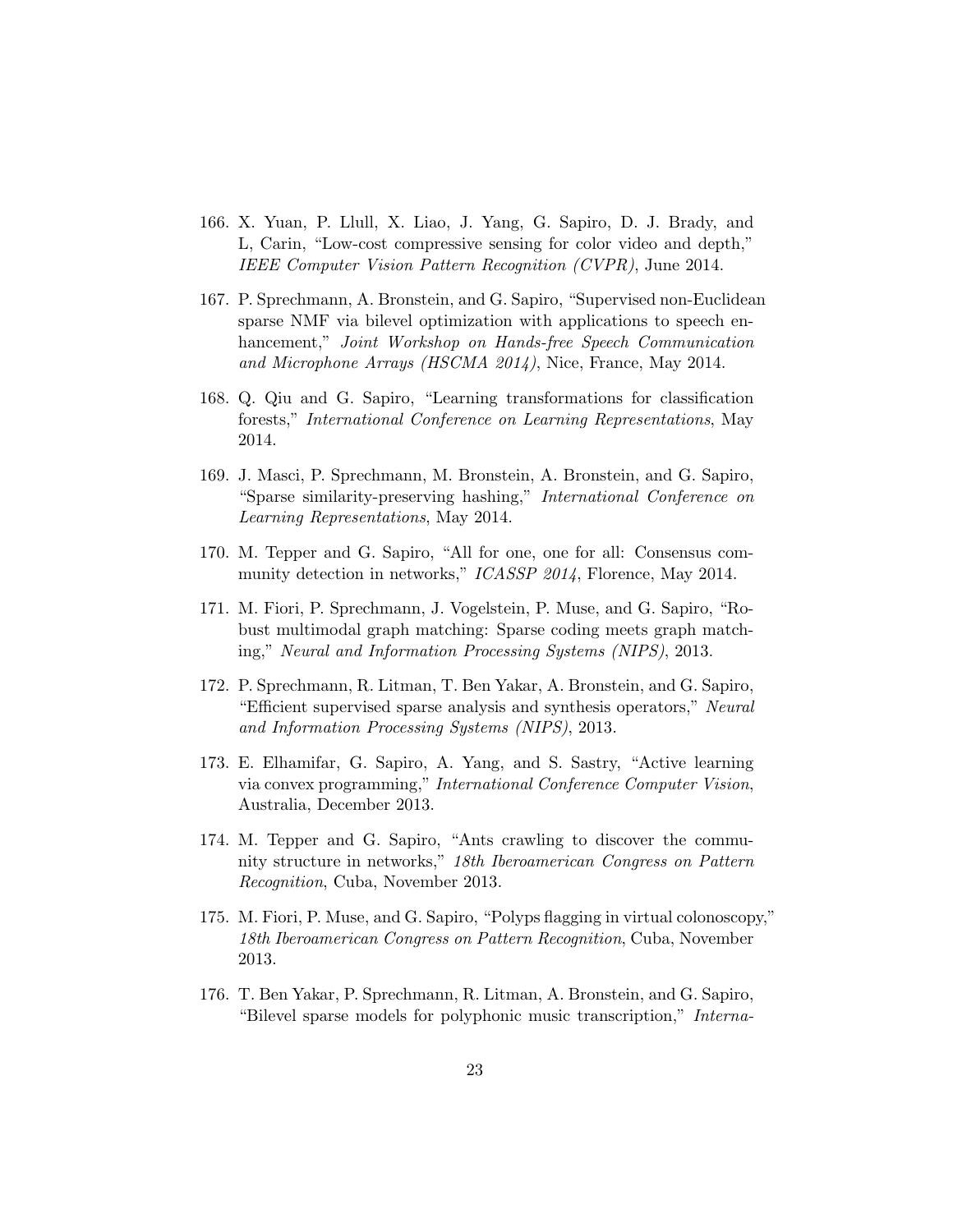166. X. Yuan, P. Llull, X. Liao, J. Yang, G. Sapiro, D. J. Brady, and L, Carin, "Low-cost compressive sensing for color video and depth," *IEEE Computer Vision Pattern Recognition (CVPR)*, June 2014.

167. P. Sprechmann, A. Bronstein, and G. Sapiro, "Supervised non-Euclidean sparse NMF via bilevel optimization with applications to speech enhancement," *Joint Workshop on Hands-free Speech Communication and Microphone Arrays (HSCMA 2014)*, Nice, France, May 2014.

168. Q. Qiu and G. Sapiro, "Learning transformations for classification forests," *International Conference on Learning Representations*, May 2014.

169. J. Masci, P. Sprechmann, M. Bronstein, A. Bronstein, and G. Sapiro, "Sparse similarity-preserving hashing," *International Conference on Learning Representations*, May 2014.

170. M. Tepper and G. Sapiro, "All for one, one for all: Consensus community detection in networks," *ICASSP 2014*, Florence, May 2014.

171. M. Fiori, P. Sprechmann, J. Vogelstein, P. Muse, and G. Sapiro, "Robust multimodal graph matching: Sparse coding meets graph matching," *Neural and Information Processing Systems (NIPS)*, 2013.

172. P. Sprechmann, R. Litman, T. Ben Yakar, A. Bronstein, and G. Sapiro, "Efficient supervised sparse analysis and synthesis operators," *Neural and Information Processing Systems (NIPS)*, 2013.

173. E. Elhamifar, G. Sapiro, A. Yang, and S. Sastry, "Active learning via convex programming," *International Conference Computer Vision*, Australia, December 2013.

174. M. Tepper and G. Sapiro, "Ants crawling to discover the community structure in networks," *18th Iberoamerican Congress on Pattern Recognition*, Cuba, November 2013.

175. M. Fiori, P. Muse, and G. Sapiro, "Polyps flagging in virtual colonoscopy," *18th Iberoamerican Congress on Pattern Recognition*, Cuba, November 2013.

176. T. Ben Yakar, P. Sprechmann, R. Litman, A. Bronstein, and G. Sapiro, "Bilevel sparse models for polyphonic music transcription," *Interna-*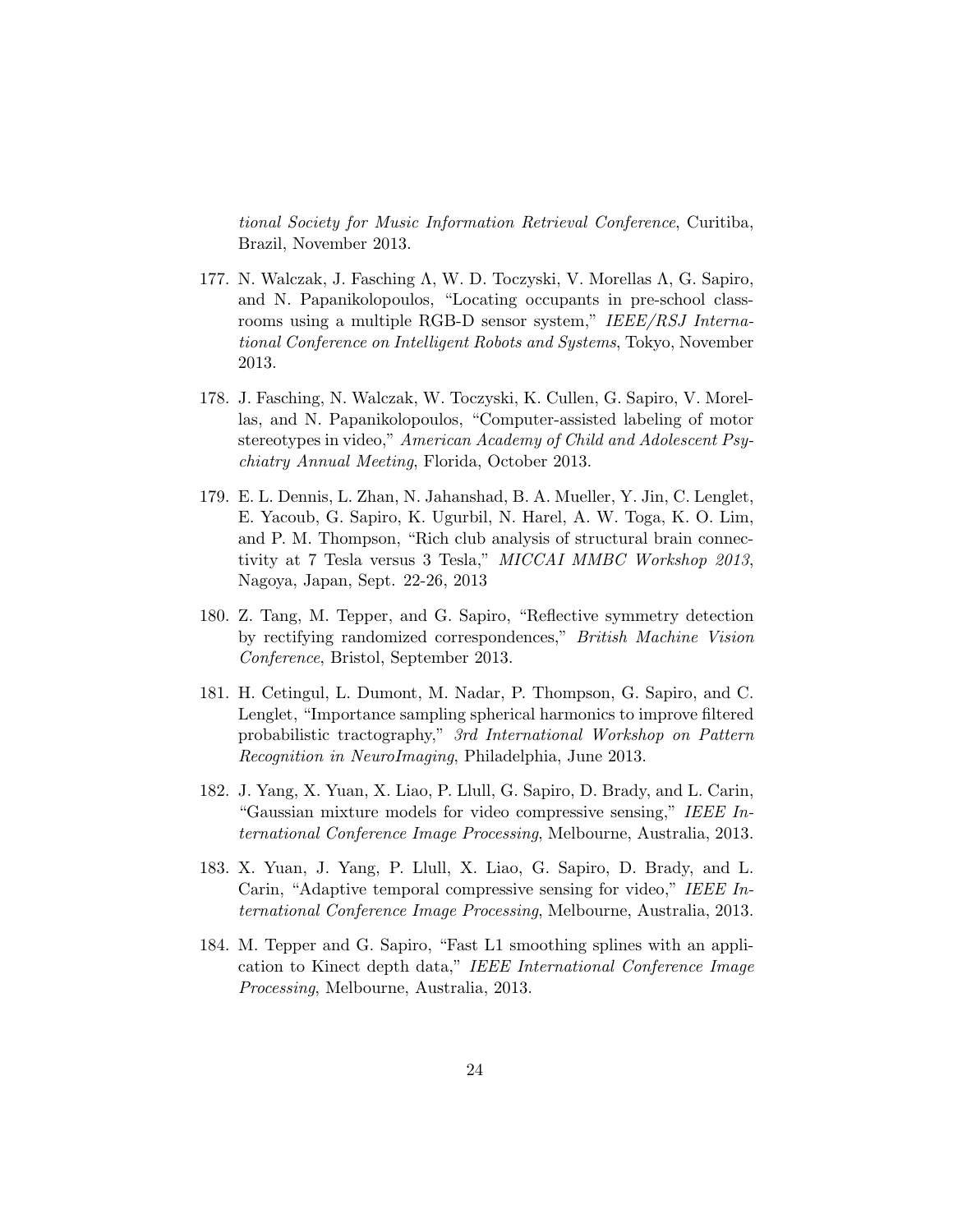*tional Society for Music Information Retrieval Conference*, Curitiba, Brazil, November 2013.

177. N. Walczak, J. Fasching Λ, W. D. Toczyski, V. Morellas Λ, G. Sapiro, and N. Papanikolopoulos, "Locating occupants in pre-school classrooms using a multiple RGB-D sensor system," *IEEE/RSJ International Conference on Intelligent Robots and Systems*, Tokyo, November 2013.

178. J. Fasching, N. Walczak, W. Toczyski, K. Cullen, G. Sapiro, V. Morellas, and N. Papanikolopoulos, "Computer-assisted labeling of motor stereotypes in video," *American Academy of Child and Adolescent Psychiatry Annual Meeting*, Florida, October 2013.

179. E. L. Dennis, L. Zhan, N. Jahanshad, B. A. Mueller, Y. Jin, C. Lenglet, E. Yacoub, G. Sapiro, K. Ugurbil, N. Harel, A. W. Toga, K. O. Lim, and P. M. Thompson, "Rich club analysis of structural brain connectivity at 7 Tesla versus 3 Tesla," *MICCAI MMBC Workshop 2013*, Nagoya, Japan, Sept. 22-26, 2013

180. Z. Tang, M. Tepper, and G. Sapiro, "Reflective symmetry detection by rectifying randomized correspondences," *British Machine Vision Conference*, Bristol, September 2013.

181. H. Cetingul, L. Dumont, M. Nadar, P. Thompson, G. Sapiro, and C. Lenglet, "Importance sampling spherical harmonics to improve filtered probabilistic tractography," *3rd International Workshop on Pattern Recognition in NeuroImaging*, Philadelphia, June 2013.

182. J. Yang, X. Yuan, X. Liao, P. Llull, G. Sapiro, D. Brady, and L. Carin, "Gaussian mixture models for video compressive sensing," *IEEE International Conference Image Processing*, Melbourne, Australia, 2013.

183. X. Yuan, J. Yang, P. Llull, X. Liao, G. Sapiro, D. Brady, and L. Carin, "Adaptive temporal compressive sensing for video," *IEEE International Conference Image Processing*, Melbourne, Australia, 2013.

184. M. Tepper and G. Sapiro, "Fast L1 smoothing splines with an application to Kinect depth data," *IEEE International Conference Image Processing*, Melbourne, Australia, 2013.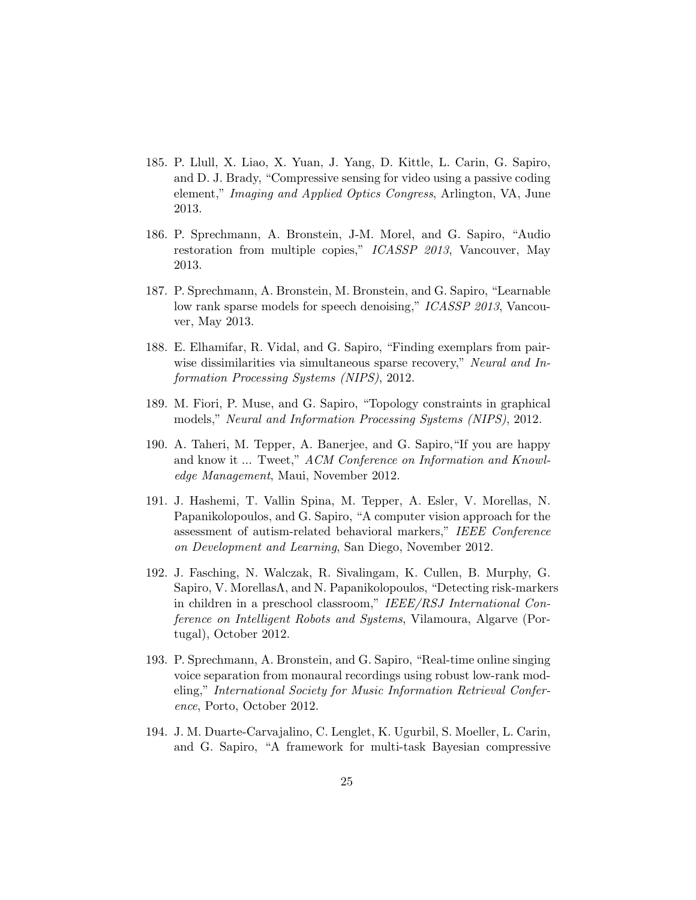185. P. Llull, X. Liao, X. Yuan, J. Yang, D. Kittle, L. Carin, G. Sapiro, and D. J. Brady, "Compressive sensing for video using a passive coding element," *Imaging and Applied Optics Congress*, Arlington, VA, June 2013.

186. P. Sprechmann, A. Bronstein, J-M. Morel, and G. Sapiro, "Audio restoration from multiple copies," *ICASSP 2013*, Vancouver, May 2013.

187. P. Sprechmann, A. Bronstein, M. Bronstein, and G. Sapiro, "Learnable low rank sparse models for speech denoising," *ICASSP 2013*, Vancouver, May 2013.

188. E. Elhamifar, R. Vidal, and G. Sapiro, "Finding exemplars from pairwise dissimilarities via simultaneous sparse recovery," *Neural and Information Processing Systems (NIPS)*, 2012.

189. M. Fiori, P. Muse, and G. Sapiro, "Topology constraints in graphical models," *Neural and Information Processing Systems (NIPS)*, 2012.

190. A. Taheri, M. Tepper, A. Banerjee, and G. Sapiro,"If you are happy and know it ... Tweet," *ACM Conference on Information and Knowledge Management*, Maui, November 2012.

191. J. Hashemi, T. Vallin Spina, M. Tepper, A. Esler, V. Morellas, N. Papanikolopoulos, and G. Sapiro, "A computer vision approach for the assessment of autism-related behavioral markers," *IEEE Conference on Development and Learning*, San Diego, November 2012.

192. J. Fasching, N. Walczak, R. Sivalingam, K. Cullen, B. Murphy, G. Sapiro, V. MorellasΛ, and N. Papanikolopoulos, "Detecting risk-markers in children in a preschool classroom," *IEEE/RSJ International Conference on Intelligent Robots and Systems*, Vilamoura, Algarve (Portugal), October 2012.

193. P. Sprechmann, A. Bronstein, and G. Sapiro, "Real-time online singing voice separation from monaural recordings using robust low-rank modeling," *International Society for Music Information Retrieval Conference*, Porto, October 2012.

194. J. M. Duarte-Carvajalino, C. Lenglet, K. Ugurbil, S. Moeller, L. Carin, and G. Sapiro, "A framework for multi-task Bayesian compressive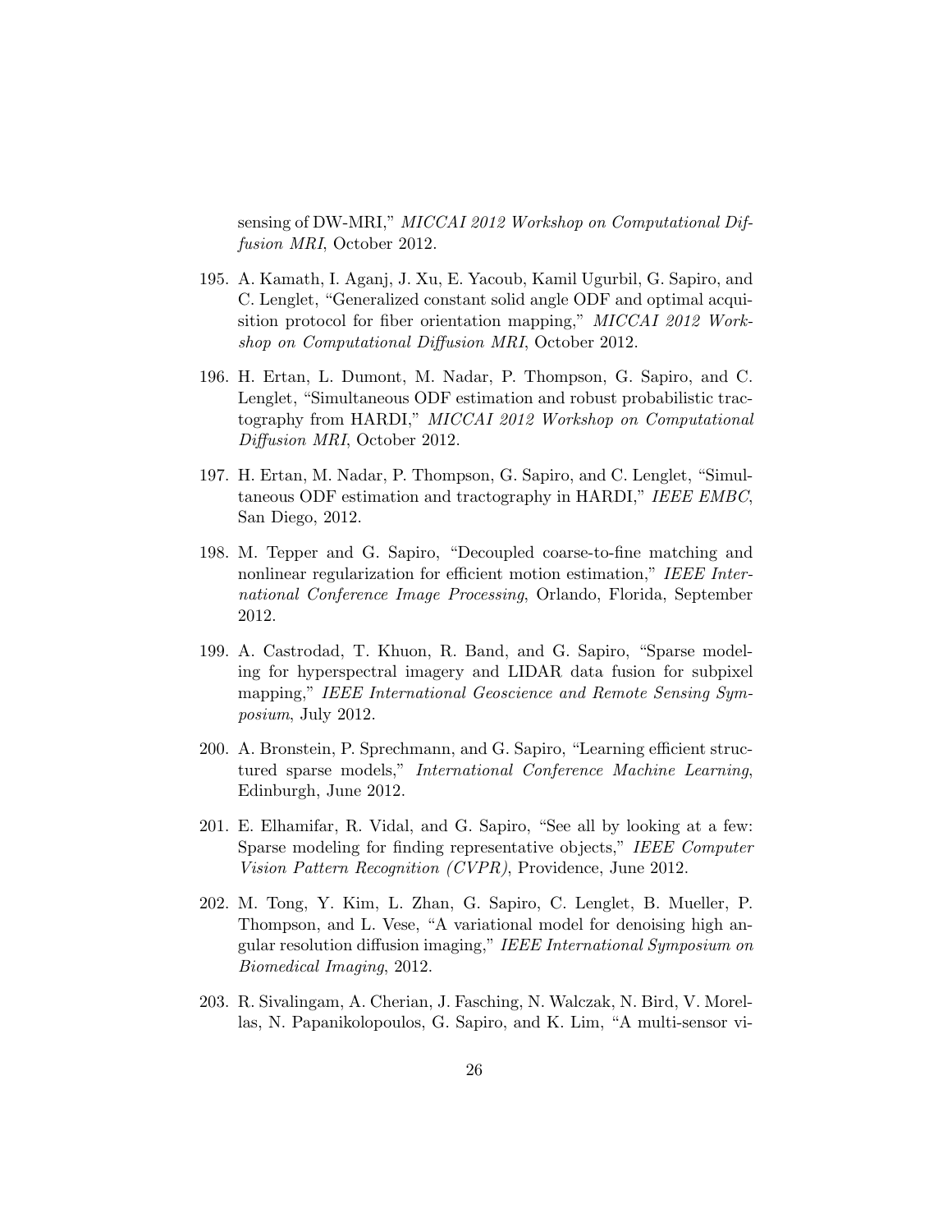sensing of DW-MRI," *MICCAI 2012 Workshop on Computational Diffusion MRI*, October 2012.

195. A. Kamath, I. Aganj, J. Xu, E. Yacoub, Kamil Ugurbil, G. Sapiro, and C. Lenglet, "Generalized constant solid angle ODF and optimal acquisition protocol for fiber orientation mapping," *MICCAI 2012 Workshop on Computational Diffusion MRI*, October 2012.

196. H. Ertan, L. Dumont, M. Nadar, P. Thompson, G. Sapiro, and C. Lenglet, "Simultaneous ODF estimation and robust probabilistic tractography from HARDI," *MICCAI 2012 Workshop on Computational Diffusion MRI*, October 2012.

197. H. Ertan, M. Nadar, P. Thompson, G. Sapiro, and C. Lenglet, "Simultaneous ODF estimation and tractography in HARDI," *IEEE EMBC*, San Diego, 2012.

198. M. Tepper and G. Sapiro, "Decoupled coarse-to-fine matching and nonlinear regularization for efficient motion estimation," *IEEE International Conference Image Processing*, Orlando, Florida, September 2012.

199. A. Castrodad, T. Khuon, R. Band, and G. Sapiro, "Sparse modeling for hyperspectral imagery and LIDAR data fusion for subpixel mapping," *IEEE International Geoscience and Remote Sensing Symposium*, July 2012.

200. A. Bronstein, P. Sprechmann, and G. Sapiro, "Learning efficient structured sparse models," *International Conference Machine Learning*, Edinburgh, June 2012.

201. E. Elhamifar, R. Vidal, and G. Sapiro, "See all by looking at a few: Sparse modeling for finding representative objects," *IEEE Computer Vision Pattern Recognition (CVPR)*, Providence, June 2012.

202. M. Tong, Y. Kim, L. Zhan, G. Sapiro, C. Lenglet, B. Mueller, P. Thompson, and L. Vese, "A variational model for denoising high angular resolution diffusion imaging," *IEEE International Symposium on Biomedical Imaging*, 2012.

203. R. Sivalingam, A. Cherian, J. Fasching, N. Walczak, N. Bird, V. Morellas, N. Papanikolopoulos, G. Sapiro, and K. Lim, "A multi-sensor vi-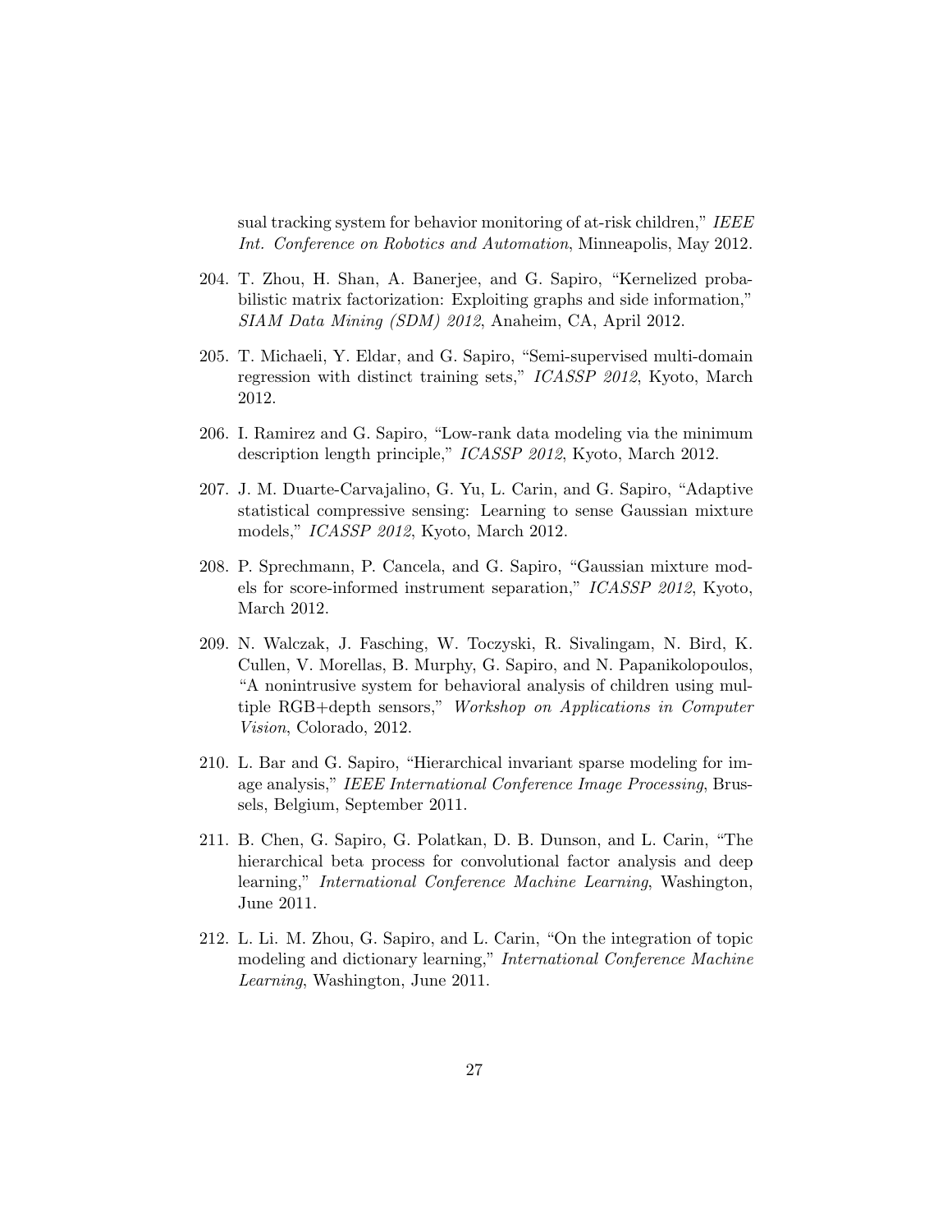sual tracking system for behavior monitoring of at-risk children," *IEEE Int. Conference on Robotics and Automation*, Minneapolis, May 2012.

204. T. Zhou, H. Shan, A. Banerjee, and G. Sapiro, "Kernelized probabilistic matrix factorization: Exploiting graphs and side information," *SIAM Data Mining (SDM) 2012*, Anaheim, CA, April 2012.

205. T. Michaeli, Y. Eldar, and G. Sapiro, "Semi-supervised multi-domain regression with distinct training sets," *ICASSP 2012*, Kyoto, March 2012.

206. I. Ramirez and G. Sapiro, "Low-rank data modeling via the minimum description length principle," *ICASSP 2012*, Kyoto, March 2012.

207. J. M. Duarte-Carvajalino, G. Yu, L. Carin, and G. Sapiro, "Adaptive statistical compressive sensing: Learning to sense Gaussian mixture models," *ICASSP 2012*, Kyoto, March 2012.

208. P. Sprechmann, P. Cancela, and G. Sapiro, "Gaussian mixture models for score-informed instrument separation," *ICASSP 2012*, Kyoto, March 2012.

209. N. Walczak, J. Fasching, W. Toczyski, R. Sivalingam, N. Bird, K. Cullen, V. Morellas, B. Murphy, G. Sapiro, and N. Papanikolopoulos, "A nonintrusive system for behavioral analysis of children using multiple RGB+depth sensors," *Workshop on Applications in Computer Vision*, Colorado, 2012.

210. L. Bar and G. Sapiro, "Hierarchical invariant sparse modeling for image analysis," *IEEE International Conference Image Processing*, Brussels, Belgium, September 2011.

211. B. Chen, G. Sapiro, G. Polatkan, D. B. Dunson, and L. Carin, "The hierarchical beta process for convolutional factor analysis and deep learning," *International Conference Machine Learning*, Washington, June 2011.

212. L. Li. M. Zhou, G. Sapiro, and L. Carin, "On the integration of topic modeling and dictionary learning," *International Conference Machine Learning*, Washington, June 2011.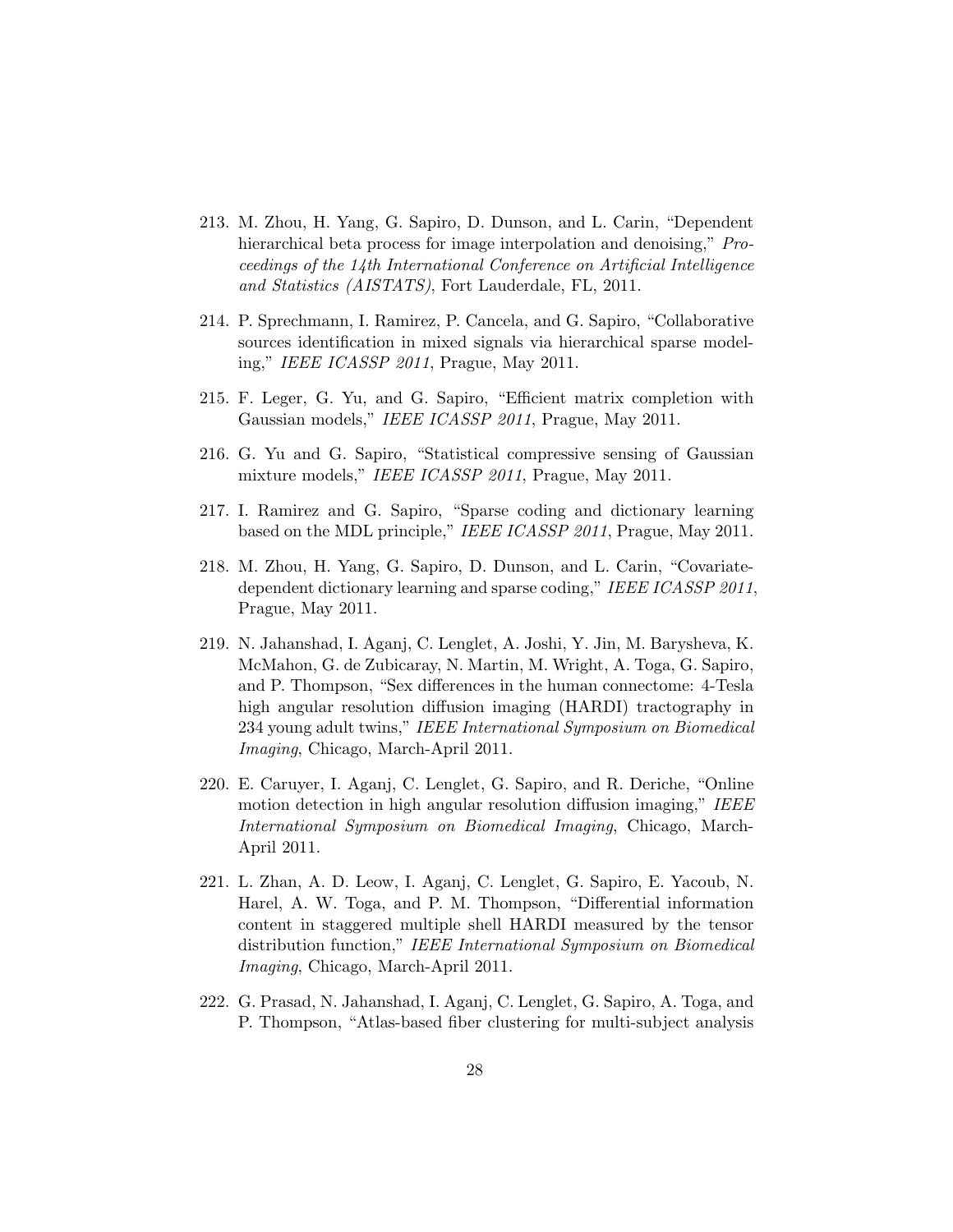213. M. Zhou, H. Yang, G. Sapiro, D. Dunson, and L. Carin, "Dependent hierarchical beta process for image interpolation and denoising," *Proceedings of the 14th International Conference on Artificial Intelligence and Statistics (AISTATS)*, Fort Lauderdale, FL, 2011.

214. P. Sprechmann, I. Ramirez, P. Cancela, and G. Sapiro, "Collaborative sources identification in mixed signals via hierarchical sparse modeling," *IEEE ICASSP 2011*, Prague, May 2011.

215. F. Leger, G. Yu, and G. Sapiro, "Efficient matrix completion with Gaussian models," *IEEE ICASSP 2011*, Prague, May 2011.

216. G. Yu and G. Sapiro, "Statistical compressive sensing of Gaussian mixture models," *IEEE ICASSP 2011*, Prague, May 2011.

217. I. Ramirez and G. Sapiro, "Sparse coding and dictionary learning based on the MDL principle," *IEEE ICASSP 2011*, Prague, May 2011.

218. M. Zhou, H. Yang, G. Sapiro, D. Dunson, and L. Carin, "Covariate-dependent dictionary learning and sparse coding," *IEEE ICASSP 2011*, Prague, May 2011.

219. N. Jahanshad, I. Aganj, C. Lenglet, A. Joshi, Y. Jin, M. Barysheva, K. McMahon, G. de Zubicaray, N. Martin, M. Wright, A. Toga, G. Sapiro, and P. Thompson, "Sex differences in the human connectome: 4-Tesla high angular resolution diffusion imaging (HARDI) tractography in 234 young adult twins," *IEEE International Symposium on Biomedical Imaging*, Chicago, March-April 2011.

220. E. Caruyer, I. Aganj, C. Lenglet, G. Sapiro, and R. Deriche, "Online motion detection in high angular resolution diffusion imaging," *IEEE International Symposium on Biomedical Imaging*, Chicago, March-April 2011.

221. L. Zhan, A. D. Leow, I. Aganj, C. Lenglet, G. Sapiro, E. Yacoub, N. Harel, A. W. Toga, and P. M. Thompson, "Differential information content in staggered multiple shell HARDI measured by the tensor distribution function," *IEEE International Symposium on Biomedical Imaging*, Chicago, March-April 2011.

222. G. Prasad, N. Jahanshad, I. Aganj, C. Lenglet, G. Sapiro, A. Toga, and P. Thompson, "Atlas-based fiber clustering for multi-subject analysis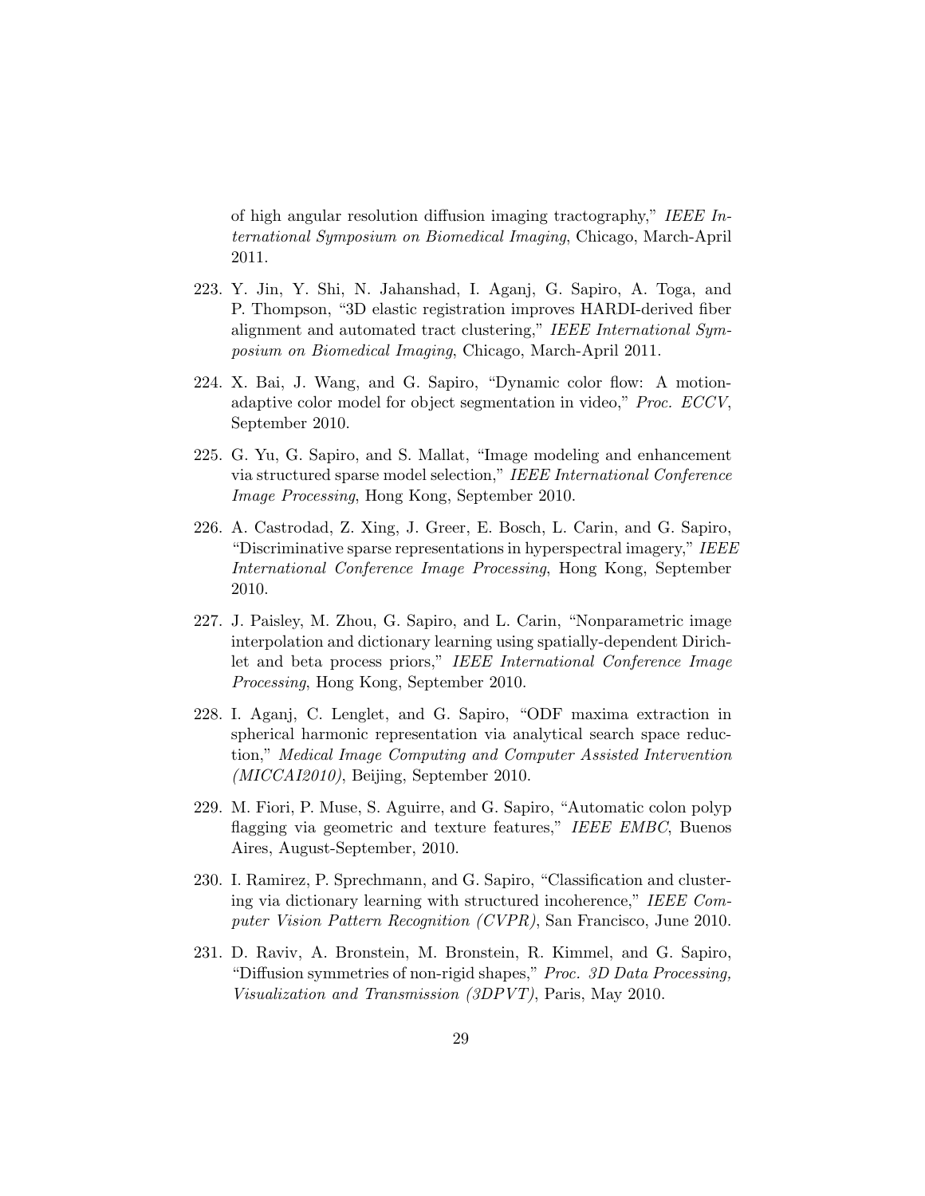of high angular resolution diffusion imaging tractography," *IEEE International Symposium on Biomedical Imaging*, Chicago, March-April 2011.

223. Y. Jin, Y. Shi, N. Jahanshad, I. Aganj, G. Sapiro, A. Toga, and P. Thompson, "3D elastic registration improves HARDI-derived fiber alignment and automated tract clustering," *IEEE International Symposium on Biomedical Imaging*, Chicago, March-April 2011.

224. X. Bai, J. Wang, and G. Sapiro, "Dynamic color flow: A motion-adaptive color model for object segmentation in video," *Proc. ECCV*, September 2010.

225. G. Yu, G. Sapiro, and S. Mallat, "Image modeling and enhancement via structured sparse model selection," *IEEE International Conference Image Processing*, Hong Kong, September 2010.

226. A. Castrodad, Z. Xing, J. Greer, E. Bosch, L. Carin, and G. Sapiro, "Discriminative sparse representations in hyperspectral imagery," *IEEE International Conference Image Processing*, Hong Kong, September 2010.

227. J. Paisley, M. Zhou, G. Sapiro, and L. Carin, "Nonparametric image interpolation and dictionary learning using spatially-dependent Dirichlet and beta process priors," *IEEE International Conference Image Processing*, Hong Kong, September 2010.

228. I. Aganj, C. Lenglet, and G. Sapiro, "ODF maxima extraction in spherical harmonic representation via analytical search space reduction," *Medical Image Computing and Computer Assisted Intervention (MICCAI2010)*, Beijing, September 2010.

229. M. Fiori, P. Muse, S. Aguirre, and G. Sapiro, "Automatic colon polyp flagging via geometric and texture features," *IEEE EMBC*, Buenos Aires, August-September, 2010.

230. I. Ramirez, P. Sprechmann, and G. Sapiro, "Classification and clustering via dictionary learning with structured incoherence," *IEEE Computer Vision Pattern Recognition (CVPR)*, San Francisco, June 2010.

231. D. Raviv, A. Bronstein, M. Bronstein, R. Kimmel, and G. Sapiro, "Diffusion symmetries of non-rigid shapes," *Proc. 3D Data Processing, Visualization and Transmission (3DPVT)*, Paris, May 2010.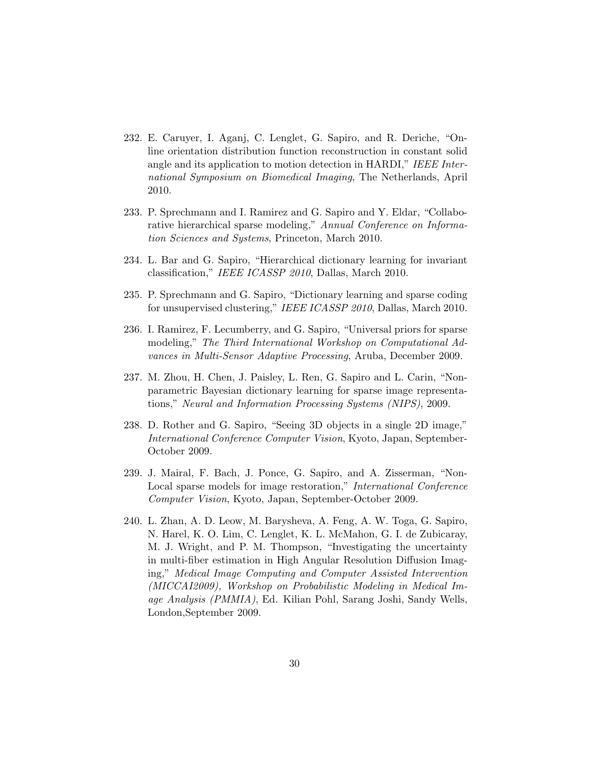232. E. Caruyer, I. Aganj, C. Lenglet, G. Sapiro, and R. Deriche, "Online orientation distribution function reconstruction in constant solid angle and its application to motion detection in HARDI," *IEEE International Symposium on Biomedical Imaging*, The Netherlands, April 2010.

233. P. Sprechmann and I. Ramirez and G. Sapiro and Y. Eldar, "Collaborative hierarchical sparse modeling," *Annual Conference on Information Sciences and Systems*, Princeton, March 2010.

234. L. Bar and G. Sapiro, "Hierarchical dictionary learning for invariant classification," *IEEE ICASSP 2010*, Dallas, March 2010.

235. P. Sprechmann and G. Sapiro, "Dictionary learning and sparse coding for unsupervised clustering," *IEEE ICASSP 2010*, Dallas, March 2010.

236. I. Ramirez, F. Lecumberry, and G. Sapiro, "Universal priors for sparse modeling," *The Third International Workshop on Computational Advances in Multi-Sensor Adaptive Processing*, Aruba, December 2009.

237. M. Zhou, H. Chen, J. Paisley, L. Ren, G. Sapiro and L. Carin, "Nonparametric Bayesian dictionary learning for sparse image representations," *Neural and Information Processing Systems (NIPS)*, 2009.

238. D. Rother and G. Sapiro, "Seeing 3D objects in a single 2D image," *International Conference Computer Vision*, Kyoto, Japan, September-October 2009.

239. J. Mairal, F. Bach, J. Ponce, G. Sapiro, and A. Zisserman, "Non-Local sparse models for image restoration," *International Conference Computer Vision*, Kyoto, Japan, September-October 2009.

240. L. Zhan, A. D. Leow, M. Barysheva, A. Feng, A. W. Toga, G. Sapiro, N. Harel, K. O. Lim, C. Lenglet, K. L. McMahon, G. I. de Zubicaray, M. J. Wright, and P. M. Thompson, "Investigating the uncertainty in multi-fiber estimation in High Angular Resolution Diffusion Imaging," *Medical Image Computing and Computer Assisted Intervention (MICCAI2009), Workshop on Probabilistic Modeling in Medical Image Analysis (PMMIA)*, Ed. Kilian Pohl, Sarang Joshi, Sandy Wells, London,September 2009.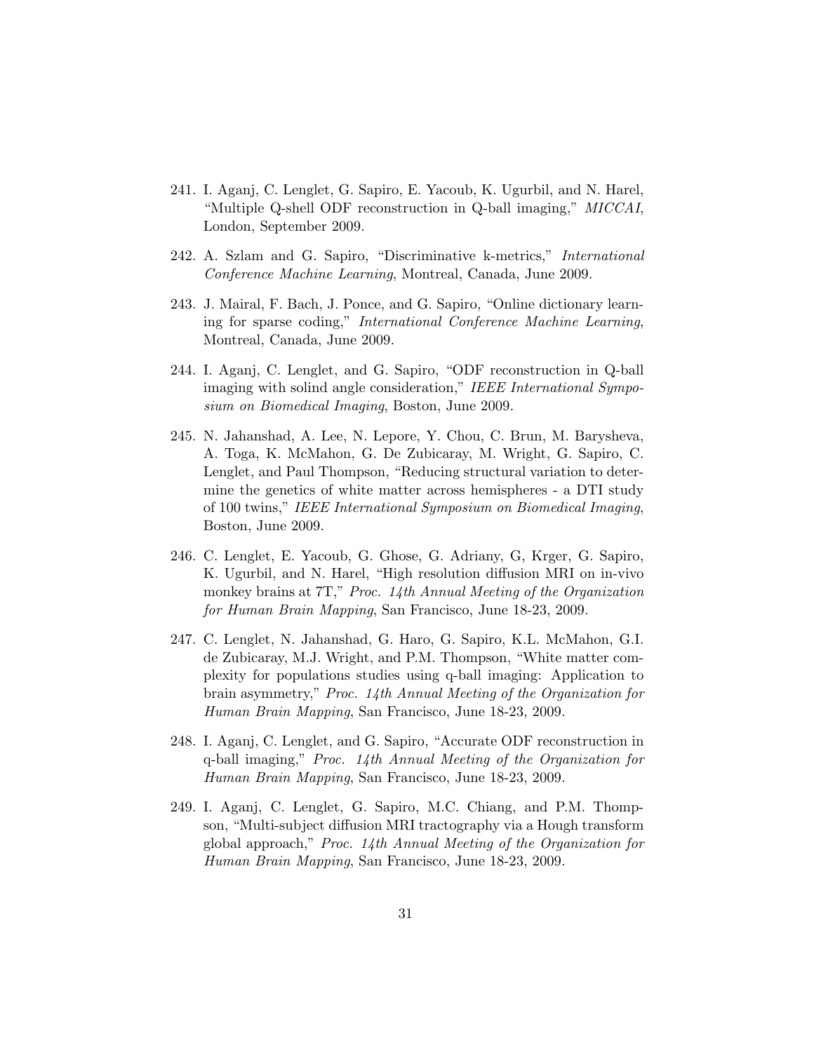241. I. Aganj, C. Lenglet, G. Sapiro, E. Yacoub, K. Ugurbil, and N. Harel, "Multiple Q-shell ODF reconstruction in Q-ball imaging," *MICCAI*, London, September 2009.

242. A. Szlam and G. Sapiro, "Discriminative k-metrics," *International Conference Machine Learning*, Montreal, Canada, June 2009.

243. J. Mairal, F. Bach, J. Ponce, and G. Sapiro, "Online dictionary learning for sparse coding," *International Conference Machine Learning*, Montreal, Canada, June 2009.

244. I. Aganj, C. Lenglet, and G. Sapiro, "ODF reconstruction in Q-ball imaging with solind angle consideration," *IEEE International Symposium on Biomedical Imaging*, Boston, June 2009.

245. N. Jahanshad, A. Lee, N. Lepore, Y. Chou, C. Brun, M. Barysheva, A. Toga, K. McMahon, G. De Zubicaray, M. Wright, G. Sapiro, C. Lenglet, and Paul Thompson, "Reducing structural variation to determine the genetics of white matter across hemispheres - a DTI study of 100 twins," *IEEE International Symposium on Biomedical Imaging*, Boston, June 2009.

246. C. Lenglet, E. Yacoub, G. Ghose, G. Adriany, G, Krger, G. Sapiro, K. Ugurbil, and N. Harel, "High resolution diffusion MRI on in-vivo monkey brains at 7T," *Proc. 14th Annual Meeting of the Organization for Human Brain Mapping*, San Francisco, June 18-23, 2009.

247. C. Lenglet, N. Jahanshad, G. Haro, G. Sapiro, K.L. McMahon, G.I. de Zubicaray, M.J. Wright, and P.M. Thompson, "White matter complexity for populations studies using q-ball imaging: Application to brain asymmetry," *Proc. 14th Annual Meeting of the Organization for Human Brain Mapping*, San Francisco, June 18-23, 2009.

248. I. Aganj, C. Lenglet, and G. Sapiro, "Accurate ODF reconstruction in q-ball imaging," *Proc. 14th Annual Meeting of the Organization for Human Brain Mapping*, San Francisco, June 18-23, 2009.

249. I. Aganj, C. Lenglet, G. Sapiro, M.C. Chiang, and P.M. Thompson, "Multi-subject diffusion MRI tractography via a Hough transform global approach," *Proc. 14th Annual Meeting of the Organization for Human Brain Mapping*, San Francisco, June 18-23, 2009.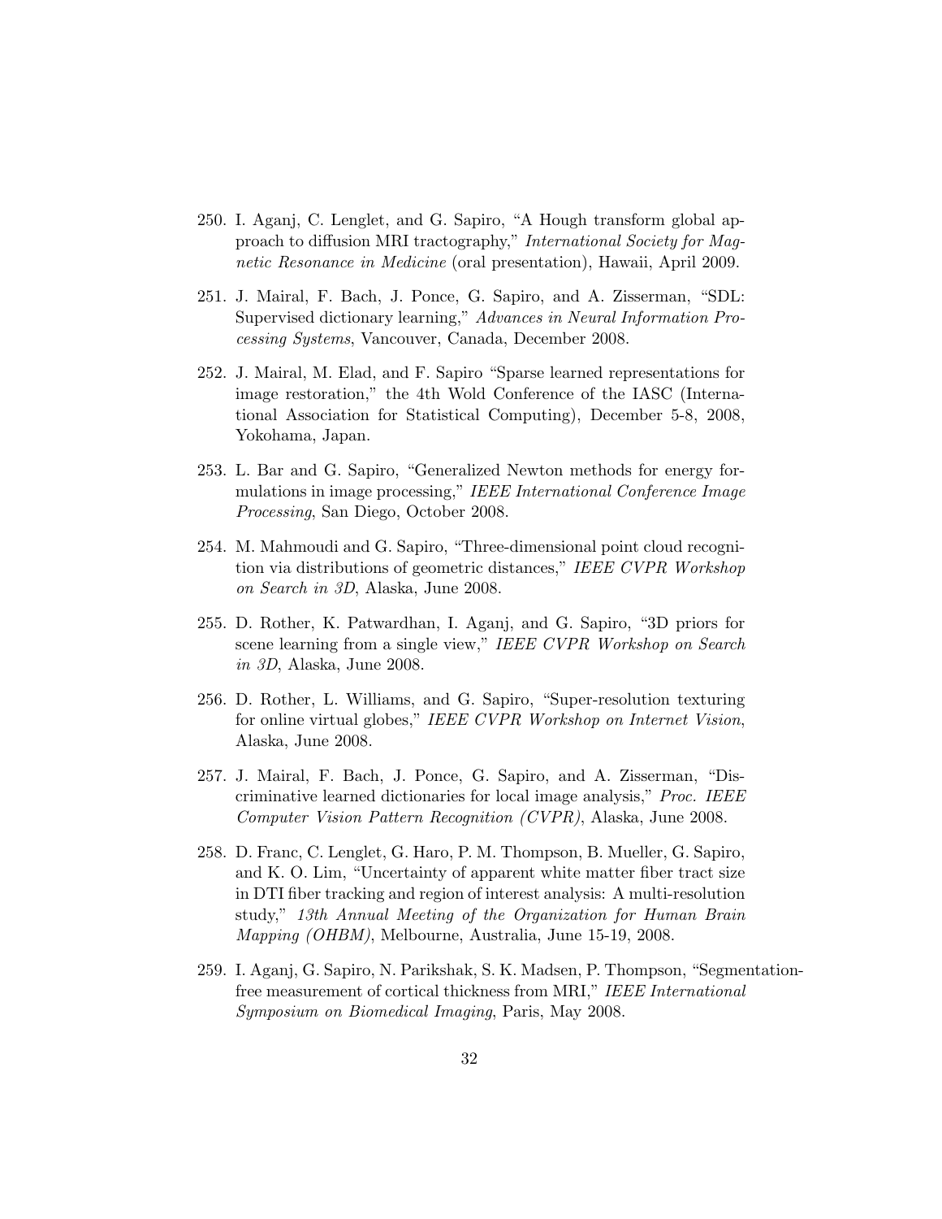250. I. Aganj, C. Lenglet, and G. Sapiro, "A Hough transform global approach to diffusion MRI tractography," *International Society for Magnetic Resonance in Medicine* (oral presentation), Hawaii, April 2009.

251. J. Mairal, F. Bach, J. Ponce, G. Sapiro, and A. Zisserman, "SDL: Supervised dictionary learning," *Advances in Neural Information Processing Systems*, Vancouver, Canada, December 2008.

252. J. Mairal, M. Elad, and F. Sapiro "Sparse learned representations for image restoration," the 4th Wold Conference of the IASC (International Association for Statistical Computing), December 5-8, 2008, Yokohama, Japan.

253. L. Bar and G. Sapiro, "Generalized Newton methods for energy formulations in image processing," *IEEE International Conference Image Processing*, San Diego, October 2008.

254. M. Mahmoudi and G. Sapiro, "Three-dimensional point cloud recognition via distributions of geometric distances," *IEEE CVPR Workshop on Search in 3D*, Alaska, June 2008.

255. D. Rother, K. Patwardhan, I. Aganj, and G. Sapiro, "3D priors for scene learning from a single view," *IEEE CVPR Workshop on Search in 3D*, Alaska, June 2008.

256. D. Rother, L. Williams, and G. Sapiro, "Super-resolution texturing for online virtual globes," *IEEE CVPR Workshop on Internet Vision*, Alaska, June 2008.

257. J. Mairal, F. Bach, J. Ponce, G. Sapiro, and A. Zisserman, "Discriminative learned dictionaries for local image analysis," *Proc. IEEE Computer Vision Pattern Recognition (CVPR)*, Alaska, June 2008.

258. D. Franc, C. Lenglet, G. Haro, P. M. Thompson, B. Mueller, G. Sapiro, and K. O. Lim, "Uncertainty of apparent white matter fiber tract size in DTI fiber tracking and region of interest analysis: A multi-resolution study," *13th Annual Meeting of the Organization for Human Brain Mapping (OHBM)*, Melbourne, Australia, June 15-19, 2008.

259. I. Aganj, G. Sapiro, N. Parikshak, S. K. Madsen, P. Thompson, "Segmentation-free measurement of cortical thickness from MRI," *IEEE International Symposium on Biomedical Imaging*, Paris, May 2008.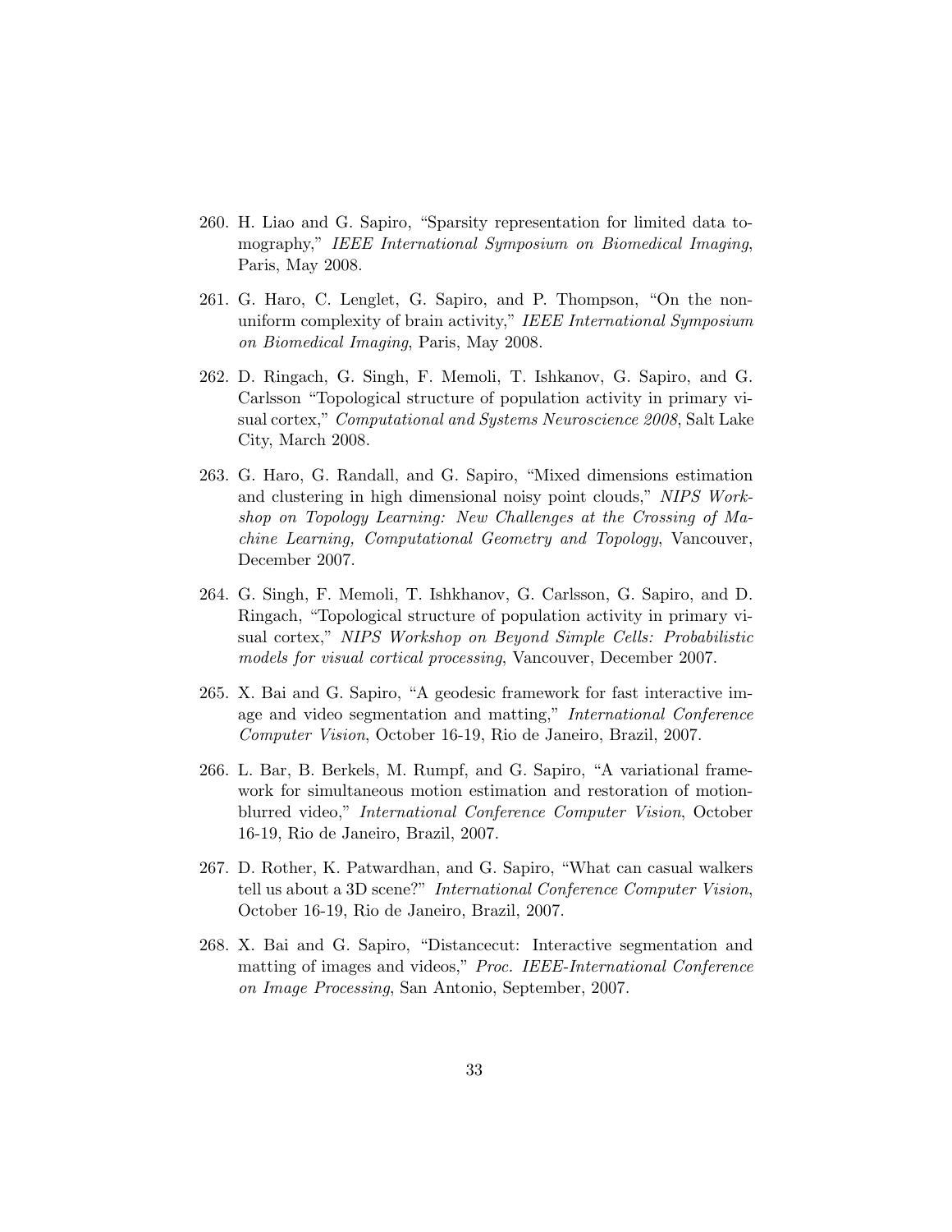260. H. Liao and G. Sapiro, "Sparsity representation for limited data tomography," *IEEE International Symposium on Biomedical Imaging*, Paris, May 2008.

261. G. Haro, C. Lenglet, G. Sapiro, and P. Thompson, "On the non-uniform complexity of brain activity," *IEEE International Symposium on Biomedical Imaging*, Paris, May 2008.

262. D. Ringach, G. Singh, F. Memoli, T. Ishkanov, G. Sapiro, and G. Carlsson "Topological structure of population activity in primary visual cortex," *Computational and Systems Neuroscience 2008*, Salt Lake City, March 2008.

263. G. Haro, G. Randall, and G. Sapiro, "Mixed dimensions estimation and clustering in high dimensional noisy point clouds," *NIPS Workshop on Topology Learning: New Challenges at the Crossing of Machine Learning, Computational Geometry and Topology*, Vancouver, December 2007.

264. G. Singh, F. Memoli, T. Ishkhanov, G. Carlsson, G. Sapiro, and D. Ringach, "Topological structure of population activity in primary visual cortex," *NIPS Workshop on Beyond Simple Cells: Probabilistic models for visual cortical processing*, Vancouver, December 2007.

265. X. Bai and G. Sapiro, "A geodesic framework for fast interactive image and video segmentation and matting," *International Conference Computer Vision*, October 16-19, Rio de Janeiro, Brazil, 2007.

266. L. Bar, B. Berkels, M. Rumpf, and G. Sapiro, "A variational framework for simultaneous motion estimation and restoration of motion-blurred video," *International Conference Computer Vision*, October 16-19, Rio de Janeiro, Brazil, 2007.

267. D. Rother, K. Patwardhan, and G. Sapiro, "What can casual walkers tell us about a 3D scene?" *International Conference Computer Vision*, October 16-19, Rio de Janeiro, Brazil, 2007.

268. X. Bai and G. Sapiro, "Distancecut: Interactive segmentation and matting of images and videos," *Proc. IEEE-International Conference on Image Processing*, San Antonio, September, 2007.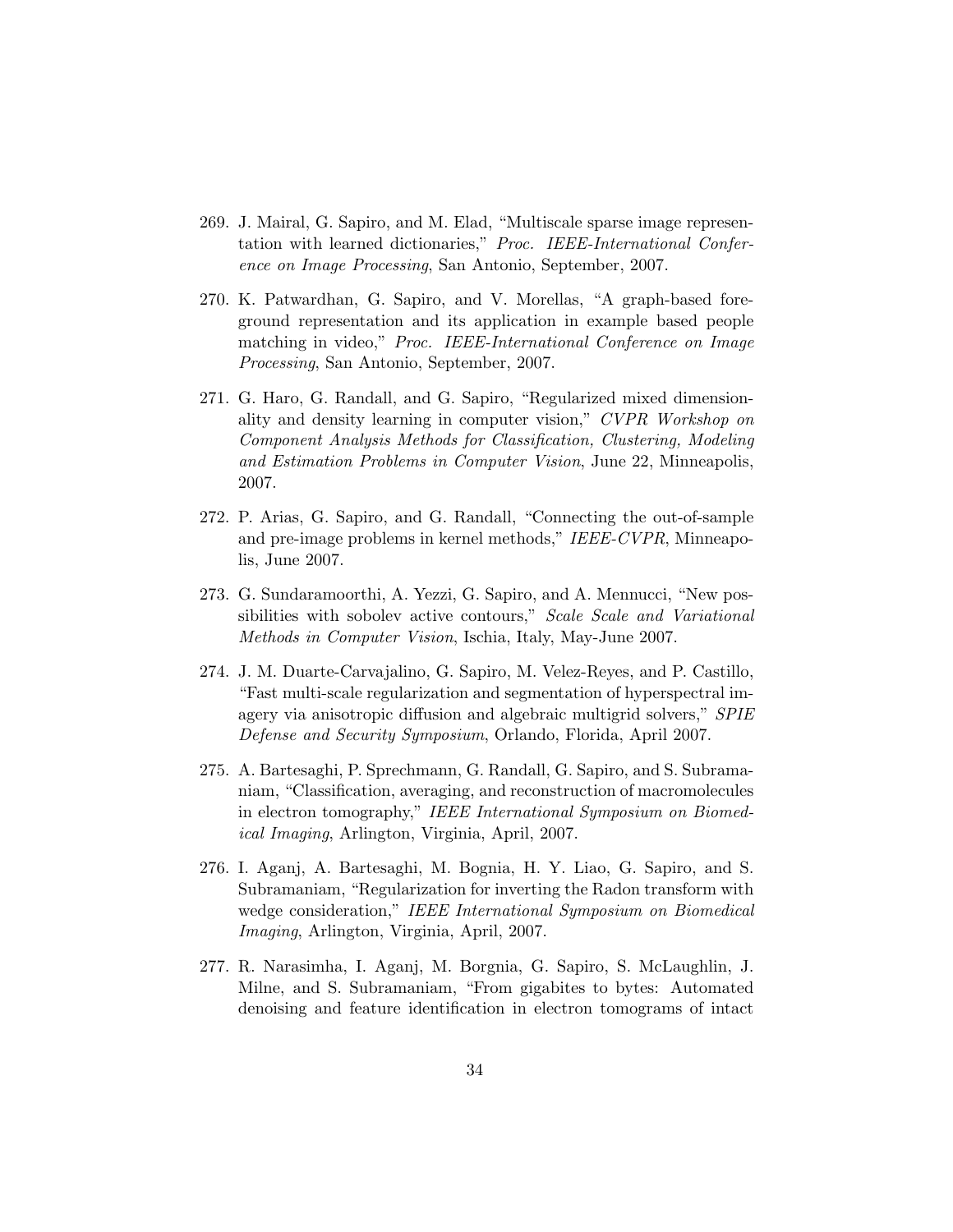269. J. Mairal, G. Sapiro, and M. Elad, "Multiscale sparse image representation with learned dictionaries," *Proc. IEEE-International Conference on Image Processing*, San Antonio, September, 2007.

270. K. Patwardhan, G. Sapiro, and V. Morellas, "A graph-based foreground representation and its application in example based people matching in video," *Proc. IEEE-International Conference on Image Processing*, San Antonio, September, 2007.

271. G. Haro, G. Randall, and G. Sapiro, "Regularized mixed dimensionality and density learning in computer vision," *CVPR Workshop on Component Analysis Methods for Classification, Clustering, Modeling and Estimation Problems in Computer Vision*, June 22, Minneapolis, 2007.

272. P. Arias, G. Sapiro, and G. Randall, "Connecting the out-of-sample and pre-image problems in kernel methods," *IEEE-CVPR*, Minneapolis, June 2007.

273. G. Sundaramoorthi, A. Yezzi, G. Sapiro, and A. Mennucci, "New possibilities with sobolev active contours," *Scale Scale and Variational Methods in Computer Vision*, Ischia, Italy, May-June 2007.

274. J. M. Duarte-Carvajalino, G. Sapiro, M. Velez-Reyes, and P. Castillo, "Fast multi-scale regularization and segmentation of hyperspectral imagery via anisotropic diffusion and algebraic multigrid solvers," *SPIE Defense and Security Symposium*, Orlando, Florida, April 2007.

275. A. Bartesaghi, P. Sprechmann, G. Randall, G. Sapiro, and S. Subramaniam, "Classification, averaging, and reconstruction of macromolecules in electron tomography," *IEEE International Symposium on Biomedical Imaging*, Arlington, Virginia, April, 2007.

276. I. Aganj, A. Bartesaghi, M. Bognia, H. Y. Liao, G. Sapiro, and S. Subramaniam, "Regularization for inverting the Radon transform with wedge consideration," *IEEE International Symposium on Biomedical Imaging*, Arlington, Virginia, April, 2007.

277. R. Narasimha, I. Aganj, M. Borgnia, G. Sapiro, S. McLaughlin, J. Milne, and S. Subramaniam, "From gigabites to bytes: Automated denoising and feature identification in electron tomograms of intact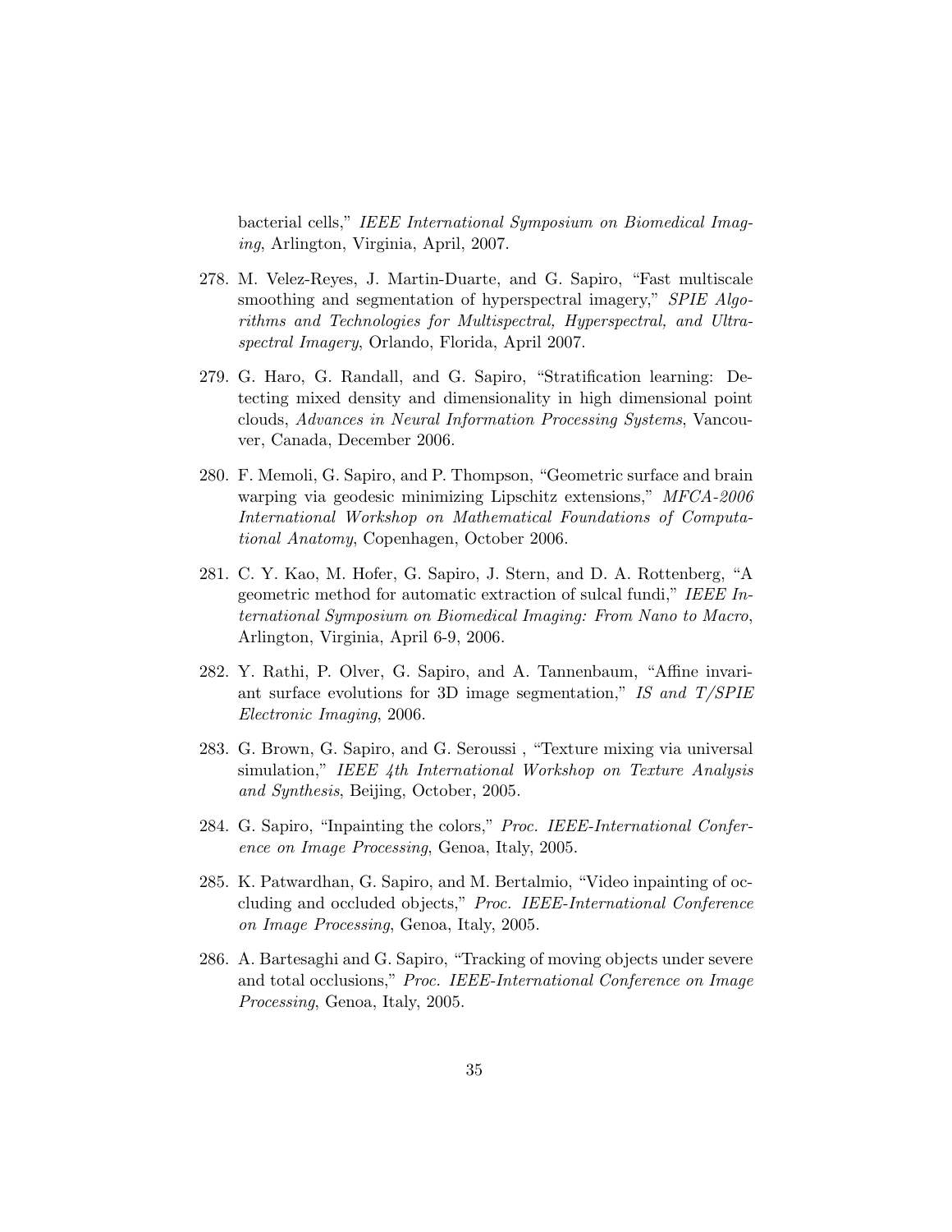bacterial cells," *IEEE International Symposium on Biomedical Imaging*, Arlington, Virginia, April, 2007.

278. M. Velez-Reyes, J. Martin-Duarte, and G. Sapiro, "Fast multiscale smoothing and segmentation of hyperspectral imagery," *SPIE Algorithms and Technologies for Multispectral, Hyperspectral, and Ultraspectral Imagery*, Orlando, Florida, April 2007.

279. G. Haro, G. Randall, and G. Sapiro, "Stratification learning: Detecting mixed density and dimensionality in high dimensional point clouds, *Advances in Neural Information Processing Systems*, Vancouver, Canada, December 2006.

280. F. Memoli, G. Sapiro, and P. Thompson, "Geometric surface and brain warping via geodesic minimizing Lipschitz extensions," *MFCA-2006 International Workshop on Mathematical Foundations of Computational Anatomy*, Copenhagen, October 2006.

281. C. Y. Kao, M. Hofer, G. Sapiro, J. Stern, and D. A. Rottenberg, "A geometric method for automatic extraction of sulcal fundi," *IEEE International Symposium on Biomedical Imaging: From Nano to Macro*, Arlington, Virginia, April 6-9, 2006.

282. Y. Rathi, P. Olver, G. Sapiro, and A. Tannenbaum, "Affine invariant surface evolutions for 3D image segmentation," *IS and T/SPIE Electronic Imaging*, 2006.

283. G. Brown, G. Sapiro, and G. Seroussi , "Texture mixing via universal simulation," *IEEE 4th International Workshop on Texture Analysis and Synthesis*, Beijing, October, 2005.

284. G. Sapiro, "Inpainting the colors," *Proc. IEEE-International Conference on Image Processing*, Genoa, Italy, 2005.

285. K. Patwardhan, G. Sapiro, and M. Bertalmio, "Video inpainting of occluding and occluded objects," *Proc. IEEE-International Conference on Image Processing*, Genoa, Italy, 2005.

286. A. Bartesaghi and G. Sapiro, "Tracking of moving objects under severe and total occlusions," *Proc. IEEE-International Conference on Image Processing*, Genoa, Italy, 2005.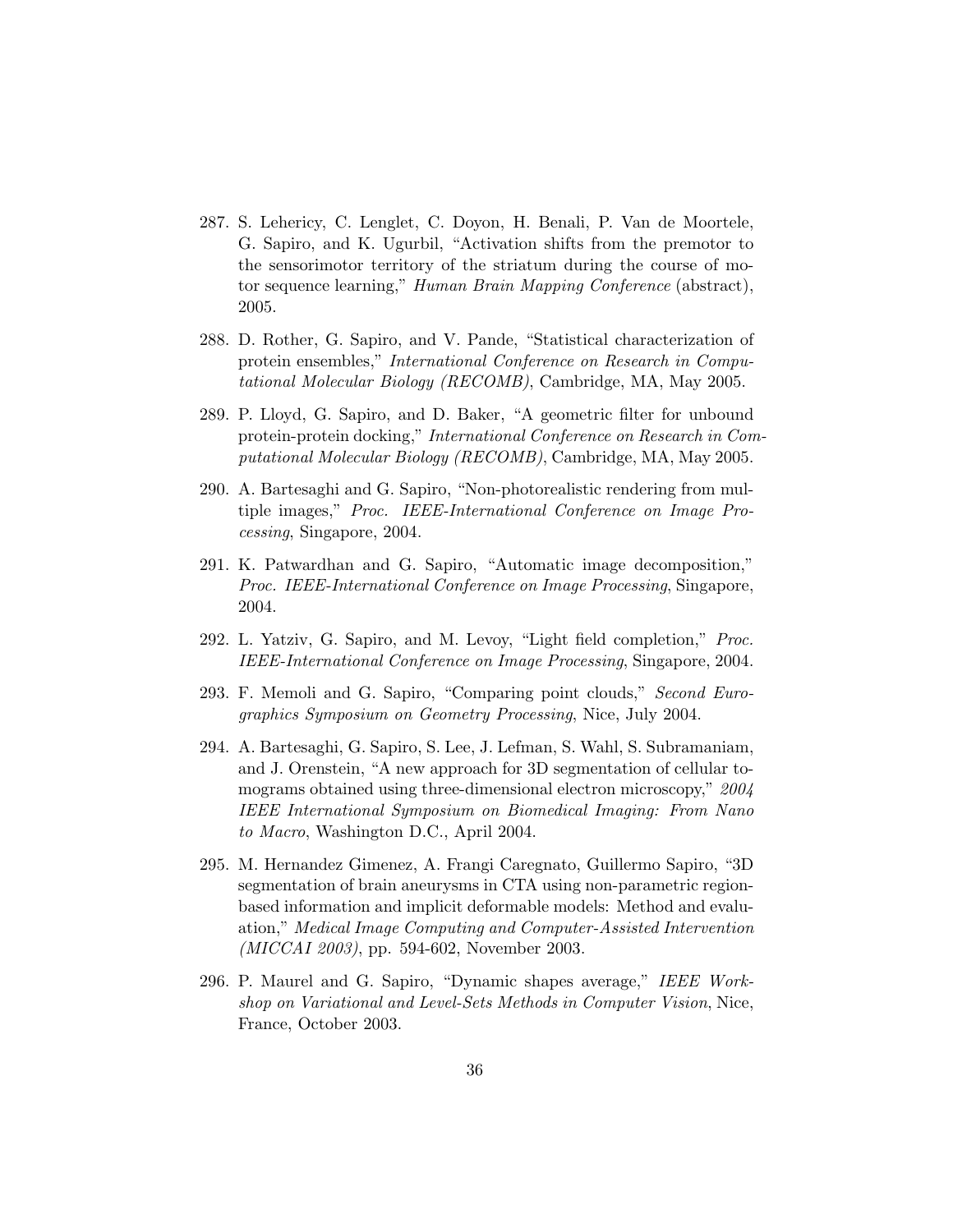287. S. Lehericy, C. Lenglet, C. Doyon, H. Benali, P. Van de Moortele, G. Sapiro, and K. Ugurbil, "Activation shifts from the premotor to the sensorimotor territory of the striatum during the course of motor sequence learning," *Human Brain Mapping Conference* (abstract), 2005.

288. D. Rother, G. Sapiro, and V. Pande, "Statistical characterization of protein ensembles," *International Conference on Research in Computational Molecular Biology (RECOMB)*, Cambridge, MA, May 2005.

289. P. Lloyd, G. Sapiro, and D. Baker, "A geometric filter for unbound protein-protein docking," *International Conference on Research in Computational Molecular Biology (RECOMB)*, Cambridge, MA, May 2005.

290. A. Bartesaghi and G. Sapiro, "Non-photorealistic rendering from multiple images," *Proc. IEEE-International Conference on Image Processing*, Singapore, 2004.

291. K. Patwardhan and G. Sapiro, "Automatic image decomposition," *Proc. IEEE-International Conference on Image Processing*, Singapore, 2004.

292. L. Yatziv, G. Sapiro, and M. Levoy, "Light field completion," *Proc. IEEE-International Conference on Image Processing*, Singapore, 2004.

293. F. Memoli and G. Sapiro, "Comparing point clouds," *Second Eurographics Symposium on Geometry Processing*, Nice, July 2004.

294. A. Bartesaghi, G. Sapiro, S. Lee, J. Lefman, S. Wahl, S. Subramaniam, and J. Orenstein, "A new approach for 3D segmentation of cellular tomograms obtained using three-dimensional electron microscopy," *2004 IEEE International Symposium on Biomedical Imaging: From Nano to Macro*, Washington D.C., April 2004.

295. M. Hernandez Gimenez, A. Frangi Caregnato, Guillermo Sapiro, "3D segmentation of brain aneurysms in CTA using non-parametric region-based information and implicit deformable models: Method and evaluation," *Medical Image Computing and Computer-Assisted Intervention (MICCAI 2003)*, pp. 594-602, November 2003.

296. P. Maurel and G. Sapiro, "Dynamic shapes average," *IEEE Workshop on Variational and Level-Sets Methods in Computer Vision*, Nice, France, October 2003.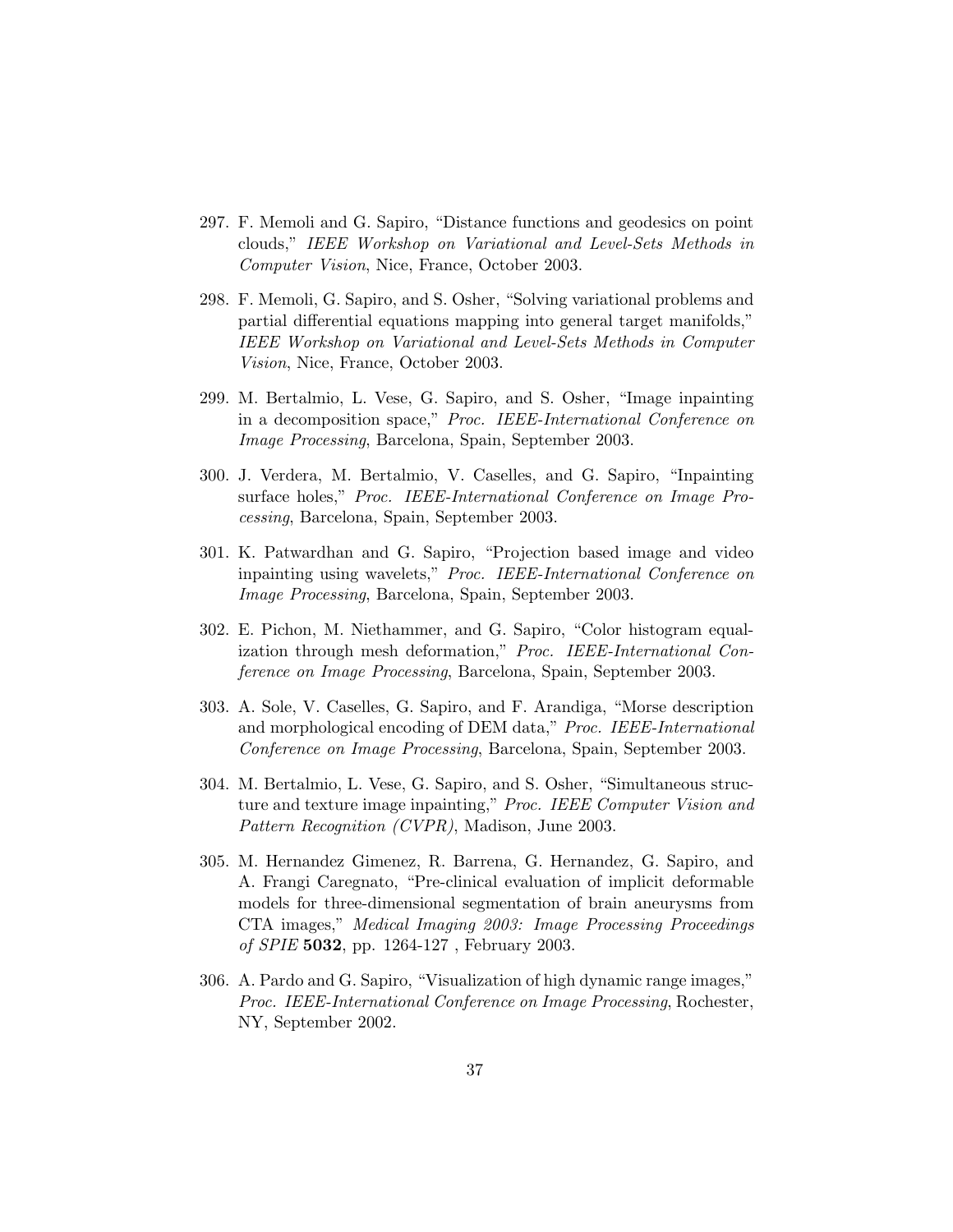297. F. Memoli and G. Sapiro, "Distance functions and geodesics on point clouds," *IEEE Workshop on Variational and Level-Sets Methods in Computer Vision*, Nice, France, October 2003.

298. F. Memoli, G. Sapiro, and S. Osher, "Solving variational problems and partial differential equations mapping into general target manifolds," *IEEE Workshop on Variational and Level-Sets Methods in Computer Vision*, Nice, France, October 2003.

299. M. Bertalmio, L. Vese, G. Sapiro, and S. Osher, "Image inpainting in a decomposition space," *Proc. IEEE-International Conference on Image Processing*, Barcelona, Spain, September 2003.

300. J. Verdera, M. Bertalmio, V. Caselles, and G. Sapiro, "Inpainting surface holes," *Proc. IEEE-International Conference on Image Processing*, Barcelona, Spain, September 2003.

301. K. Patwardhan and G. Sapiro, "Projection based image and video inpainting using wavelets," *Proc. IEEE-International Conference on Image Processing*, Barcelona, Spain, September 2003.

302. E. Pichon, M. Niethammer, and G. Sapiro, "Color histogram equalization through mesh deformation," *Proc. IEEE-International Conference on Image Processing*, Barcelona, Spain, September 2003.

303. A. Sole, V. Caselles, G. Sapiro, and F. Arandiga, "Morse description and morphological encoding of DEM data," *Proc. IEEE-International Conference on Image Processing*, Barcelona, Spain, September 2003.

304. M. Bertalmio, L. Vese, G. Sapiro, and S. Osher, "Simultaneous structure and texture image inpainting," *Proc. IEEE Computer Vision and Pattern Recognition (CVPR)*, Madison, June 2003.

305. M. Hernandez Gimenez, R. Barrena, G. Hernandez, G. Sapiro, and A. Frangi Caregnato, "Pre-clinical evaluation of implicit deformable models for three-dimensional segmentation of brain aneurysms from CTA images," *Medical Imaging 2003: Image Processing Proceedings of SPIE* **5032**, pp. 1264-127 , February 2003.

306. A. Pardo and G. Sapiro, "Visualization of high dynamic range images," *Proc. IEEE-International Conference on Image Processing*, Rochester, NY, September 2002.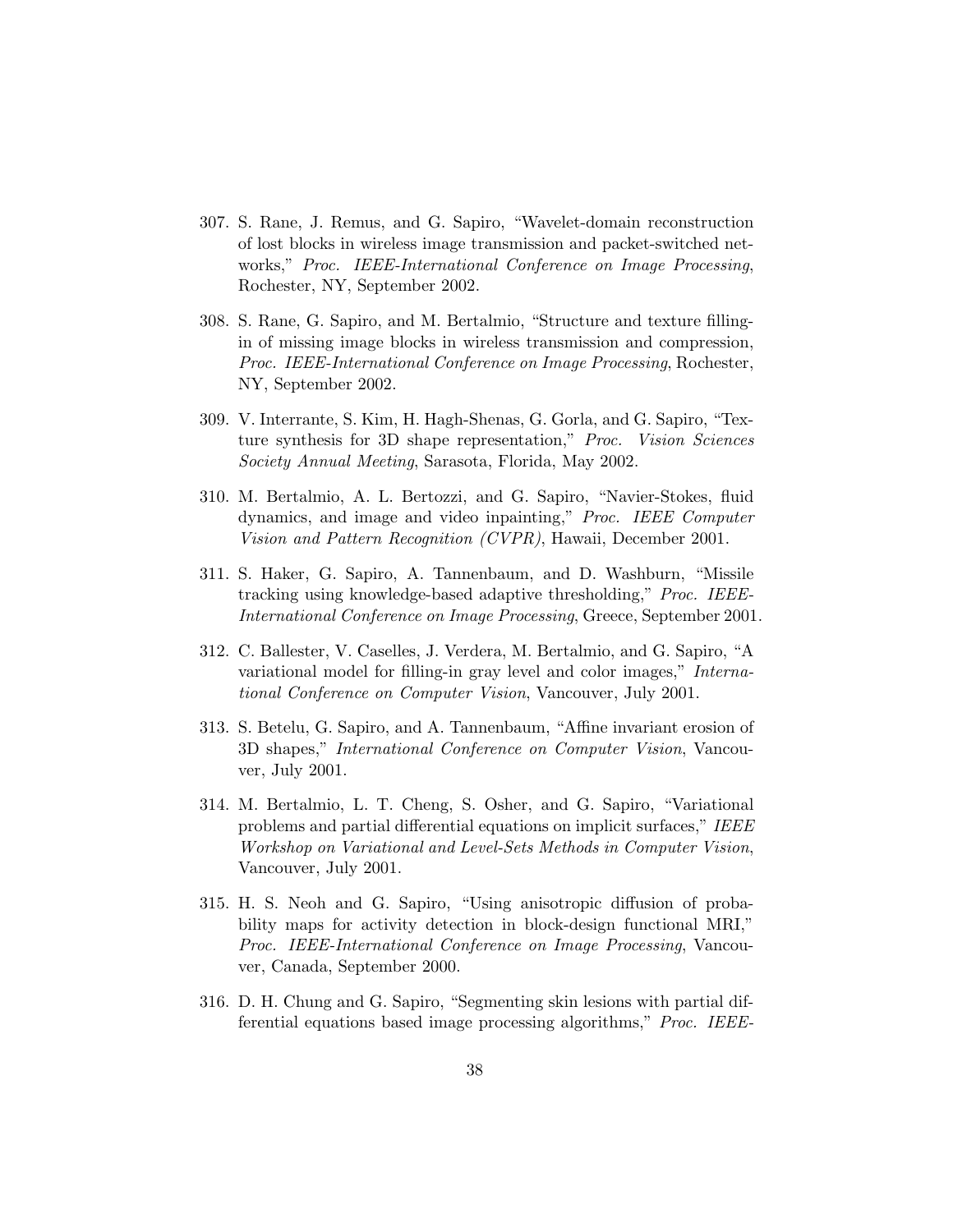307. S. Rane, J. Remus, and G. Sapiro, "Wavelet-domain reconstruction of lost blocks in wireless image transmission and packet-switched networks," *Proc. IEEE-International Conference on Image Processing*, Rochester, NY, September 2002.

308. S. Rane, G. Sapiro, and M. Bertalmio, "Structure and texture filling-in of missing image blocks in wireless transmission and compression, *Proc. IEEE-International Conference on Image Processing*, Rochester, NY, September 2002.

309. V. Interrante, S. Kim, H. Hagh-Shenas, G. Gorla, and G. Sapiro, "Texture synthesis for 3D shape representation," *Proc. Vision Sciences Society Annual Meeting*, Sarasota, Florida, May 2002.

310. M. Bertalmio, A. L. Bertozzi, and G. Sapiro, "Navier-Stokes, fluid dynamics, and image and video inpainting," *Proc. IEEE Computer Vision and Pattern Recognition (CVPR)*, Hawaii, December 2001.

311. S. Haker, G. Sapiro, A. Tannenbaum, and D. Washburn, "Missile tracking using knowledge-based adaptive thresholding," *Proc. IEEE-International Conference on Image Processing*, Greece, September 2001.

312. C. Ballester, V. Caselles, J. Verdera, M. Bertalmio, and G. Sapiro, "A variational model for filling-in gray level and color images," *International Conference on Computer Vision*, Vancouver, July 2001.

313. S. Betelu, G. Sapiro, and A. Tannenbaum, "Affine invariant erosion of 3D shapes," *International Conference on Computer Vision*, Vancouver, July 2001.

314. M. Bertalmio, L. T. Cheng, S. Osher, and G. Sapiro, "Variational problems and partial differential equations on implicit surfaces," *IEEE Workshop on Variational and Level-Sets Methods in Computer Vision*, Vancouver, July 2001.

315. H. S. Neoh and G. Sapiro, "Using anisotropic diffusion of probability maps for activity detection in block-design functional MRI," *Proc. IEEE-International Conference on Image Processing*, Vancouver, Canada, September 2000.

316. D. H. Chung and G. Sapiro, "Segmenting skin lesions with partial differential equations based image processing algorithms," *Proc. IEEE-*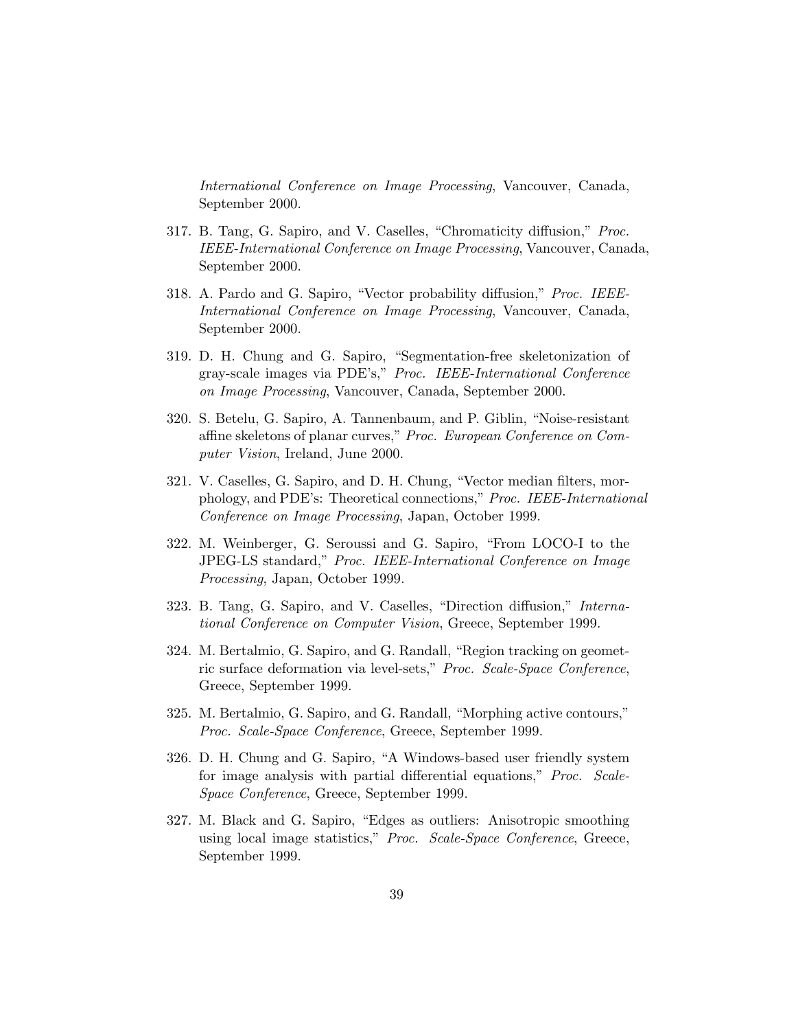*International Conference on Image Processing*, Vancouver, Canada, September 2000.

317. B. Tang, G. Sapiro, and V. Caselles, "Chromaticity diffusion," *Proc. IEEE-International Conference on Image Processing*, Vancouver, Canada, September 2000.

318. A. Pardo and G. Sapiro, "Vector probability diffusion," *Proc. IEEE-International Conference on Image Processing*, Vancouver, Canada, September 2000.

319. D. H. Chung and G. Sapiro, "Segmentation-free skeletonization of gray-scale images via PDE's," *Proc. IEEE-International Conference on Image Processing*, Vancouver, Canada, September 2000.

320. S. Betelu, G. Sapiro, A. Tannenbaum, and P. Giblin, "Noise-resistant affine skeletons of planar curves," *Proc. European Conference on Computer Vision*, Ireland, June 2000.

321. V. Caselles, G. Sapiro, and D. H. Chung, "Vector median filters, morphology, and PDE's: Theoretical connections," *Proc. IEEE-International Conference on Image Processing*, Japan, October 1999.

322. M. Weinberger, G. Seroussi and G. Sapiro, "From LOCO-I to the JPEG-LS standard," *Proc. IEEE-International Conference on Image Processing*, Japan, October 1999.

323. B. Tang, G. Sapiro, and V. Caselles, "Direction diffusion," *International Conference on Computer Vision*, Greece, September 1999.

324. M. Bertalmio, G. Sapiro, and G. Randall, "Region tracking on geometric surface deformation via level-sets," *Proc. Scale-Space Conference*, Greece, September 1999.

325. M. Bertalmio, G. Sapiro, and G. Randall, "Morphing active contours," *Proc. Scale-Space Conference*, Greece, September 1999.

326. D. H. Chung and G. Sapiro, "A Windows-based user friendly system for image analysis with partial differential equations," *Proc. Scale-Space Conference*, Greece, September 1999.

327. M. Black and G. Sapiro, "Edges as outliers: Anisotropic smoothing using local image statistics," *Proc. Scale-Space Conference*, Greece, September 1999.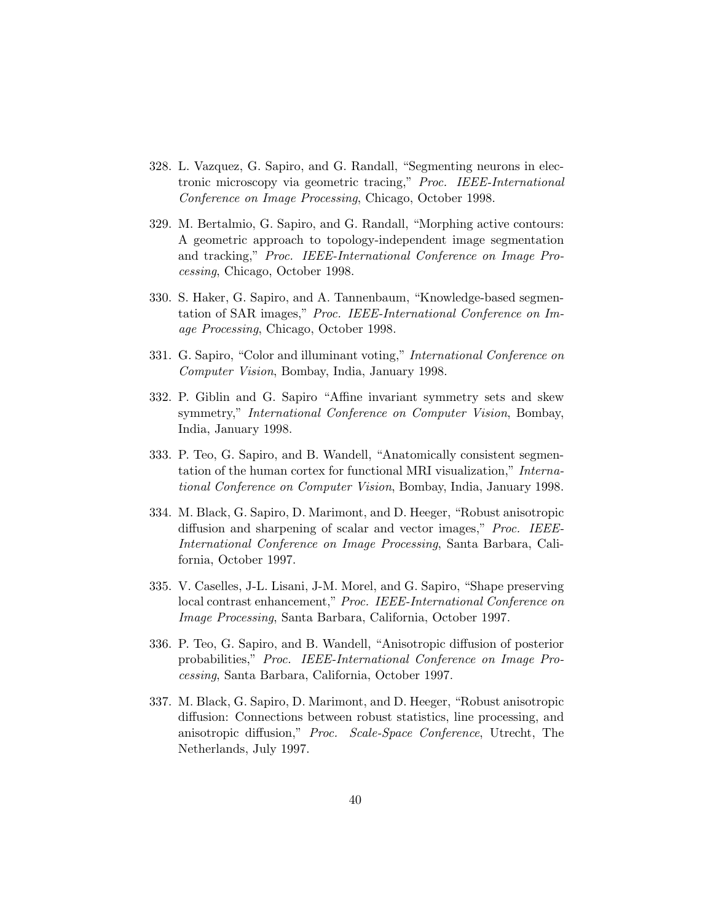328. L. Vazquez, G. Sapiro, and G. Randall, “Segmenting neurons in electronic microscopy via geometric tracing,” *Proc. IEEE-International Conference on Image Processing*, Chicago, October 1998.

329. M. Bertalmio, G. Sapiro, and G. Randall, “Morphing active contours: A geometric approach to topology-independent image segmentation and tracking,” *Proc. IEEE-International Conference on Image Processing*, Chicago, October 1998.

330. S. Haker, G. Sapiro, and A. Tannenbaum, “Knowledge-based segmentation of SAR images,” *Proc. IEEE-International Conference on Image Processing*, Chicago, October 1998.

331. G. Sapiro, “Color and illuminant voting,” *International Conference on Computer Vision*, Bombay, India, January 1998.

332. P. Giblin and G. Sapiro “Affine invariant symmetry sets and skew symmetry,” *International Conference on Computer Vision*, Bombay, India, January 1998.

333. P. Teo, G. Sapiro, and B. Wandell, “Anatomically consistent segmentation of the human cortex for functional MRI visualization,” *International Conference on Computer Vision*, Bombay, India, January 1998.

334. M. Black, G. Sapiro, D. Marimont, and D. Heeger, “Robust anisotropic diffusion and sharpening of scalar and vector images,” *Proc. IEEE-International Conference on Image Processing*, Santa Barbara, California, October 1997.

335. V. Caselles, J-L. Lisani, J-M. Morel, and G. Sapiro, “Shape preserving local contrast enhancement,” *Proc. IEEE-International Conference on Image Processing*, Santa Barbara, California, October 1997.

336. P. Teo, G. Sapiro, and B. Wandell, “Anisotropic diffusion of posterior probabilities,” *Proc. IEEE-International Conference on Image Processing*, Santa Barbara, California, October 1997.

337. M. Black, G. Sapiro, D. Marimont, and D. Heeger, “Robust anisotropic diffusion: Connections between robust statistics, line processing, and anisotropic diffusion,” *Proc. Scale-Space Conference*, Utrecht, The Netherlands, July 1997.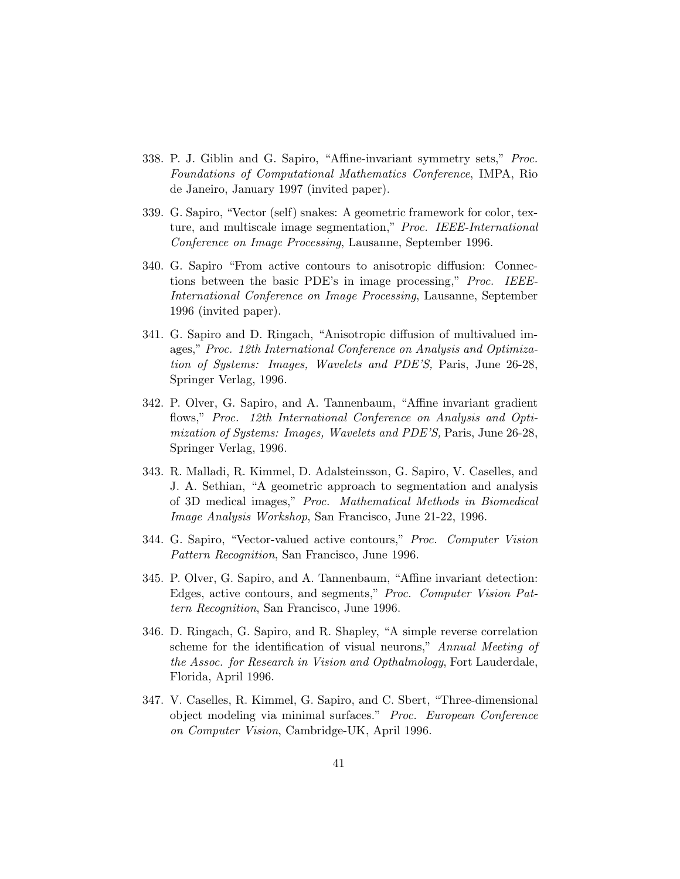338. P. J. Giblin and G. Sapiro, "Affine-invariant symmetry sets," *Proc. Foundations of Computational Mathematics Conference*, IMPA, Rio de Janeiro, January 1997 (invited paper).

339. G. Sapiro, "Vector (self) snakes: A geometric framework for color, texture, and multiscale image segmentation," *Proc. IEEE-International Conference on Image Processing*, Lausanne, September 1996.

340. G. Sapiro "From active contours to anisotropic diffusion: Connections between the basic PDE's in image processing," *Proc. IEEE-International Conference on Image Processing*, Lausanne, September 1996 (invited paper).

341. G. Sapiro and D. Ringach, "Anisotropic diffusion of multivalued images," *Proc. 12th International Conference on Analysis and Optimization of Systems: Images, Wavelets and PDE'S,* Paris, June 26-28, Springer Verlag, 1996.

342. P. Olver, G. Sapiro, and A. Tannenbaum, "Affine invariant gradient flows," *Proc. 12th International Conference on Analysis and Optimization of Systems: Images, Wavelets and PDE'S,* Paris, June 26-28, Springer Verlag, 1996.

343. R. Malladi, R. Kimmel, D. Adalsteinsson, G. Sapiro, V. Caselles, and J. A. Sethian, "A geometric approach to segmentation and analysis of 3D medical images," *Proc. Mathematical Methods in Biomedical Image Analysis Workshop*, San Francisco, June 21-22, 1996.

344. G. Sapiro, "Vector-valued active contours," *Proc. Computer Vision Pattern Recognition*, San Francisco, June 1996.

345. P. Olver, G. Sapiro, and A. Tannenbaum, "Affine invariant detection: Edges, active contours, and segments," *Proc. Computer Vision Pattern Recognition*, San Francisco, June 1996.

346. D. Ringach, G. Sapiro, and R. Shapley, "A simple reverse correlation scheme for the identification of visual neurons," *Annual Meeting of the Assoc. for Research in Vision and Opthalmology*, Fort Lauderdale, Florida, April 1996.

347. V. Caselles, R. Kimmel, G. Sapiro, and C. Sbert, "Three-dimensional object modeling via minimal surfaces." *Proc. European Conference on Computer Vision*, Cambridge-UK, April 1996.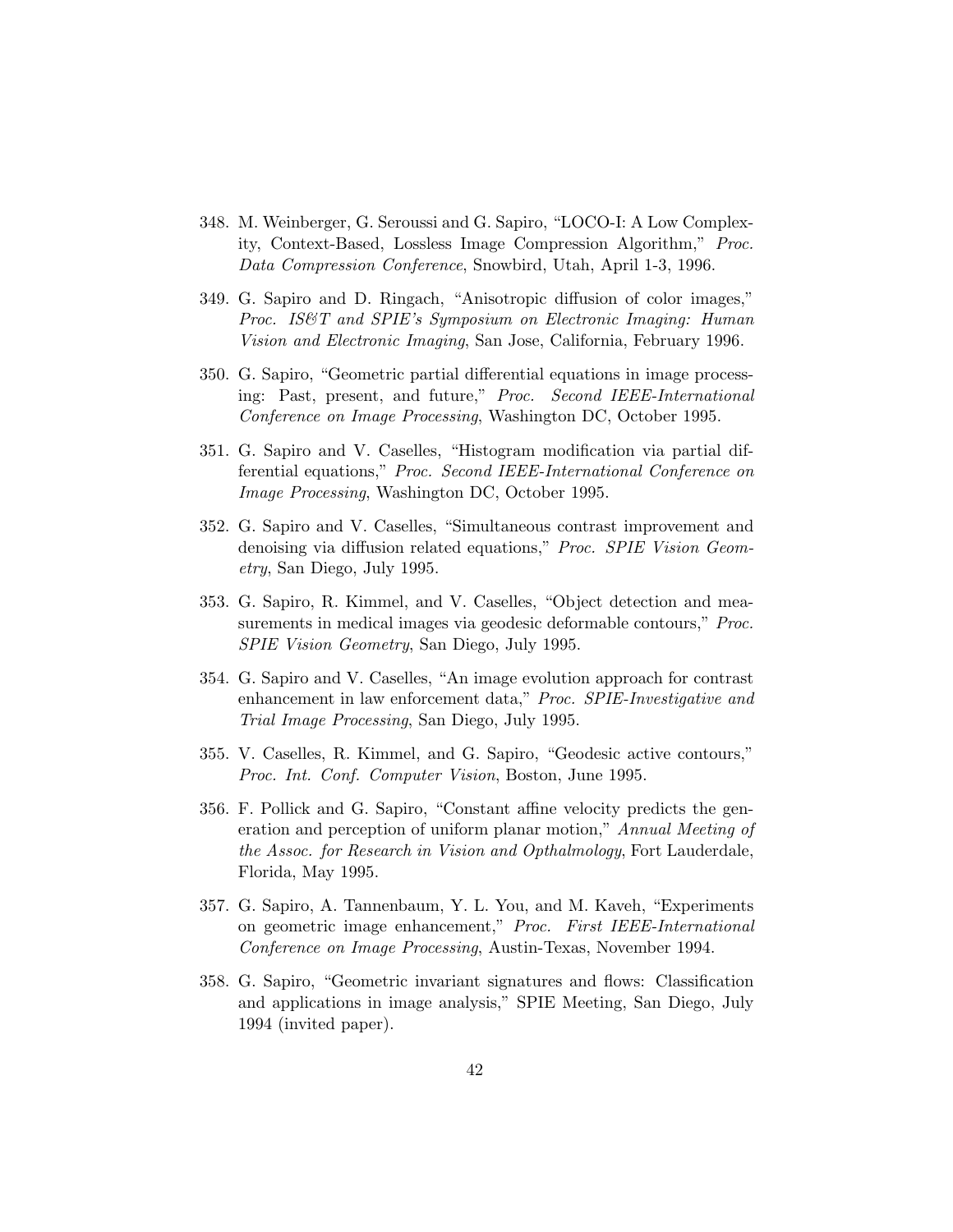348. M. Weinberger, G. Seroussi and G. Sapiro, "LOCO-I: A Low Complexity, Context-Based, Lossless Image Compression Algorithm," *Proc. Data Compression Conference*, Snowbird, Utah, April 1-3, 1996.

349. G. Sapiro and D. Ringach, "Anisotropic diffusion of color images," *Proc. IS&T and SPIE's Symposium on Electronic Imaging: Human Vision and Electronic Imaging*, San Jose, California, February 1996.

350. G. Sapiro, "Geometric partial differential equations in image processing: Past, present, and future," *Proc. Second IEEE-International Conference on Image Processing*, Washington DC, October 1995.

351. G. Sapiro and V. Caselles, "Histogram modification via partial differential equations," *Proc. Second IEEE-International Conference on Image Processing*, Washington DC, October 1995.

352. G. Sapiro and V. Caselles, "Simultaneous contrast improvement and denoising via diffusion related equations," *Proc. SPIE Vision Geometry*, San Diego, July 1995.

353. G. Sapiro, R. Kimmel, and V. Caselles, "Object detection and measurements in medical images via geodesic deformable contours," *Proc. SPIE Vision Geometry*, San Diego, July 1995.

354. G. Sapiro and V. Caselles, "An image evolution approach for contrast enhancement in law enforcement data," *Proc. SPIE-Investigative and Trial Image Processing*, San Diego, July 1995.

355. V. Caselles, R. Kimmel, and G. Sapiro, "Geodesic active contours," *Proc. Int. Conf. Computer Vision*, Boston, June 1995.

356. F. Pollick and G. Sapiro, "Constant affine velocity predicts the generation and perception of uniform planar motion," *Annual Meeting of the Assoc. for Research in Vision and Opthalmology*, Fort Lauderdale, Florida, May 1995.

357. G. Sapiro, A. Tannenbaum, Y. L. You, and M. Kaveh, "Experiments on geometric image enhancement," *Proc. First IEEE-International Conference on Image Processing*, Austin-Texas, November 1994.

358. G. Sapiro, "Geometric invariant signatures and flows: Classification and applications in image analysis," SPIE Meeting, San Diego, July 1994 (invited paper).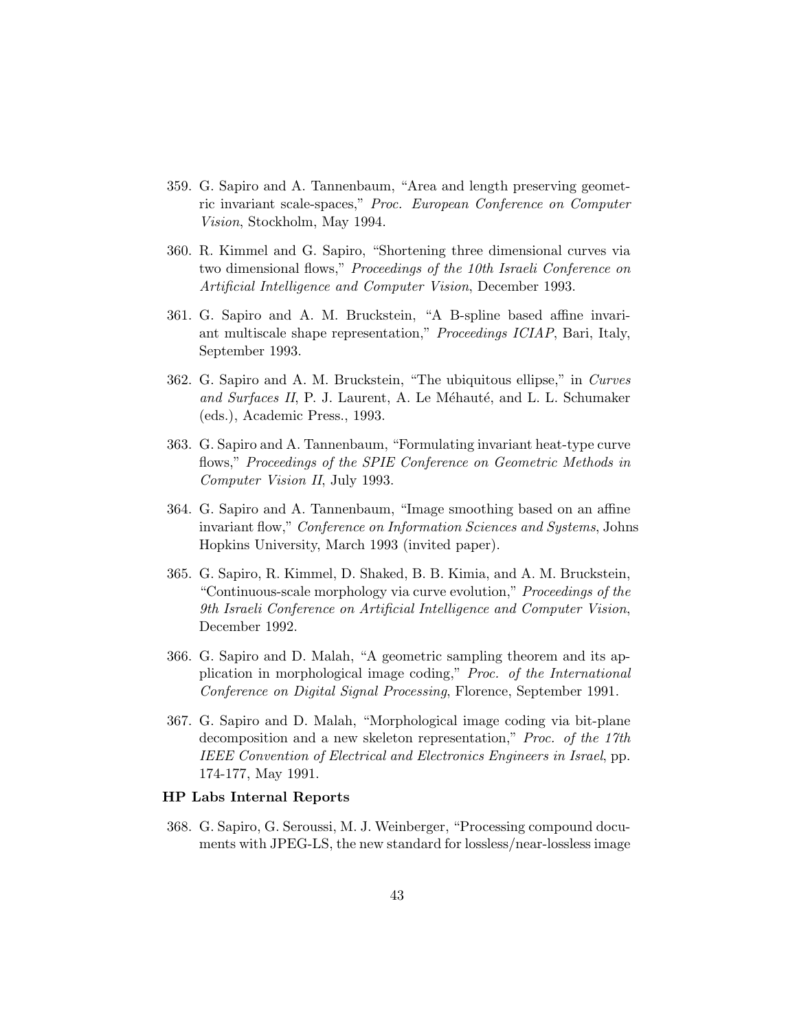359. G. Sapiro and A. Tannenbaum, "Area and length preserving geometric invariant scale-spaces," *Proc. European Conference on Computer Vision*, Stockholm, May 1994.

360. R. Kimmel and G. Sapiro, "Shortening three dimensional curves via two dimensional flows," *Proceedings of the 10th Israeli Conference on Artificial Intelligence and Computer Vision*, December 1993.

361. G. Sapiro and A. M. Bruckstein, "A B-spline based affine invariant multiscale shape representation," *Proceedings ICIAP*, Bari, Italy, September 1993.

362. G. Sapiro and A. M. Bruckstein, "The ubiquitous ellipse," in *Curves and Surfaces II*, P. J. Laurent, A. Le Méhauté, and L. L. Schumaker (eds.), Academic Press., 1993.

363. G. Sapiro and A. Tannenbaum, "Formulating invariant heat-type curve flows," *Proceedings of the SPIE Conference on Geometric Methods in Computer Vision II*, July 1993.

364. G. Sapiro and A. Tannenbaum, "Image smoothing based on an affine invariant flow," *Conference on Information Sciences and Systems*, Johns Hopkins University, March 1993 (invited paper).

365. G. Sapiro, R. Kimmel, D. Shaked, B. B. Kimia, and A. M. Bruckstein, "Continuous-scale morphology via curve evolution," *Proceedings of the 9th Israeli Conference on Artificial Intelligence and Computer Vision*, December 1992.

366. G. Sapiro and D. Malah, "A geometric sampling theorem and its application in morphological image coding," *Proc. of the International Conference on Digital Signal Processing*, Florence, September 1991.

367. G. Sapiro and D. Malah, "Morphological image coding via bit-plane decomposition and a new skeleton representation," *Proc. of the 17th IEEE Convention of Electrical and Electronics Engineers in Israel*, pp. 174-177, May 1991.

**HP Labs Internal Reports**

368. G. Sapiro, G. Seroussi, M. J. Weinberger, "Processing compound documents with JPEG-LS, the new standard for lossless/near-lossless image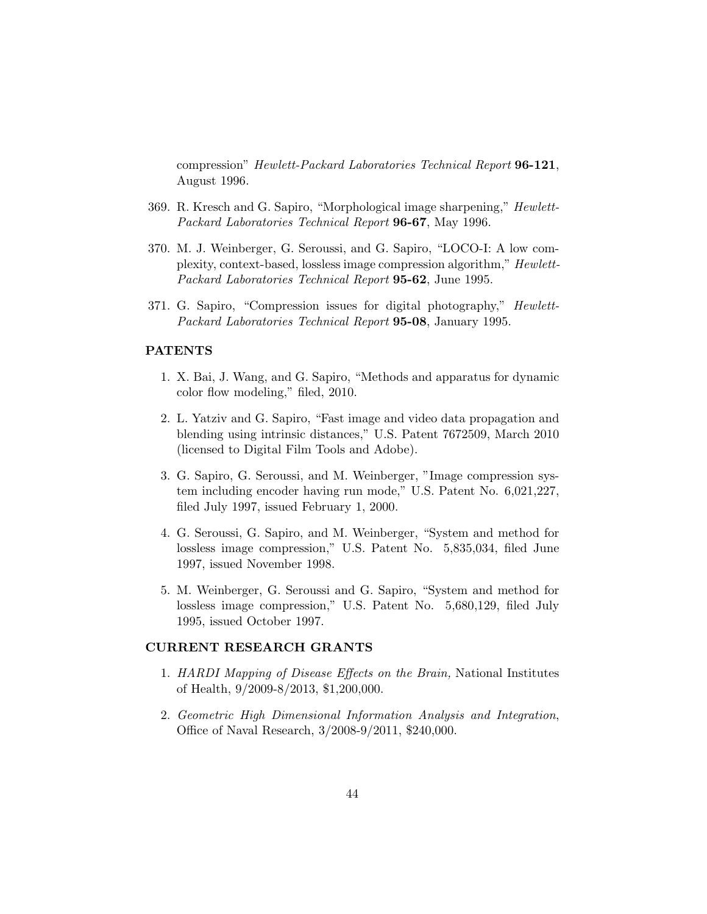compression" *Hewlett-Packard Laboratories Technical Report* **96-121**, August 1996.

369. R. Kresch and G. Sapiro, "Morphological image sharpening," *Hewlett-Packard Laboratories Technical Report* **96-67**, May 1996.

370. M. J. Weinberger, G. Seroussi, and G. Sapiro, "LOCO-I: A low complexity, context-based, lossless image compression algorithm," *Hewlett-Packard Laboratories Technical Report* **95-62**, June 1995.

371. G. Sapiro, "Compression issues for digital photography," *Hewlett-Packard Laboratories Technical Report* **95-08**, January 1995.

## PATENTS

1. X. Bai, J. Wang, and G. Sapiro, "Methods and apparatus for dynamic color flow modeling," filed, 2010.

2. L. Yatziv and G. Sapiro, "Fast image and video data propagation and blending using intrinsic distances," U.S. Patent 7672509, March 2010 (licensed to Digital Film Tools and Adobe).

3. G. Sapiro, G. Seroussi, and M. Weinberger, "Image compression system including encoder having run mode," U.S. Patent No. 6,021,227, filed July 1997, issued February 1, 2000.

4. G. Seroussi, G. Sapiro, and M. Weinberger, "System and method for lossless image compression," U.S. Patent No. 5,835,034, filed June 1997, issued November 1998.

5. M. Weinberger, G. Seroussi and G. Sapiro, "System and method for lossless image compression," U.S. Patent No. 5,680,129, filed July 1995, issued October 1997.

## CURRENT RESEARCH GRANTS

1. *HARDI Mapping of Disease Effects on the Brain,* National Institutes of Health, 9/2009-8/2013, $1,200,000.

2. *Geometric High Dimensional Information Analysis and Integration*, Office of Naval Research, 3/2008-9/2011, $240,000.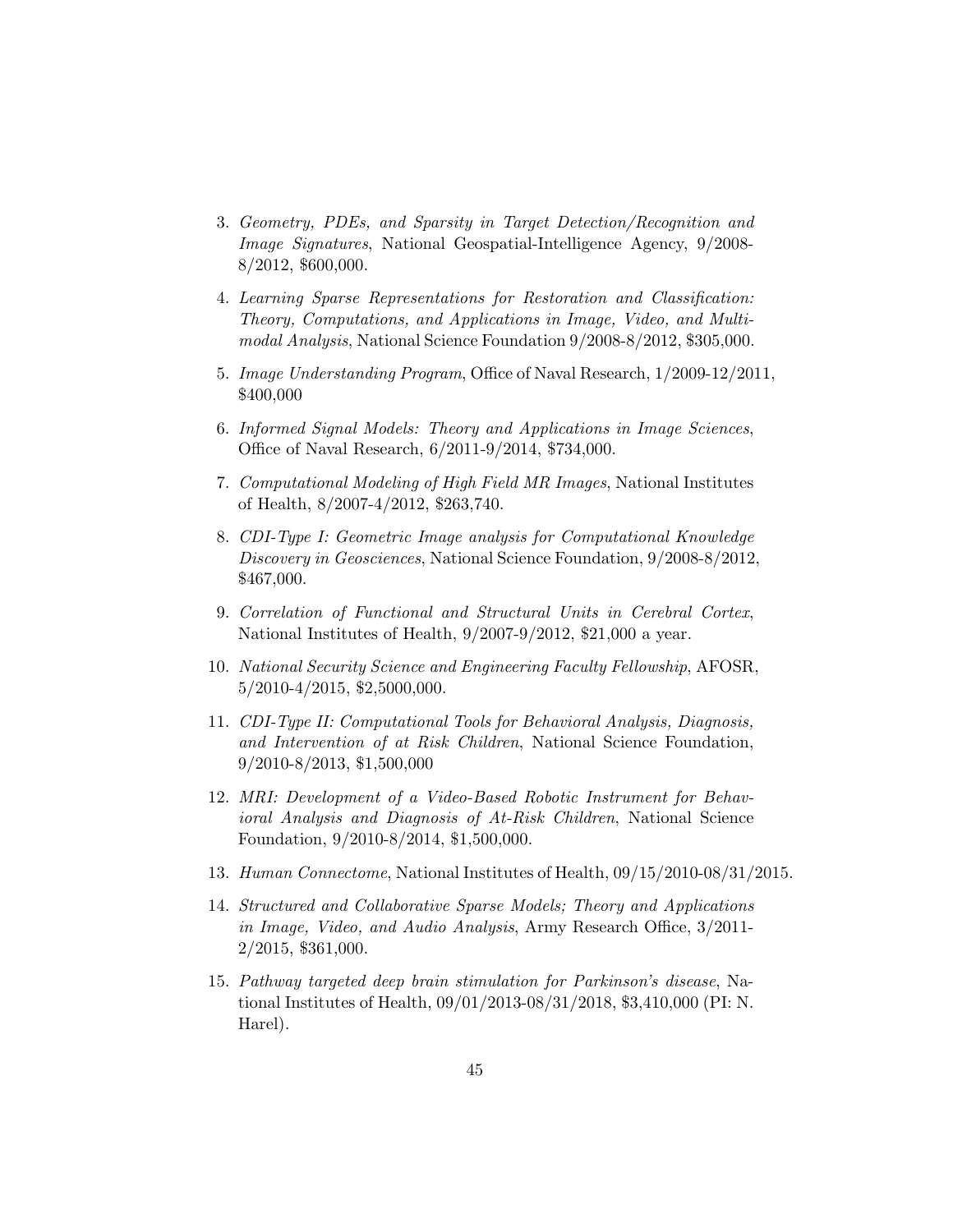3. *Geometry, PDEs, and Sparsity in Target Detection/Recognition and Image Signatures*, National Geospatial-Intelligence Agency, 9/2008-8/2012, $600,000.

4. *Learning Sparse Representations for Restoration and Classification: Theory, Computations, and Applications in Image, Video, and Multimodal Analysis*, National Science Foundation 9/2008-8/2012, $305,000.

5. *Image Understanding Program*, Office of Naval Research, 1/2009-12/2011, $400,000

6. *Informed Signal Models: Theory and Applications in Image Sciences*, Office of Naval Research, 6/2011-9/2014, $734,000.

7. *Computational Modeling of High Field MR Images*, National Institutes of Health, 8/2007-4/2012, $263,740.

8. *CDI-Type I: Geometric Image analysis for Computational Knowledge Discovery in Geosciences*, National Science Foundation, 9/2008-8/2012, $467,000.

9. *Correlation of Functional and Structural Units in Cerebral Cortex*, National Institutes of Health, 9/2007-9/2012, $21,000 a year.

10. *National Security Science and Engineering Faculty Fellowship*, AFOSR, 5/2010-4/2015, $2,5000,000.

11. *CDI-Type II: Computational Tools for Behavioral Analysis, Diagnosis, and Intervention of at Risk Children*, National Science Foundation, 9/2010-8/2013, $1,500,000

12. *MRI: Development of a Video-Based Robotic Instrument for Behavioral Analysis and Diagnosis of At-Risk Children*, National Science Foundation, 9/2010-8/2014, $1,500,000.

13. *Human Connectome*, National Institutes of Health, 09/15/2010-08/31/2015.

14. *Structured and Collaborative Sparse Models; Theory and Applications in Image, Video, and Audio Analysis*, Army Research Office, 3/2011-2/2015, $361,000.

15. *Pathway targeted deep brain stimulation for Parkinson's disease*, National Institutes of Health, 09/01/2013-08/31/2018, $3,410,000 (PI: N. Harel).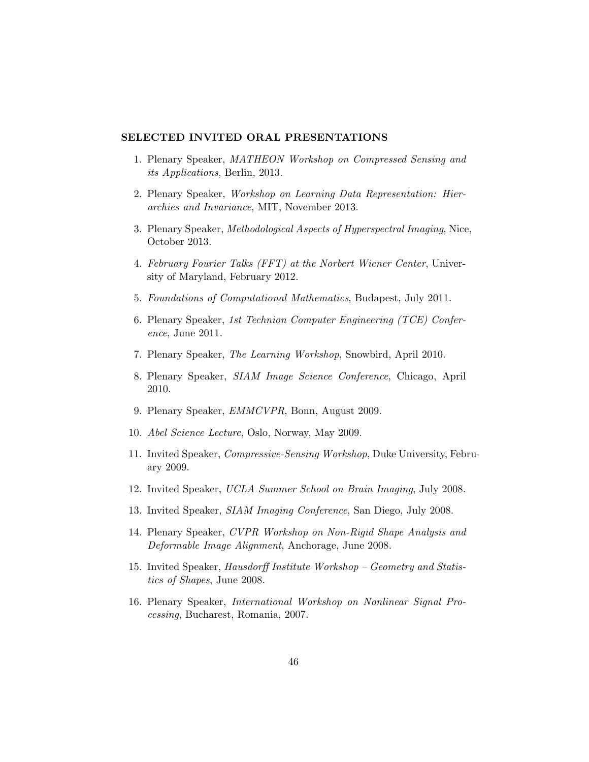## SELECTED INVITED ORAL PRESENTATIONS

1. Plenary Speaker, *MATHEON Workshop on Compressed Sensing and its Applications*, Berlin, 2013.
2. Plenary Speaker, *Workshop on Learning Data Representation: Hierarchies and Invariance*, MIT, November 2013.
3. Plenary Speaker, *Methodological Aspects of Hyperspectral Imaging*, Nice, October 2013.
4. *February Fourier Talks (FFT) at the Norbert Wiener Center*, University of Maryland, February 2012.
5. *Foundations of Computational Mathematics*, Budapest, July 2011.
6. Plenary Speaker, *1st Technion Computer Engineering (TCE) Conference*, June 2011.
7. Plenary Speaker, *The Learning Workshop*, Snowbird, April 2010.
8. Plenary Speaker, *SIAM Image Science Conference*, Chicago, April 2010.
9. Plenary Speaker, *EMMCVPR*, Bonn, August 2009.
10. *Abel Science Lecture*, Oslo, Norway, May 2009.
11. Invited Speaker, *Compressive-Sensing Workshop*, Duke University, February 2009.
12. Invited Speaker, *UCLA Summer School on Brain Imaging*, July 2008.
13. Invited Speaker, *SIAM Imaging Conference*, San Diego, July 2008.
14. Plenary Speaker, *CVPR Workshop on Non-Rigid Shape Analysis and Deformable Image Alignment*, Anchorage, June 2008.
15. Invited Speaker, *Hausdorff Institute Workshop – Geometry and Statistics of Shapes*, June 2008.
16. Plenary Speaker, *International Workshop on Nonlinear Signal Processing*, Bucharest, Romania, 2007.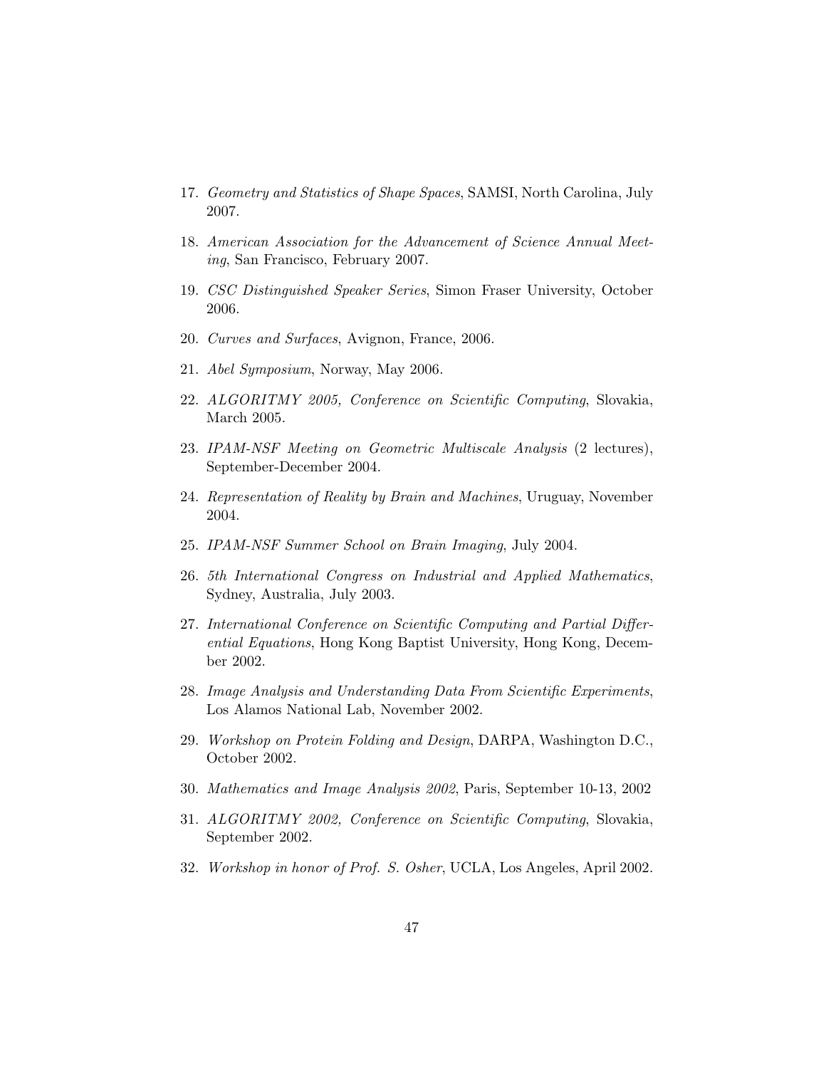17. *Geometry and Statistics of Shape Spaces*, SAMSI, North Carolina, July 2007.

18. *American Association for the Advancement of Science Annual Meeting*, San Francisco, February 2007.

19. *CSC Distinguished Speaker Series*, Simon Fraser University, October 2006.

20. *Curves and Surfaces*, Avignon, France, 2006.

21. *Abel Symposium*, Norway, May 2006.

22. *ALGORITMY 2005, Conference on Scientific Computing*, Slovakia, March 2005.

23. *IPAM-NSF Meeting on Geometric Multiscale Analysis* (2 lectures), September-December 2004.

24. *Representation of Reality by Brain and Machines*, Uruguay, November 2004.

25. *IPAM-NSF Summer School on Brain Imaging*, July 2004.

26. *5th International Congress on Industrial and Applied Mathematics*, Sydney, Australia, July 2003.

27. *International Conference on Scientific Computing and Partial Differential Equations*, Hong Kong Baptist University, Hong Kong, December 2002.

28. *Image Analysis and Understanding Data From Scientific Experiments*, Los Alamos National Lab, November 2002.

29. *Workshop on Protein Folding and Design*, DARPA, Washington D.C., October 2002.

30. *Mathematics and Image Analysis 2002*, Paris, September 10-13, 2002

31. *ALGORITMY 2002, Conference on Scientific Computing*, Slovakia, September 2002.

32. *Workshop in honor of Prof. S. Osher*, UCLA, Los Angeles, April 2002.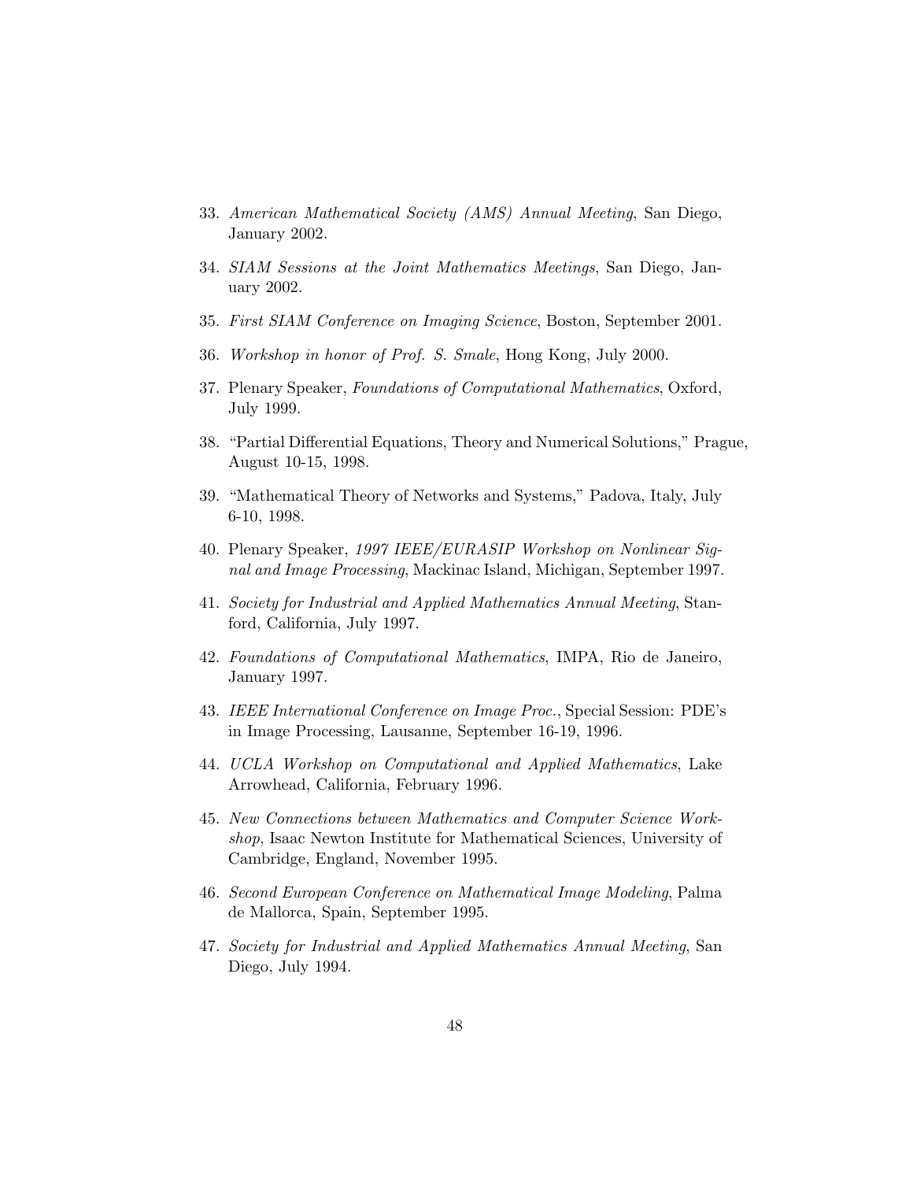33. *American Mathematical Society (AMS) Annual Meeting*, San Diego, January 2002.

34. *SIAM Sessions at the Joint Mathematics Meetings*, San Diego, January 2002.

35. *First SIAM Conference on Imaging Science*, Boston, September 2001.

36. *Workshop in honor of Prof. S. Smale*, Hong Kong, July 2000.

37. Plenary Speaker, *Foundations of Computational Mathematics*, Oxford, July 1999.

38. "Partial Differential Equations, Theory and Numerical Solutions," Prague, August 10-15, 1998.

39. "Mathematical Theory of Networks and Systems," Padova, Italy, July 6-10, 1998.

40. Plenary Speaker, *1997 IEEE/EURASIP Workshop on Nonlinear Signal and Image Processing*, Mackinac Island, Michigan, September 1997.

41. *Society for Industrial and Applied Mathematics Annual Meeting*, Stanford, California, July 1997.

42. *Foundations of Computational Mathematics*, IMPA, Rio de Janeiro, January 1997.

43. *IEEE International Conference on Image Proc.*, Special Session: PDE's in Image Processing, Lausanne, September 16-19, 1996.

44. *UCLA Workshop on Computational and Applied Mathematics*, Lake Arrowhead, California, February 1996.

45. *New Connections between Mathematics and Computer Science Workshop*, Isaac Newton Institute for Mathematical Sciences, University of Cambridge, England, November 1995.

46. *Second European Conference on Mathematical Image Modeling*, Palma de Mallorca, Spain, September 1995.

47. *Society for Industrial and Applied Mathematics Annual Meeting*, San Diego, July 1994.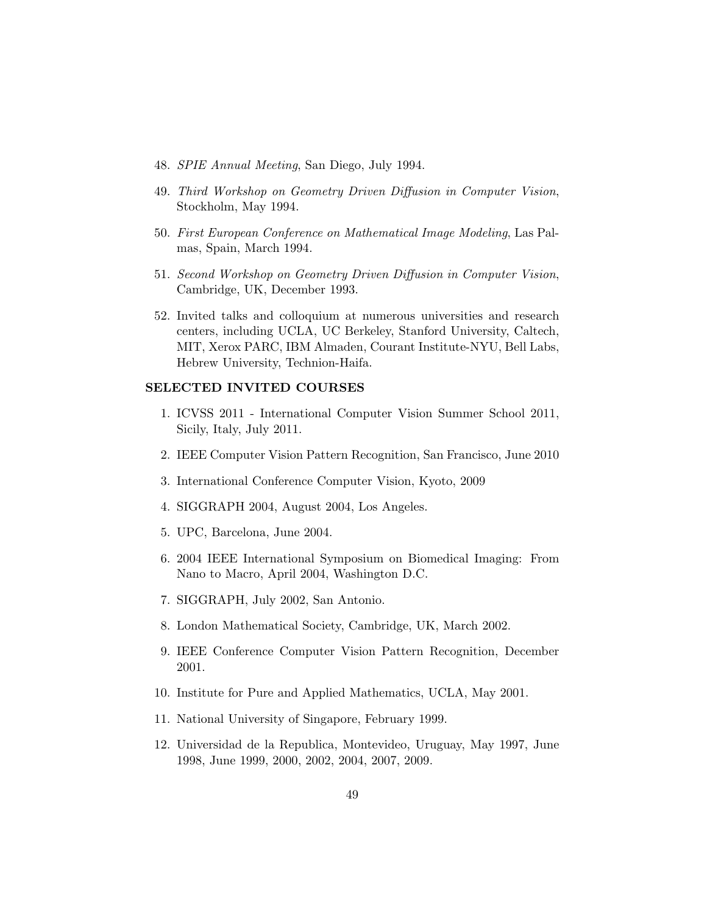48. *SPIE Annual Meeting*, San Diego, July 1994.

49. *Third Workshop on Geometry Driven Diffusion in Computer Vision*, Stockholm, May 1994.

50. *First European Conference on Mathematical Image Modeling*, Las Palmas, Spain, March 1994.

51. *Second Workshop on Geometry Driven Diffusion in Computer Vision*, Cambridge, UK, December 1993.

52. Invited talks and colloquium at numerous universities and research centers, including UCLA, UC Berkeley, Stanford University, Caltech, MIT, Xerox PARC, IBM Almaden, Courant Institute-NYU, Bell Labs, Hebrew University, Technion-Haifa.

**SELECTED INVITED COURSES**

1. ICVSS 2011 - International Computer Vision Summer School 2011, Sicily, Italy, July 2011.

2. IEEE Computer Vision Pattern Recognition, San Francisco, June 2010

3. International Conference Computer Vision, Kyoto, 2009

4. SIGGRAPH 2004, August 2004, Los Angeles.

5. UPC, Barcelona, June 2004.

6. 2004 IEEE International Symposium on Biomedical Imaging: From Nano to Macro, April 2004, Washington D.C.

7. SIGGRAPH, July 2002, San Antonio.

8. London Mathematical Society, Cambridge, UK, March 2002.

9. IEEE Conference Computer Vision Pattern Recognition, December 2001.

10. Institute for Pure and Applied Mathematics, UCLA, May 2001.

11. National University of Singapore, February 1999.

12. Universidad de la Republica, Montevideo, Uruguay, May 1997, June 1998, June 1999, 2000, 2002, 2004, 2007, 2009.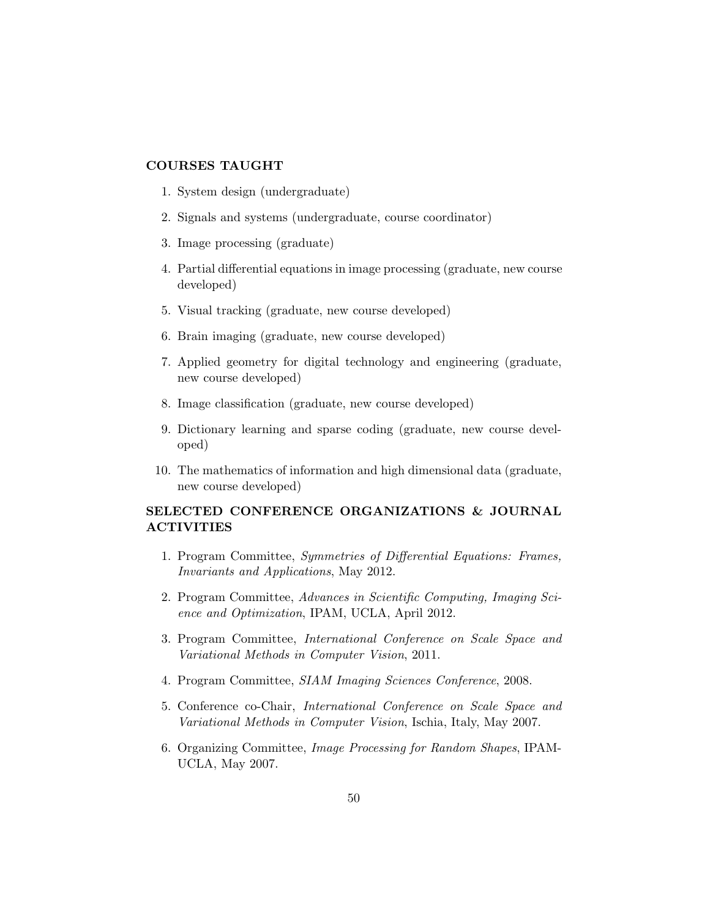## COURSES TAUGHT

1. System design (undergraduate)
2. Signals and systems (undergraduate, course coordinator)
3. Image processing (graduate)
4. Partial differential equations in image processing (graduate, new course developed)
5. Visual tracking (graduate, new course developed)
6. Brain imaging (graduate, new course developed)
7. Applied geometry for digital technology and engineering (graduate, new course developed)
8. Image classification (graduate, new course developed)
9. Dictionary learning and sparse coding (graduate, new course developed)
10. The mathematics of information and high dimensional data (graduate, new course developed)

## SELECTED CONFERENCE ORGANIZATIONS & JOURNAL ACTIVITIES

1. Program Committee, *Symmetries of Differential Equations: Frames, Invariants and Applications*, May 2012.
2. Program Committee, *Advances in Scientific Computing, Imaging Science and Optimization*, IPAM, UCLA, April 2012.
3. Program Committee, *International Conference on Scale Space and Variational Methods in Computer Vision*, 2011.
4. Program Committee, *SIAM Imaging Sciences Conference*, 2008.
5. Conference co-Chair, *International Conference on Scale Space and Variational Methods in Computer Vision*, Ischia, Italy, May 2007.
6. Organizing Committee, *Image Processing for Random Shapes*, IPAM-UCLA, May 2007.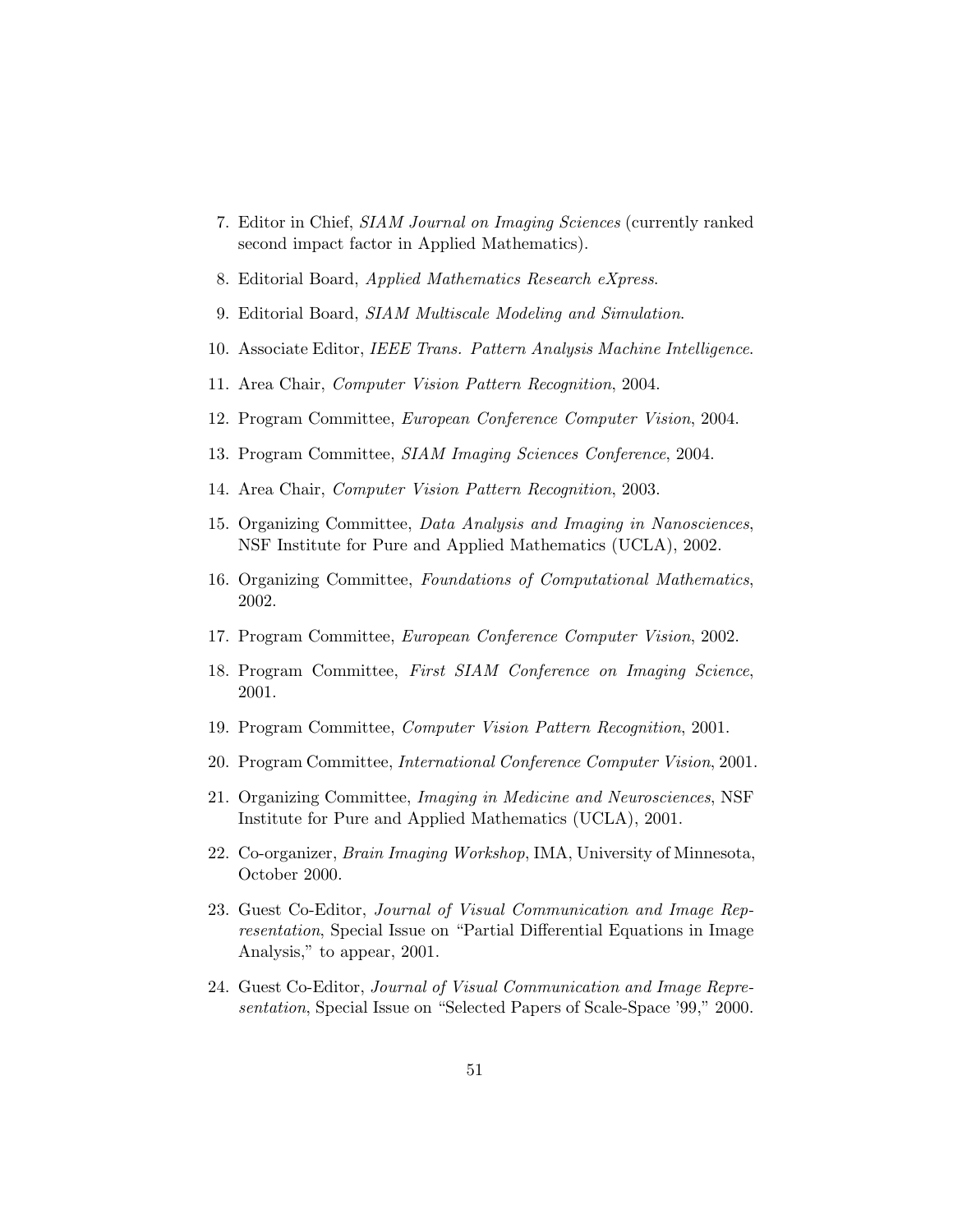7. Editor in Chief, *SIAM Journal on Imaging Sciences* (currently ranked second impact factor in Applied Mathematics).

8. Editorial Board, *Applied Mathematics Research eXpress*.

9. Editorial Board, *SIAM Multiscale Modeling and Simulation*.

10. Associate Editor, *IEEE Trans. Pattern Analysis Machine Intelligence*.

11. Area Chair, *Computer Vision Pattern Recognition*, 2004.

12. Program Committee, *European Conference Computer Vision*, 2004.

13. Program Committee, *SIAM Imaging Sciences Conference*, 2004.

14. Area Chair, *Computer Vision Pattern Recognition*, 2003.

15. Organizing Committee, *Data Analysis and Imaging in Nanosciences*, NSF Institute for Pure and Applied Mathematics (UCLA), 2002.

16. Organizing Committee, *Foundations of Computational Mathematics*, 2002.

17. Program Committee, *European Conference Computer Vision*, 2002.

18. Program Committee, *First SIAM Conference on Imaging Science*, 2001.

19. Program Committee, *Computer Vision Pattern Recognition*, 2001.

20. Program Committee, *International Conference Computer Vision*, 2001.

21. Organizing Committee, *Imaging in Medicine and Neurosciences*, NSF Institute for Pure and Applied Mathematics (UCLA), 2001.

22. Co-organizer, *Brain Imaging Workshop*, IMA, University of Minnesota, October 2000.

23. Guest Co-Editor, *Journal of Visual Communication and Image Representation*, Special Issue on "Partial Differential Equations in Image Analysis," to appear, 2001.

24. Guest Co-Editor, *Journal of Visual Communication and Image Representation*, Special Issue on "Selected Papers of Scale-Space '99," 2000.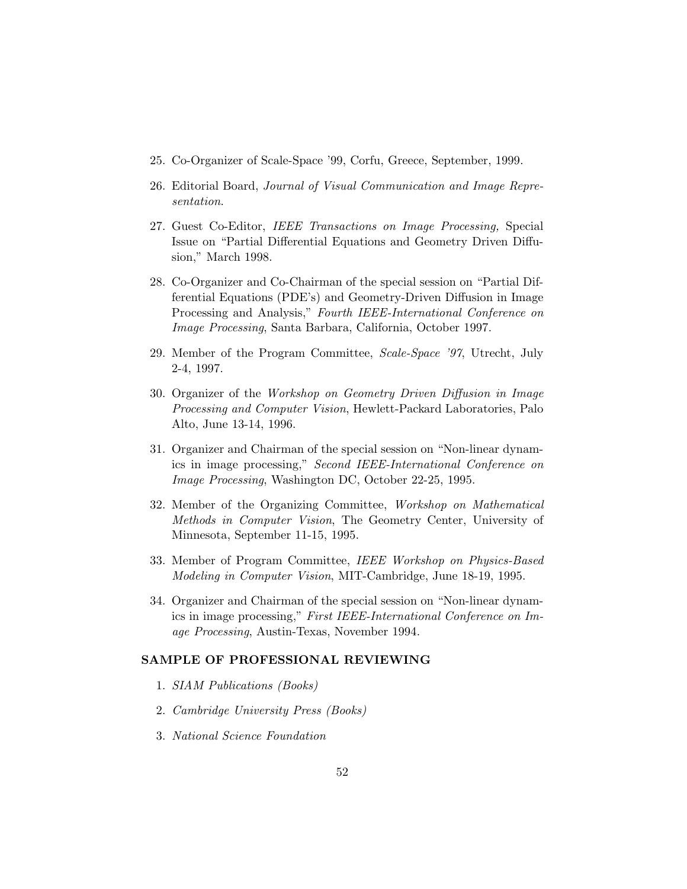25. Co-Organizer of Scale-Space '99, Corfu, Greece, September, 1999.
26. Editorial Board, *Journal of Visual Communication and Image Representation*.
27. Guest Co-Editor, *IEEE Transactions on Image Processing,* Special Issue on "Partial Differential Equations and Geometry Driven Diffusion," March 1998.
28. Co-Organizer and Co-Chairman of the special session on "Partial Differential Equations (PDE's) and Geometry-Driven Diffusion in Image Processing and Analysis," *Fourth IEEE-International Conference on Image Processing*, Santa Barbara, California, October 1997.
29. Member of the Program Committee, *Scale-Space '97*, Utrecht, July 2-4, 1997.
30. Organizer of the *Workshop on Geometry Driven Diffusion in Image Processing and Computer Vision*, Hewlett-Packard Laboratories, Palo Alto, June 13-14, 1996.
31. Organizer and Chairman of the special session on "Non-linear dynamics in image processing," *Second IEEE-International Conference on Image Processing*, Washington DC, October 22-25, 1995.
32. Member of the Organizing Committee, *Workshop on Mathematical Methods in Computer Vision*, The Geometry Center, University of Minnesota, September 11-15, 1995.
33. Member of Program Committee, *IEEE Workshop on Physics-Based Modeling in Computer Vision*, MIT-Cambridge, June 18-19, 1995.
34. Organizer and Chairman of the special session on "Non-linear dynamics in image processing," *First IEEE-International Conference on Image Processing*, Austin-Texas, November 1994.

## SAMPLE OF PROFESSIONAL REVIEWING

1. *SIAM Publications (Books)*
2. *Cambridge University Press (Books)*
3. *National Science Foundation*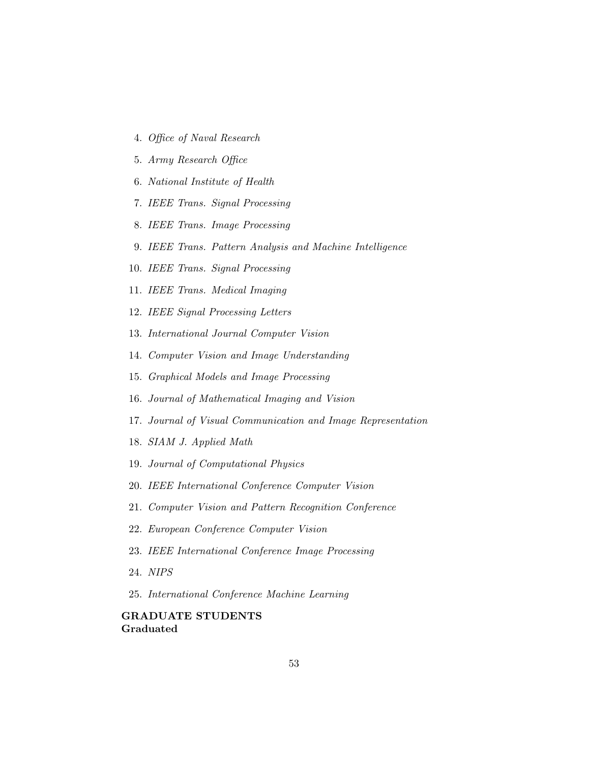4. *Office of Naval Research*
5. *Army Research Office*
6. *National Institute of Health*
7. *IEEE Trans. Signal Processing*
8. *IEEE Trans. Image Processing*
9. *IEEE Trans. Pattern Analysis and Machine Intelligence*
10. *IEEE Trans. Signal Processing*
11. *IEEE Trans. Medical Imaging*
12. *IEEE Signal Processing Letters*
13. *International Journal Computer Vision*
14. *Computer Vision and Image Understanding*
15. *Graphical Models and Image Processing*
16. *Journal of Mathematical Imaging and Vision*
17. *Journal of Visual Communication and Image Representation*
18. *SIAM J. Applied Math*
19. *Journal of Computational Physics*
20. *IEEE International Conference Computer Vision*
21. *Computer Vision and Pattern Recognition Conference*
22. *European Conference Computer Vision*
23. *IEEE International Conference Image Processing*
24. *NIPS*
25. *International Conference Machine Learning*

**GRADUATE STUDENTS**
**Graduated**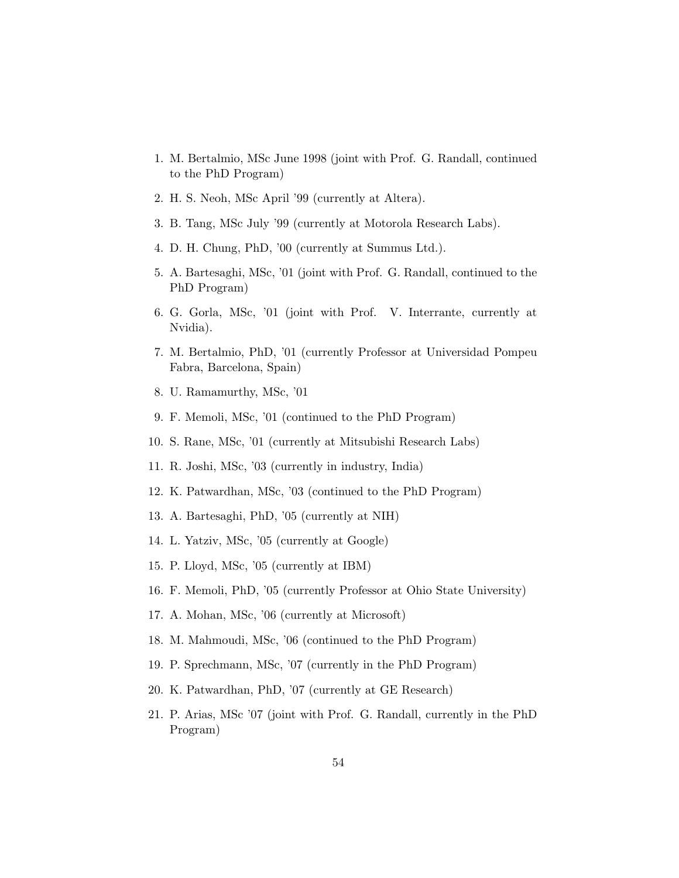1. M. Bertalmio, MSc June 1998 (joint with Prof. G. Randall, continued to the PhD Program)
2. H. S. Neoh, MSc April '99 (currently at Altera).
3. B. Tang, MSc July '99 (currently at Motorola Research Labs).
4. D. H. Chung, PhD, '00 (currently at Summus Ltd.).
5. A. Bartesaghi, MSc, '01 (joint with Prof. G. Randall, continued to the PhD Program)
6. G. Gorla, MSc, '01 (joint with Prof. V. Interrante, currently at Nvidia).
7. M. Bertalmio, PhD, '01 (currently Professor at Universidad Pompeu Fabra, Barcelona, Spain)
8. U. Ramamurthy, MSc, '01
9. F. Memoli, MSc, '01 (continued to the PhD Program)
10. S. Rane, MSc, '01 (currently at Mitsubishi Research Labs)
11. R. Joshi, MSc, '03 (currently in industry, India)
12. K. Patwardhan, MSc, '03 (continued to the PhD Program)
13. A. Bartesaghi, PhD, '05 (currently at NIH)
14. L. Yatziv, MSc, '05 (currently at Google)
15. P. Lloyd, MSc, '05 (currently at IBM)
16. F. Memoli, PhD, '05 (currently Professor at Ohio State University)
17. A. Mohan, MSc, '06 (currently at Microsoft)
18. M. Mahmoudi, MSc, '06 (continued to the PhD Program)
19. P. Sprechmann, MSc, '07 (currently in the PhD Program)
20. K. Patwardhan, PhD, '07 (currently at GE Research)
21. P. Arias, MSc '07 (joint with Prof. G. Randall, currently in the PhD Program)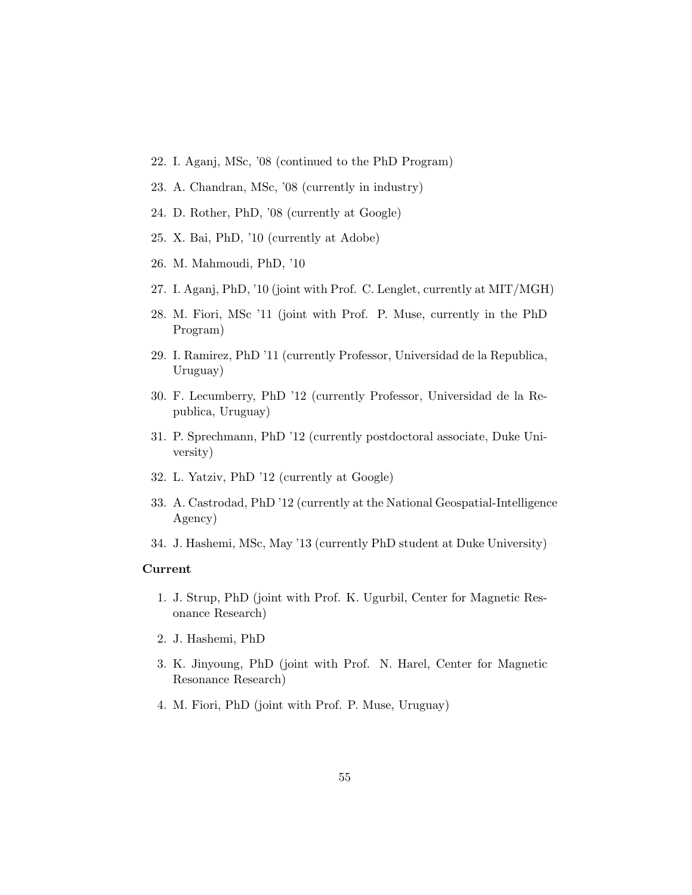22. I. Aganj, MSc, '08 (continued to the PhD Program)
23. A. Chandran, MSc, '08 (currently in industry)
24. D. Rother, PhD, '08 (currently at Google)
25. X. Bai, PhD, '10 (currently at Adobe)
26. M. Mahmoudi, PhD, '10
27. I. Aganj, PhD, '10 (joint with Prof. C. Lenglet, currently at MIT/MGH)
28. M. Fiori, MSc '11 (joint with Prof. P. Muse, currently in the PhD Program)
29. I. Ramirez, PhD '11 (currently Professor, Universidad de la Republica, Uruguay)
30. F. Lecumberry, PhD '12 (currently Professor, Universidad de la Republica, Uruguay)
31. P. Sprechmann, PhD '12 (currently postdoctoral associate, Duke University)
32. L. Yatziv, PhD '12 (currently at Google)
33. A. Castrodad, PhD '12 (currently at the National Geospatial-Intelligence Agency)
34. J. Hashemi, MSc, May '13 (currently PhD student at Duke University)

**Current**

1. J. Strup, PhD (joint with Prof. K. Ugurbil, Center for Magnetic Resonance Research)
2. J. Hashemi, PhD
3. K. Jinyoung, PhD (joint with Prof. N. Harel, Center for Magnetic Resonance Research)
4. M. Fiori, PhD (joint with Prof. P. Muse, Uruguay)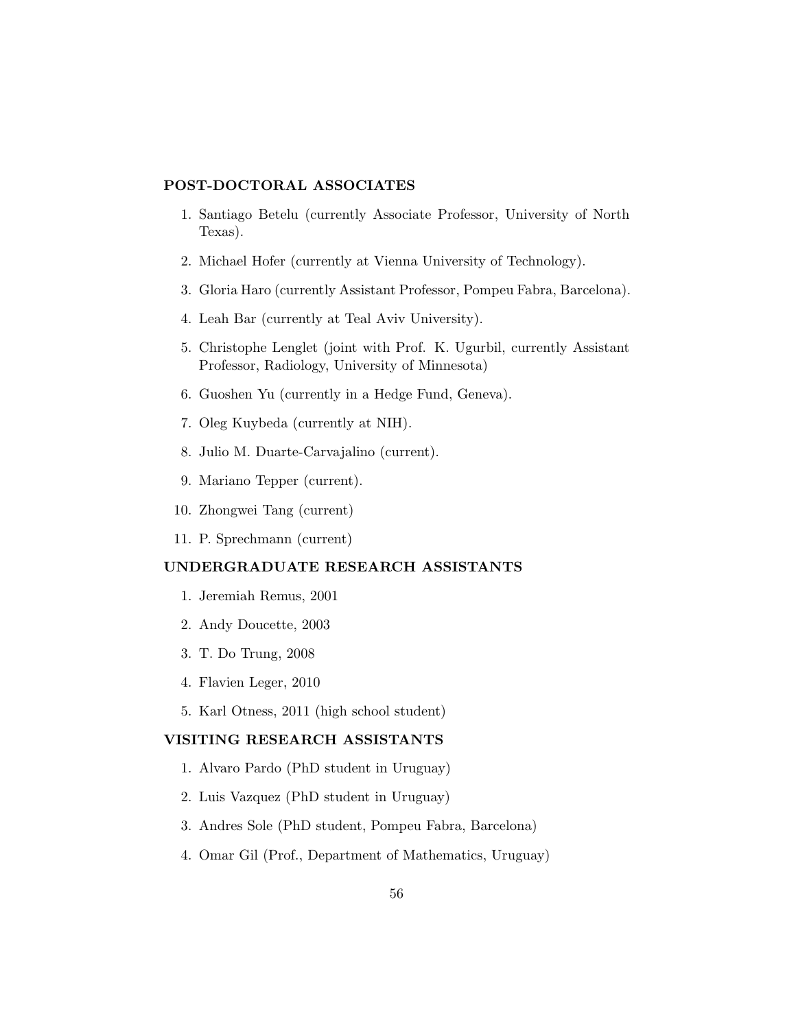### POST-DOCTORAL ASSOCIATES

1. Santiago Betelu (currently Associate Professor, University of North Texas).
2. Michael Hofer (currently at Vienna University of Technology).
3. Gloria Haro (currently Assistant Professor, Pompeu Fabra, Barcelona).
4. Leah Bar (currently at Teal Aviv University).
5. Christophe Lenglet (joint with Prof. K. Ugurbil, currently Assistant Professor, Radiology, University of Minnesota)
6. Guoshen Yu (currently in a Hedge Fund, Geneva).
7. Oleg Kuybeda (currently at NIH).
8. Julio M. Duarte-Carvajalino (current).
9. Mariano Tepper (current).
10. Zhongwei Tang (current)
11. P. Sprechmann (current)

### UNDERGRADUATE RESEARCH ASSISTANTS

1. Jeremiah Remus, 2001
2. Andy Doucette, 2003
3. T. Do Trung, 2008
4. Flavien Leger, 2010
5. Karl Otness, 2011 (high school student)

### VISITING RESEARCH ASSISTANTS

1. Alvaro Pardo (PhD student in Uruguay)
2. Luis Vazquez (PhD student in Uruguay)
3. Andres Sole (PhD student, Pompeu Fabra, Barcelona)
4. Omar Gil (Prof., Department of Mathematics, Uruguay)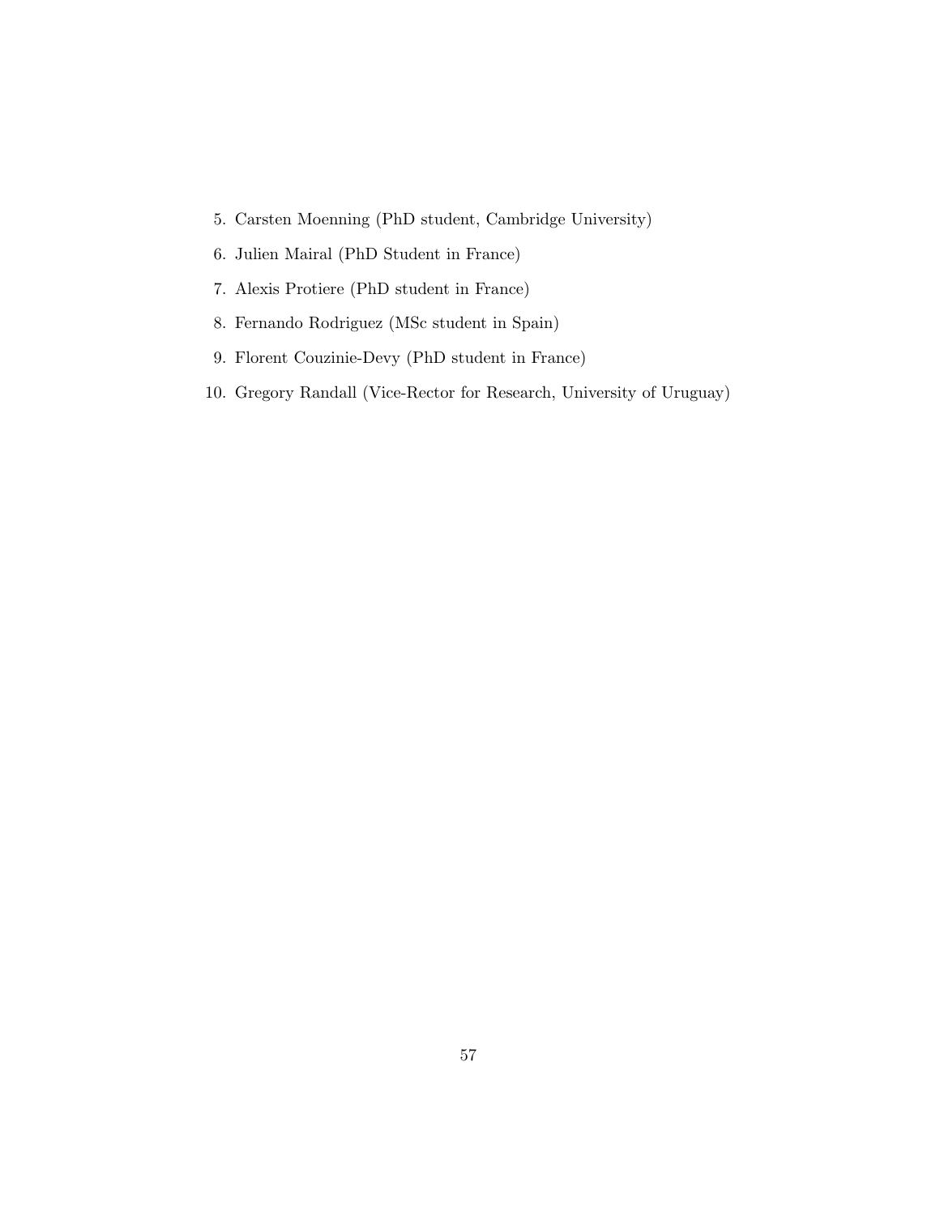5. Carsten Moenning (PhD student, Cambridge University)
6. Julien Mairal (PhD Student in France)
7. Alexis Protiere (PhD student in France)
8. Fernando Rodriguez (MSc student in Spain)
9. Florent Couzinie-Devy (PhD student in France)
10. Gregory Randall (Vice-Rector for Research, University of Uruguay)